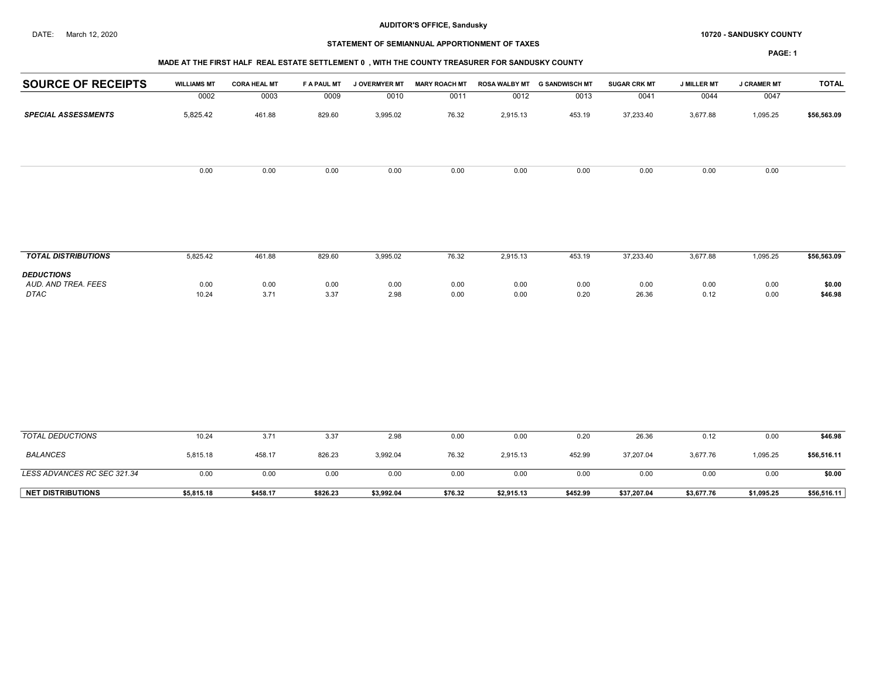**AUDITOR'S OFFICE, Sandusky**

DATE: March 12, 2020

**10720 - SANDUSKY COUNTY**

**STATEMENT OF SEMIANNUAL APPORTIONMENT OF TAXES**

**MADE AT THE FIRST HALF REAL ESTATE SETTLEMENT 0 , WITH THE COUNTY TREASURER FOR SANDUSKY COUNTY**

| SOURCE OF RECEIPTS | WILLIAMS MT | CORA HEAL MT | F A PAUL MT | J OVERMYER MT | MARY ROACH MT | ROSA WALBY MT | G SANDWISCH MT | SUGAR CRK MT | J MILLER MT | J CRAMER MT | TOTAL |
|---|---|---|---|---|---|---|---|---|---|---|---|
| | 0002 | 0003 | 0009 | 0010 | 0011 | 0012 | 0013 | 0041 | 0044 | 0047 | |
| ***SPECIAL ASSESSMENTS*** | 5,825.42 | 461.88 | 829.60 | 3,995.02 | 76.32 | 2,915.13 | 453.19 | 37,233.40 | 3,677.88 | 1,095.25 | **$56,563.09** |
| | 0.00 | 0.00 | 0.00 | 0.00 | 0.00 | 0.00 | 0.00 | 0.00 | 0.00 | 0.00 | |
| ***TOTAL DISTRIBUTIONS*** | 5,825.42 | 461.88 | 829.60 | 3,995.02 | 76.32 | 2,915.13 | 453.19 | 37,233.40 | 3,677.88 | 1,095.25 | **$56,563.09** |
| ***DEDUCTIONS*** | | | | | | | | | | | |
| *AUD. AND TREA. FEES* | 0.00 | 0.00 | 0.00 | 0.00 | 0.00 | 0.00 | 0.00 | 0.00 | 0.00 | 0.00 | **$0.00** |
| *DTAC* | 10.24 | 3.71 | 3.37 | 2.98 | 0.00 | 0.00 | 0.20 | 26.36 | 0.12 | 0.00 | **$46.98** |
| *TOTAL DEDUCTIONS* | 10.24 | 3.71 | 3.37 | 2.98 | 0.00 | 0.00 | 0.20 | 26.36 | 0.12 | 0.00 | **$46.98** |
| *BALANCES* | 5,815.18 | 458.17 | 826.23 | 3,992.04 | 76.32 | 2,915.13 | 452.99 | 37,207.04 | 3,677.76 | 1,095.25 | **$56,516.11** |
| *LESS ADVANCES RC SEC 321.34* | 0.00 | 0.00 | 0.00 | 0.00 | 0.00 | 0.00 | 0.00 | 0.00 | 0.00 | 0.00 | **$0.00** |
| **NET DISTRIBUTIONS** | **$5,815.18** | **$458.17** | **$826.23** | **$3,992.04** | **$76.32** | **$2,915.13** | **$452.99** | **$37,207.04** | **$3,677.76** | **$1,095.25** | **$56,516.11** |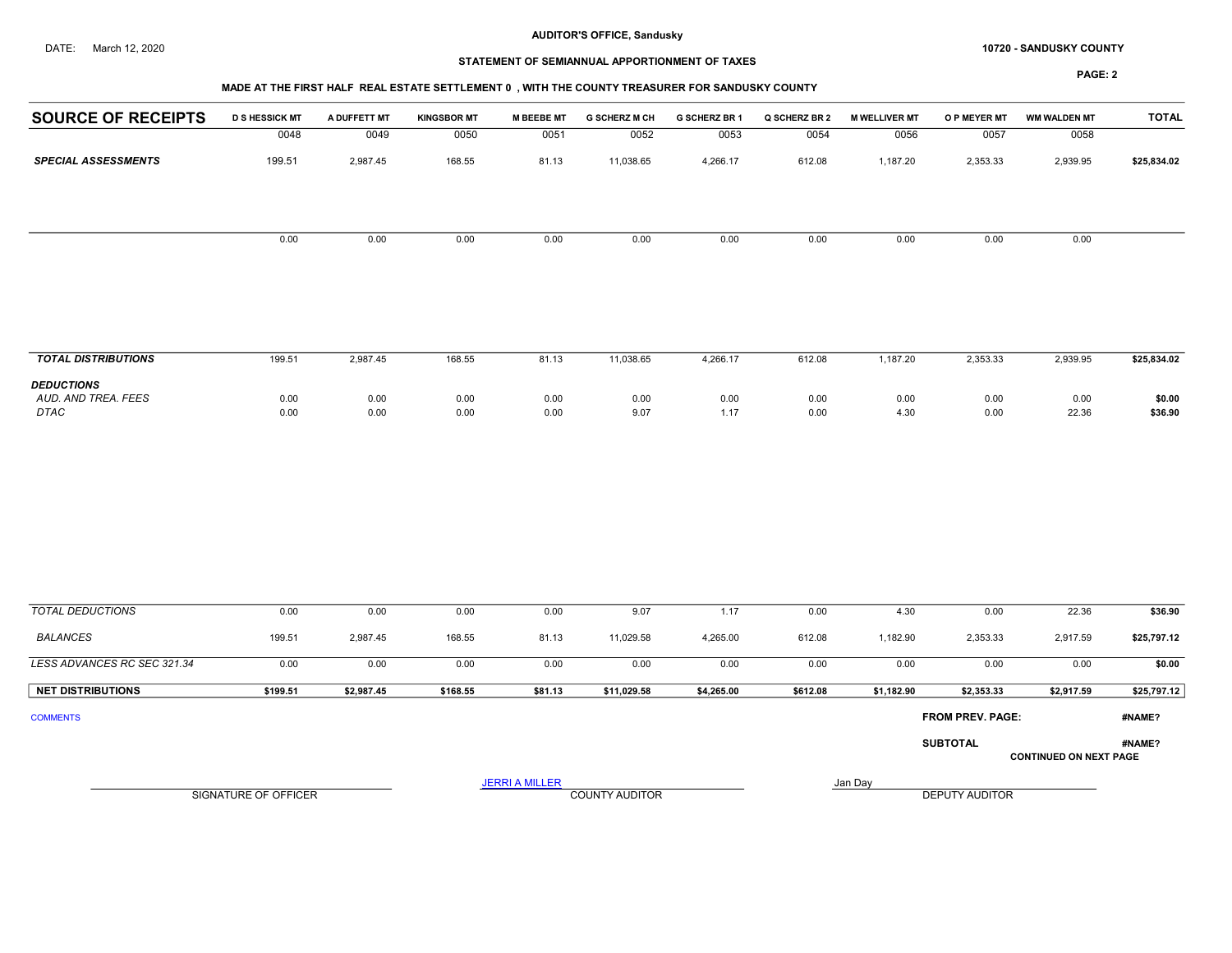AUDITOR'S OFFICE, Sandusky

DATE: March 12, 2020

10720 - SANDUSKY COUNTY

STATEMENT OF SEMIANNUAL APPORTIONMENT OF TAXES

MADE AT THE FIRST HALF REAL ESTATE SETTLEMENT 0 , WITH THE COUNTY TREASURER FOR SANDUSKY COUNTY

| SOURCE OF RECEIPTS | D S HESSICK MT | A DUFFETT MT | KINGSBOR MT | M BEEBE MT | G SCHERZ M CH | G SCHERZ BR 1 | Q SCHERZ BR 2 | M WELLIVER MT | O P MEYER MT | WM WALDEN MT | TOTAL |
|---|---|---|---|---|---|---|---|---|---|---|---|
| | 0048 | 0049 | 0050 | 0051 | 0052 | 0053 | 0054 | 0056 | 0057 | 0058 | |
| ***SPECIAL ASSESSMENTS*** | 199.51 | 2,987.45 | 168.55 | 81.13 | 11,038.65 | 4,266.17 | 612.08 | 1,187.20 | 2,353.33 | 2,939.95 | $25,834.02 |
| | 0.00 | 0.00 | 0.00 | 0.00 | 0.00 | 0.00 | 0.00 | 0.00 | 0.00 | 0.00 | |
| ***TOTAL DISTRIBUTIONS*** | 199.51 | 2,987.45 | 168.55 | 81.13 | 11,038.65 | 4,266.17 | 612.08 | 1,187.20 | 2,353.33 | 2,939.95 | $25,834.02 |
| ***DEDUCTIONS*** | | | | | | | | | | | |
| *AUD. AND TREA. FEES* | 0.00 | 0.00 | 0.00 | 0.00 | 0.00 | 0.00 | 0.00 | 0.00 | 0.00 | 0.00 | $0.00 |
| *DTAC* | 0.00 | 0.00 | 0.00 | 0.00 | 9.07 | 1.17 | 0.00 | 4.30 | 0.00 | 22.36 | $36.90 |
| *TOTAL DEDUCTIONS* | 0.00 | 0.00 | 0.00 | 0.00 | 9.07 | 1.17 | 0.00 | 4.30 | 0.00 | 22.36 | $36.90 |
| *BALANCES* | 199.51 | 2,987.45 | 168.55 | 81.13 | 11,029.58 | 4,265.00 | 612.08 | 1,182.90 | 2,353.33 | 2,917.59 | $25,797.12 |
| *LESS ADVANCES RC SEC 321.34* | 0.00 | 0.00 | 0.00 | 0.00 | 0.00 | 0.00 | 0.00 | 0.00 | 0.00 | 0.00 | $0.00 |
| **NET DISTRIBUTIONS** | $199.51 | $2,987.45 | $168.55 | $81.13 | $11,029.58 | $4,265.00 | $612.08 | $1,182.90 | $2,353.33 | $2,917.59 | $25,797.12 |

COMMENTS

**FROM PREV. PAGE:** #NAME?

**SUBTOTAL** #NAME?

**CONTINUED ON NEXT PAGE**

SIGNATURE OF OFFICER

JERRI A MILLER
COUNTY AUDITOR

Jan Day
DEPUTY AUDITOR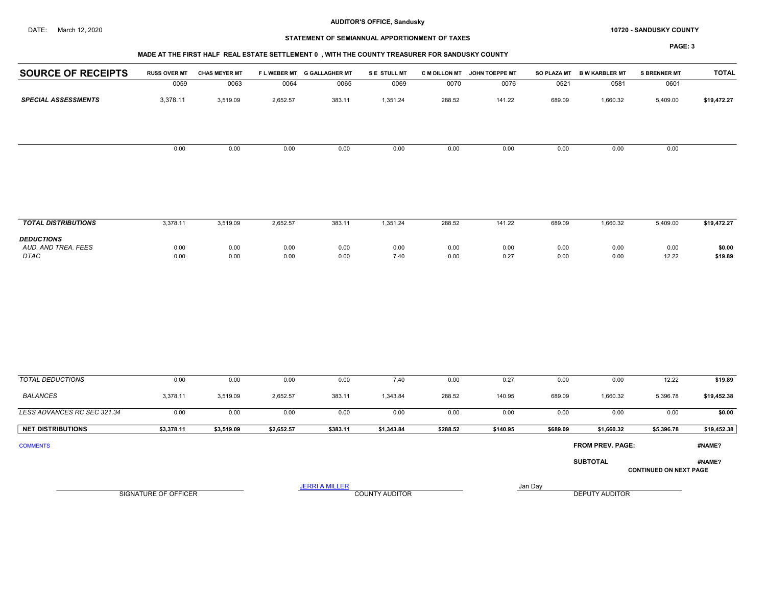**AUDITOR'S OFFICE, Sandusky**

DATE: March 12, 2020

**10720 - SANDUSKY COUNTY**

**STATEMENT OF SEMIANNUAL APPORTIONMENT OF TAXES**

**MADE AT THE FIRST HALF REAL ESTATE SETTLEMENT 0 , WITH THE COUNTY TREASURER FOR SANDUSKY COUNTY**

| SOURCE OF RECEIPTS | RUSS OVER MT | CHAS MEYER MT | F L WEBER MT | G GALLAGHER MT | S E STULL MT | C M DILLON MT | JOHN TOEPPE MT | SO PLAZA MT | B W KARBLER MT | S BRENNER MT | TOTAL |
|---|---|---|---|---|---|---|---|---|---|---|---|
| | 0059 | 0063 | 0064 | 0065 | 0069 | 0070 | 0076 | 0521 | 0581 | 0601 | |
| ***SPECIAL ASSESSMENTS*** | 3,378.11 | 3,519.09 | 2,652.57 | 383.11 | 1,351.24 | 288.52 | 141.22 | 689.09 | 1,660.32 | 5,409.00 | **$19,472.27** |
| | 0.00 | 0.00 | 0.00 | 0.00 | 0.00 | 0.00 | 0.00 | 0.00 | 0.00 | 0.00 | |
| ***TOTAL DISTRIBUTIONS*** | 3,378.11 | 3,519.09 | 2,652.57 | 383.11 | 1,351.24 | 288.52 | 141.22 | 689.09 | 1,660.32 | 5,409.00 | **$19,472.27** |
| ***DEDUCTIONS*** | | | | | | | | | | | |
| *AUD. AND TREA. FEES* | 0.00 | 0.00 | 0.00 | 0.00 | 0.00 | 0.00 | 0.00 | 0.00 | 0.00 | 0.00 | **$0.00** |
| *DTAC* | 0.00 | 0.00 | 0.00 | 0.00 | 7.40 | 0.00 | 0.27 | 0.00 | 0.00 | 12.22 | **$19.89** |
| *TOTAL DEDUCTIONS* | 0.00 | 0.00 | 0.00 | 0.00 | 7.40 | 0.00 | 0.27 | 0.00 | 0.00 | 12.22 | **$19.89** |
| *BALANCES* | 3,378.11 | 3,519.09 | 2,652.57 | 383.11 | 1,343.84 | 288.52 | 140.95 | 689.09 | 1,660.32 | 5,396.78 | **$19,452.38** |
| *LESS ADVANCES RC SEC 321.34* | 0.00 | 0.00 | 0.00 | 0.00 | 0.00 | 0.00 | 0.00 | 0.00 | 0.00 | 0.00 | **$0.00** |
| **NET DISTRIBUTIONS** | **$3,378.11** | **$3,519.09** | **$2,652.57** | **$383.11** | **$1,343.84** | **$288.52** | **$140.95** | **$689.09** | **$1,660.32** | **$5,396.78** | **$19,452.38** |

COMMENTS

**FROM PREV. PAGE:** **#NAME?**

**SUBTOTAL** **#NAME?**

**CONTINUED ON NEXT PAGE**

SIGNATURE OF OFFICER

JERRI A MILLER
COUNTY AUDITOR

Jan Day
DEPUTY AUDITOR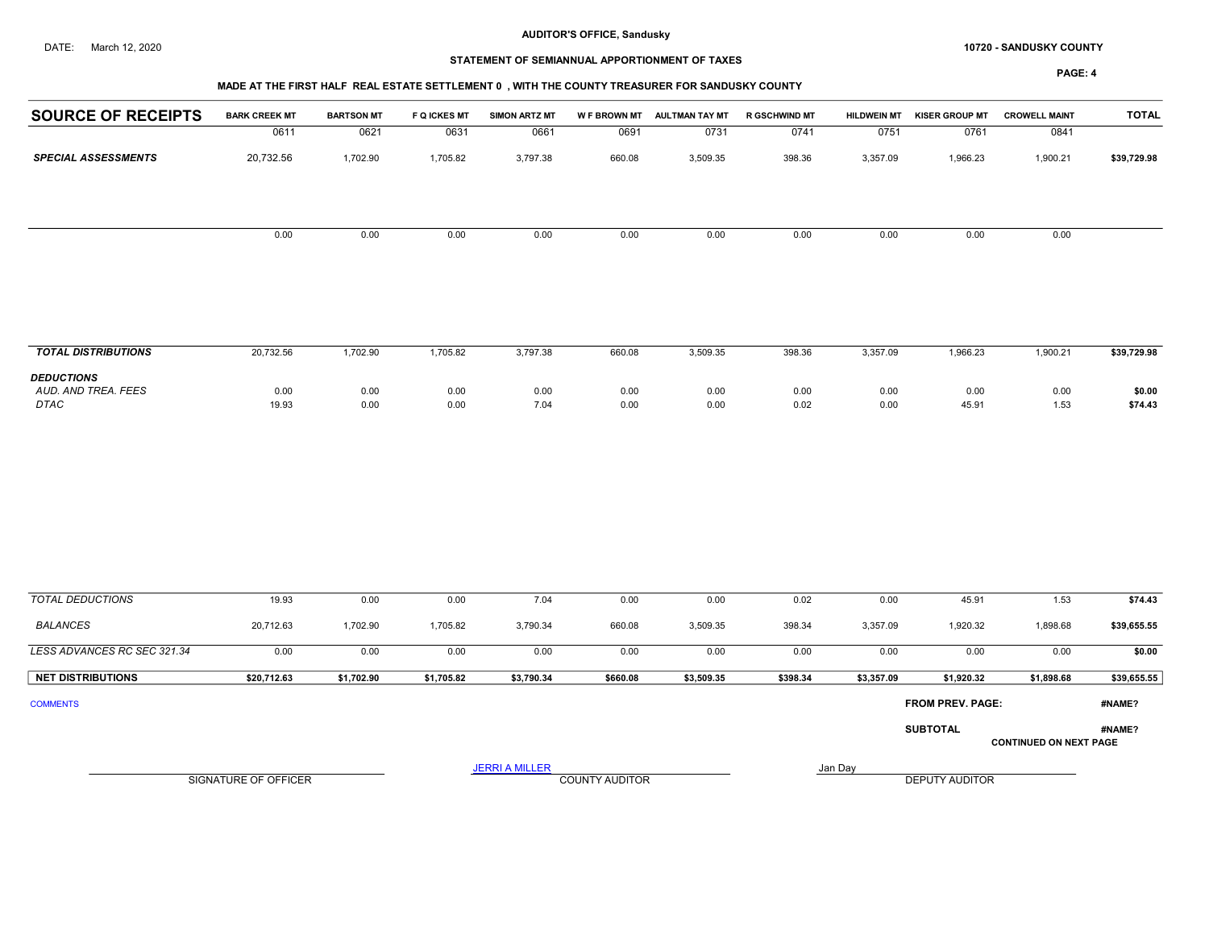AUDITOR'S OFFICE, Sandusky

DATE: March 12, 2020

10720 - SANDUSKY COUNTY

STATEMENT OF SEMIANNUAL APPORTIONMENT OF TAXES

MADE AT THE FIRST HALF REAL ESTATE SETTLEMENT 0 , WITH THE COUNTY TREASURER FOR SANDUSKY COUNTY

| SOURCE OF RECEIPTS | BARK CREEK MT | BARTSON MT | F Q ICKES MT | SIMON ARTZ MT | W F BROWN MT | AULTMAN TAY MT | R GSCHWIND MT | HILDWEIN MT | KISER GROUP MT | CROWELL MAINT | TOTAL |
|---|---|---|---|---|---|---|---|---|---|---|---|
| | 0611 | 0621 | 0631 | 0661 | 0691 | 0731 | 0741 | 0751 | 0761 | 0841 | |
| ***SPECIAL ASSESSMENTS*** | 20,732.56 | 1,702.90 | 1,705.82 | 3,797.38 | 660.08 | 3,509.35 | 398.36 | 3,357.09 | 1,966.23 | 1,900.21 | **$39,729.98** |
| | 0.00 | 0.00 | 0.00 | 0.00 | 0.00 | 0.00 | 0.00 | 0.00 | 0.00 | 0.00 | |
| ***TOTAL DISTRIBUTIONS*** | 20,732.56 | 1,702.90 | 1,705.82 | 3,797.38 | 660.08 | 3,509.35 | 398.36 | 3,357.09 | 1,966.23 | 1,900.21 | **$39,729.98** |
| ***DEDUCTIONS*** | | | | | | | | | | | |
| *AUD. AND TREA. FEES* | 0.00 | 0.00 | 0.00 | 0.00 | 0.00 | 0.00 | 0.00 | 0.00 | 0.00 | 0.00 | **$0.00** |
| *DTAC* | 19.93 | 0.00 | 0.00 | 7.04 | 0.00 | 0.00 | 0.02 | 0.00 | 45.91 | 1.53 | **$74.43** |
| *TOTAL DEDUCTIONS* | 19.93 | 0.00 | 0.00 | 7.04 | 0.00 | 0.00 | 0.02 | 0.00 | 45.91 | 1.53 | **$74.43** |
| *BALANCES* | 20,712.63 | 1,702.90 | 1,705.82 | 3,790.34 | 660.08 | 3,509.35 | 398.34 | 3,357.09 | 1,920.32 | 1,898.68 | **$39,655.55** |
| *LESS ADVANCES RC SEC 321.34* | 0.00 | 0.00 | 0.00 | 0.00 | 0.00 | 0.00 | 0.00 | 0.00 | 0.00 | 0.00 | **$0.00** |
| **NET DISTRIBUTIONS** | **$20,712.63** | **$1,702.90** | **$1,705.82** | **$3,790.34** | **$660.08** | **$3,509.35** | **$398.34** | **$3,357.09** | **$1,920.32** | **$1,898.68** | **$39,655.55** |

COMMENTS

**FROM PREV. PAGE:** **#NAME?**

**SUBTOTAL** **#NAME?**

**CONTINUED ON NEXT PAGE**

SIGNATURE OF OFFICER

JERRI A MILLER
COUNTY AUDITOR

Jan Day
DEPUTY AUDITOR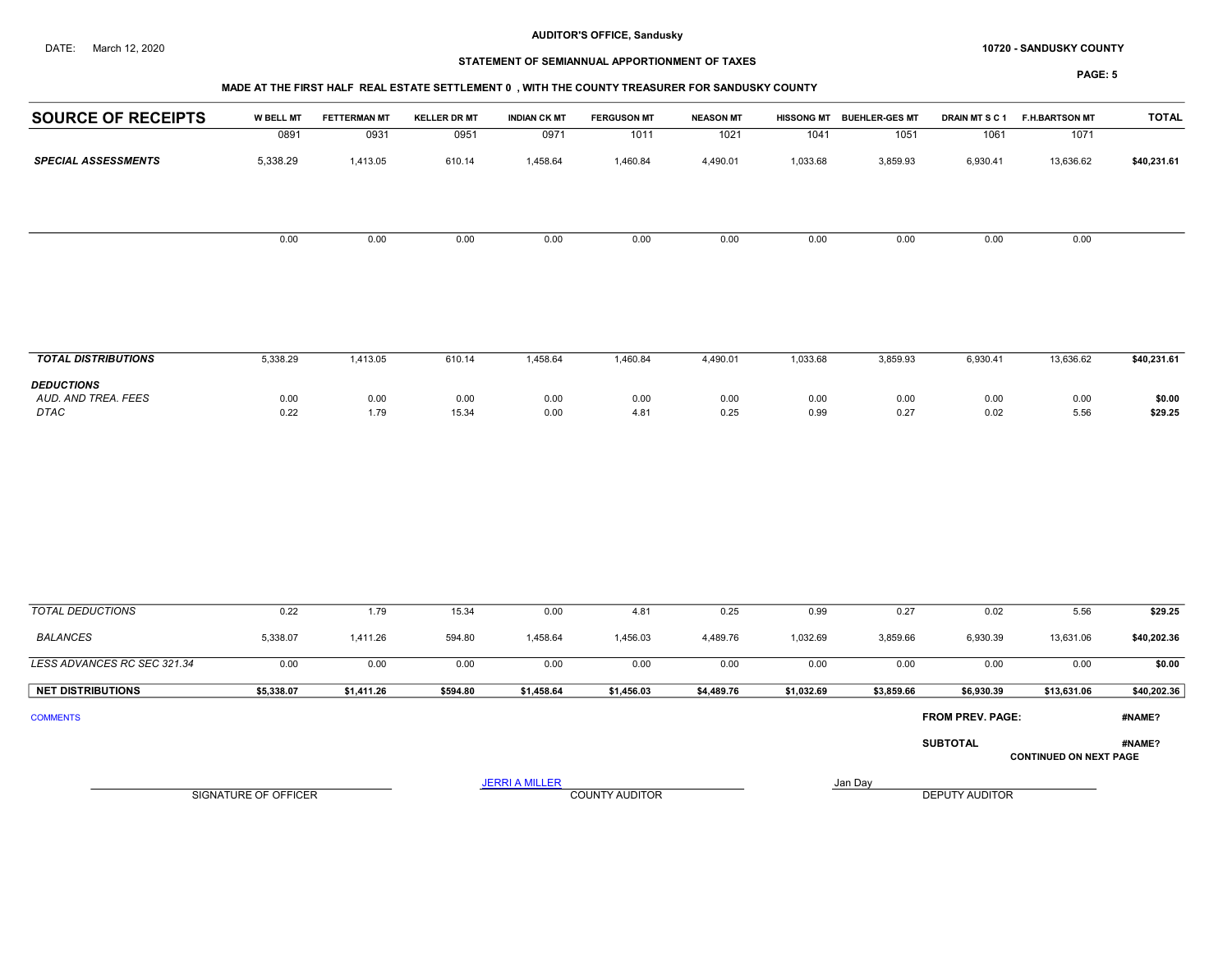DATE: March 12, 2020

**AUDITOR'S OFFICE, Sandusky**

**STATEMENT OF SEMIANNUAL APPORTIONMENT OF TAXES**

**10720 - SANDUSKY COUNTY**

**MADE AT THE FIRST HALF REAL ESTATE SETTLEMENT 0 , WITH THE COUNTY TREASURER FOR SANDUSKY COUNTY**

| SOURCE OF RECEIPTS | W BELL MT | FETTERMAN MT | KELLER DR MT | INDIAN CK MT | FERGUSON MT | NEASON MT | HISSONG MT | BUEHLER-GES MT | DRAIN MT S C 1 | F.H.BARTSON MT | TOTAL |
|---|---|---|---|---|---|---|---|---|---|---|---|
| | 0891 | 0931 | 0951 | 0971 | 1011 | 1021 | 1041 | 1051 | 1061 | 1071 | |
| ***SPECIAL ASSESSMENTS*** | 5,338.29 | 1,413.05 | 610.14 | 1,458.64 | 1,460.84 | 4,490.01 | 1,033.68 | 3,859.93 | 6,930.41 | 13,636.62 | **$40,231.61** |
| | 0.00 | 0.00 | 0.00 | 0.00 | 0.00 | 0.00 | 0.00 | 0.00 | 0.00 | 0.00 | |
| ***TOTAL DISTRIBUTIONS*** | 5,338.29 | 1,413.05 | 610.14 | 1,458.64 | 1,460.84 | 4,490.01 | 1,033.68 | 3,859.93 | 6,930.41 | 13,636.62 | **$40,231.61** |
| ***DEDUCTIONS*** | | | | | | | | | | | |
| *AUD. AND TREA. FEES* | 0.00 | 0.00 | 0.00 | 0.00 | 0.00 | 0.00 | 0.00 | 0.00 | 0.00 | 0.00 | **$0.00** |
| *DTAC* | 0.22 | 1.79 | 15.34 | 0.00 | 4.81 | 0.25 | 0.99 | 0.27 | 0.02 | 5.56 | **$29.25** |
| *TOTAL DEDUCTIONS* | 0.22 | 1.79 | 15.34 | 0.00 | 4.81 | 0.25 | 0.99 | 0.27 | 0.02 | 5.56 | **$29.25** |
| *BALANCES* | 5,338.07 | 1,411.26 | 594.80 | 1,458.64 | 1,456.03 | 4,489.76 | 1,032.69 | 3,859.66 | 6,930.39 | 13,631.06 | **$40,202.36** |
| *LESS ADVANCES RC SEC 321.34* | 0.00 | 0.00 | 0.00 | 0.00 | 0.00 | 0.00 | 0.00 | 0.00 | 0.00 | 0.00 | **$0.00** |
| **NET DISTRIBUTIONS** | **$5,338.07** | **$1,411.26** | **$594.80** | **$1,458.64** | **$1,456.03** | **$4,489.76** | **$1,032.69** | **$3,859.66** | **$6,930.39** | **$13,631.06** | **$40,202.36** |

COMMENTS

**FROM PREV. PAGE:** **#NAME?**

**SUBTOTAL** **#NAME?**

**CONTINUED ON NEXT PAGE**

SIGNATURE OF OFFICER

JERRI A MILLER
COUNTY AUDITOR

Jan Day
DEPUTY AUDITOR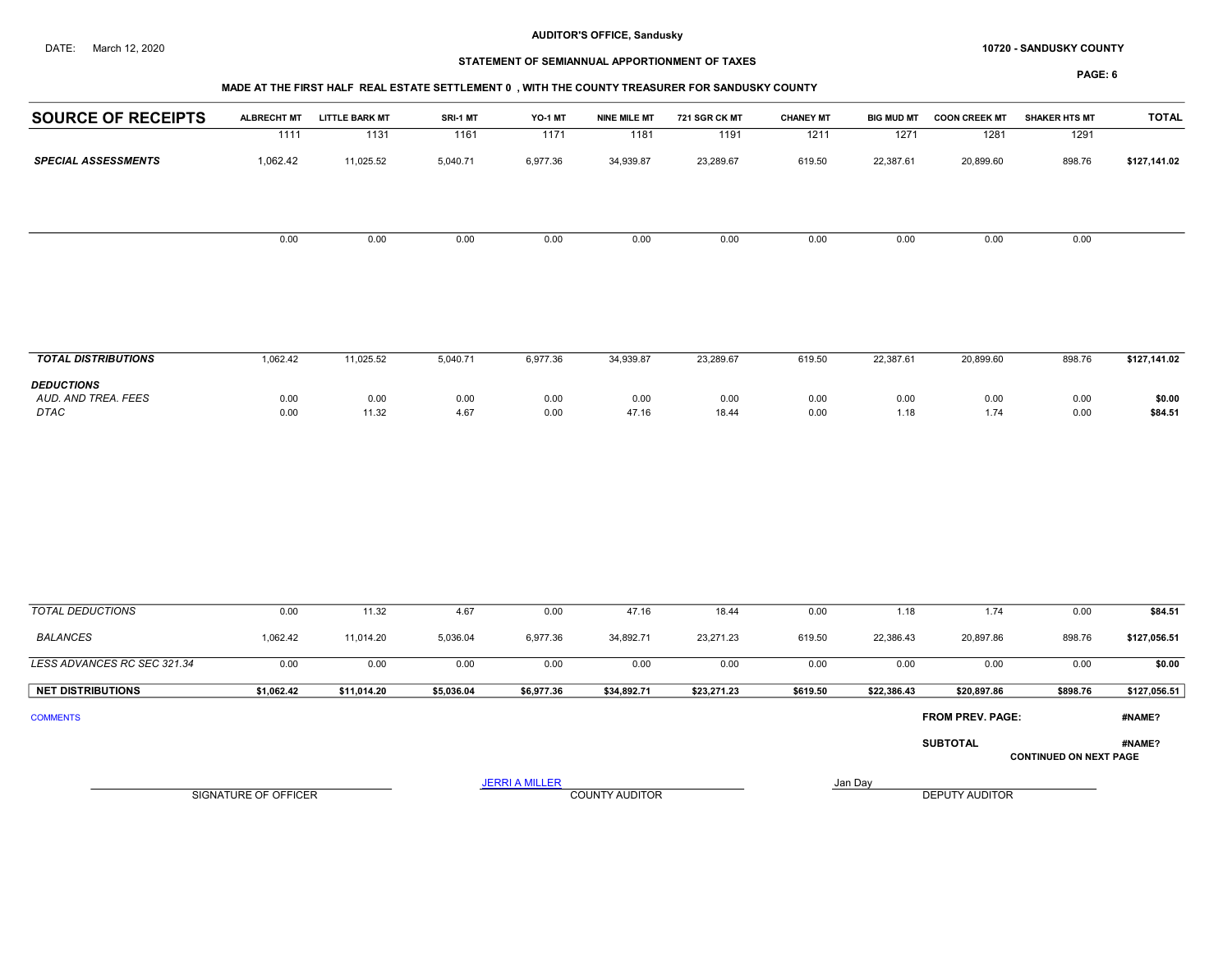**AUDITOR'S OFFICE, Sandusky**

DATE: March 12, 2020

**10720 - SANDUSKY COUNTY**

**STATEMENT OF SEMIANNUAL APPORTIONMENT OF TAXES**

**MADE AT THE FIRST HALF REAL ESTATE SETTLEMENT 0 , WITH THE COUNTY TREASURER FOR SANDUSKY COUNTY**

| SOURCE OF RECEIPTS | ALBRECHT MT | LITTLE BARK MT | SRI-1 MT | YO-1 MT | NINE MILE MT | 721 SGR CK MT | CHANEY MT | BIG MUD MT | COON CREEK MT | SHAKER HTS MT | TOTAL |
|---|---|---|---|---|---|---|---|---|---|---|---|
| | 1111 | 1131 | 1161 | 1171 | 1181 | 1191 | 1211 | 1271 | 1281 | 1291 | |
| ***SPECIAL ASSESSMENTS*** | 1,062.42 | 11,025.52 | 5,040.71 | 6,977.36 | 34,939.87 | 23,289.67 | 619.50 | 22,387.61 | 20,899.60 | 898.76 | **$127,141.02** |
| | 0.00 | 0.00 | 0.00 | 0.00 | 0.00 | 0.00 | 0.00 | 0.00 | 0.00 | 0.00 | |
| ***TOTAL DISTRIBUTIONS*** | 1,062.42 | 11,025.52 | 5,040.71 | 6,977.36 | 34,939.87 | 23,289.67 | 619.50 | 22,387.61 | 20,899.60 | 898.76 | **$127,141.02** |
| ***DEDUCTIONS*** | | | | | | | | | | | |
| *AUD. AND TREA. FEES* | 0.00 | 0.00 | 0.00 | 0.00 | 0.00 | 0.00 | 0.00 | 0.00 | 0.00 | 0.00 | **$0.00** |
| *DTAC* | 0.00 | 11.32 | 4.67 | 0.00 | 47.16 | 18.44 | 0.00 | 1.18 | 1.74 | 0.00 | **$84.51** |
| *TOTAL DEDUCTIONS* | 0.00 | 11.32 | 4.67 | 0.00 | 47.16 | 18.44 | 0.00 | 1.18 | 1.74 | 0.00 | **$84.51** |
| *BALANCES* | 1,062.42 | 11,014.20 | 5,036.04 | 6,977.36 | 34,892.71 | 23,271.23 | 619.50 | 22,386.43 | 20,897.86 | 898.76 | **$127,056.51** |
| *LESS ADVANCES RC SEC 321.34* | 0.00 | 0.00 | 0.00 | 0.00 | 0.00 | 0.00 | 0.00 | 0.00 | 0.00 | 0.00 | **$0.00** |
| **NET DISTRIBUTIONS** | **$1,062.42** | **$11,014.20** | **$5,036.04** | **$6,977.36** | **$34,892.71** | **$23,271.23** | **$619.50** | **$22,386.43** | **$20,897.86** | **$898.76** | **$127,056.51** |

COMMENTS

**FROM PREV. PAGE:** **#NAME?**

**SUBTOTAL** **#NAME?**

**CONTINUED ON NEXT PAGE**

SIGNATURE OF OFFICER

JERRI A MILLER
COUNTY AUDITOR

Jan Day
DEPUTY AUDITOR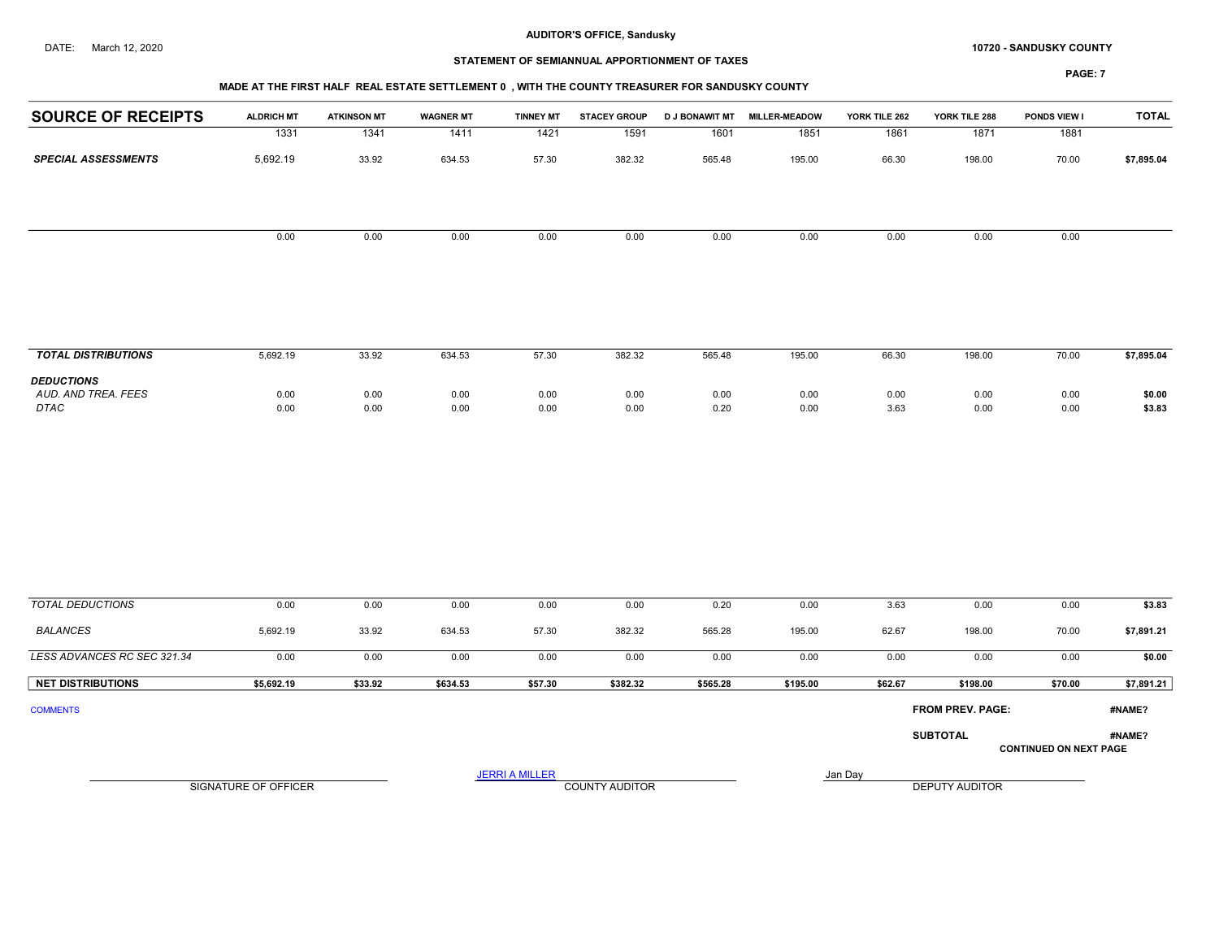**AUDITOR'S OFFICE, Sandusky**

DATE: March 12, 2020

**10720 - SANDUSKY COUNTY**

**STATEMENT OF SEMIANNUAL APPORTIONMENT OF TAXES**

**MADE AT THE FIRST HALF REAL ESTATE SETTLEMENT 0 , WITH THE COUNTY TREASURER FOR SANDUSKY COUNTY**

| SOURCE OF RECEIPTS | ALDRICH MT | ATKINSON MT | WAGNER MT | TINNEY MT | STACEY GROUP | D J BONAWIT MT | MILLER-MEADOW | YORK TILE 262 | YORK TILE 288 | PONDS VIEW I | TOTAL |
|---|---|---|---|---|---|---|---|---|---|---|---|
| | 1331 | 1341 | 1411 | 1421 | 1591 | 1601 | 1851 | 1861 | 1871 | 1881 | |
| ***SPECIAL ASSESSMENTS*** | 5,692.19 | 33.92 | 634.53 | 57.30 | 382.32 | 565.48 | 195.00 | 66.30 | 198.00 | 70.00 | **$7,895.04** |
| | 0.00 | 0.00 | 0.00 | 0.00 | 0.00 | 0.00 | 0.00 | 0.00 | 0.00 | 0.00 | |
| ***TOTAL DISTRIBUTIONS*** | 5,692.19 | 33.92 | 634.53 | 57.30 | 382.32 | 565.48 | 195.00 | 66.30 | 198.00 | 70.00 | **$7,895.04** |
| ***DEDUCTIONS*** | | | | | | | | | | | |
| *AUD. AND TREA. FEES* | 0.00 | 0.00 | 0.00 | 0.00 | 0.00 | 0.00 | 0.00 | 0.00 | 0.00 | 0.00 | **$0.00** |
| *DTAC* | 0.00 | 0.00 | 0.00 | 0.00 | 0.00 | 0.20 | 0.00 | 3.63 | 0.00 | 0.00 | **$3.83** |
| *TOTAL DEDUCTIONS* | 0.00 | 0.00 | 0.00 | 0.00 | 0.00 | 0.20 | 0.00 | 3.63 | 0.00 | 0.00 | **$3.83** |
| *BALANCES* | 5,692.19 | 33.92 | 634.53 | 57.30 | 382.32 | 565.28 | 195.00 | 62.67 | 198.00 | 70.00 | **$7,891.21** |
| *LESS ADVANCES RC SEC 321.34* | 0.00 | 0.00 | 0.00 | 0.00 | 0.00 | 0.00 | 0.00 | 0.00 | 0.00 | 0.00 | **$0.00** |
| **NET DISTRIBUTIONS** | **$5,692.19** | **$33.92** | **$634.53** | **$57.30** | **$382.32** | **$565.28** | **$195.00** | **$62.67** | **$198.00** | **$70.00** | **$7,891.21** |

COMMENTS

**FROM PREV. PAGE:** **#NAME?**

**SUBTOTAL** **#NAME?**

**CONTINUED ON NEXT PAGE**

SIGNATURE OF OFFICER

JERRI A MILLER
COUNTY AUDITOR

Jan Day
DEPUTY AUDITOR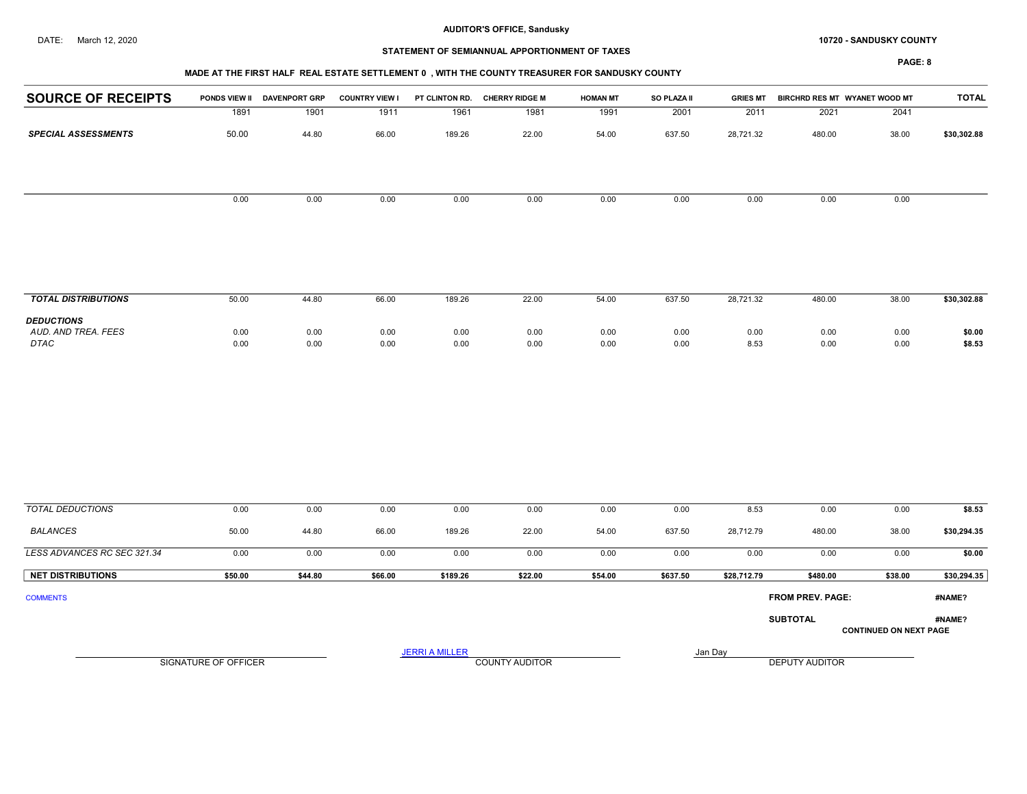**AUDITOR'S OFFICE, Sandusky**

DATE: March 12, 2020

**10720 - SANDUSKY COUNTY**

**STATEMENT OF SEMIANNUAL APPORTIONMENT OF TAXES**

**MADE AT THE FIRST HALF REAL ESTATE SETTLEMENT 0 , WITH THE COUNTY TREASURER FOR SANDUSKY COUNTY**

| SOURCE OF RECEIPTS | PONDS VIEW II | DAVENPORT GRP | COUNTRY VIEW I | PT CLINTON RD. | CHERRY RIDGE M | HOMAN MT | SO PLAZA II | GRIES MT | BIRCHRD RES MT | WYANET WOOD MT | TOTAL |
|---|---|---|---|---|---|---|---|---|---|---|---|
| | 1891 | 1901 | 1911 | 1961 | 1981 | 1991 | 2001 | 2011 | 2021 | 2041 | |
| ***SPECIAL ASSESSMENTS*** | 50.00 | 44.80 | 66.00 | 189.26 | 22.00 | 54.00 | 637.50 | 28,721.32 | 480.00 | 38.00 | **$30,302.88** |
| | 0.00 | 0.00 | 0.00 | 0.00 | 0.00 | 0.00 | 0.00 | 0.00 | 0.00 | 0.00 | |
| ***TOTAL DISTRIBUTIONS*** | 50.00 | 44.80 | 66.00 | 189.26 | 22.00 | 54.00 | 637.50 | 28,721.32 | 480.00 | 38.00 | **$30,302.88** |
| ***DEDUCTIONS*** | | | | | | | | | | | |
| *AUD. AND TREA. FEES* | 0.00 | 0.00 | 0.00 | 0.00 | 0.00 | 0.00 | 0.00 | 0.00 | 0.00 | 0.00 | **$0.00** |
| *DTAC* | 0.00 | 0.00 | 0.00 | 0.00 | 0.00 | 0.00 | 0.00 | 8.53 | 0.00 | 0.00 | **$8.53** |
| *TOTAL DEDUCTIONS* | 0.00 | 0.00 | 0.00 | 0.00 | 0.00 | 0.00 | 0.00 | 8.53 | 0.00 | 0.00 | **$8.53** |
| *BALANCES* | 50.00 | 44.80 | 66.00 | 189.26 | 22.00 | 54.00 | 637.50 | 28,712.79 | 480.00 | 38.00 | **$30,294.35** |
| *LESS ADVANCES RC SEC 321.34* | 0.00 | 0.00 | 0.00 | 0.00 | 0.00 | 0.00 | 0.00 | 0.00 | 0.00 | 0.00 | **$0.00** |
| **NET DISTRIBUTIONS** | **$50.00** | **$44.80** | **$66.00** | **$189.26** | **$22.00** | **$54.00** | **$637.50** | **$28,712.79** | **$480.00** | **$38.00** | **$30,294.35** |

COMMENTS

**FROM PREV. PAGE:** **#NAME?**

**SUBTOTAL** **#NAME?**

**CONTINUED ON NEXT PAGE**

SIGNATURE OF OFFICER

JERRI A MILLER
COUNTY AUDITOR

Jan Day
DEPUTY AUDITOR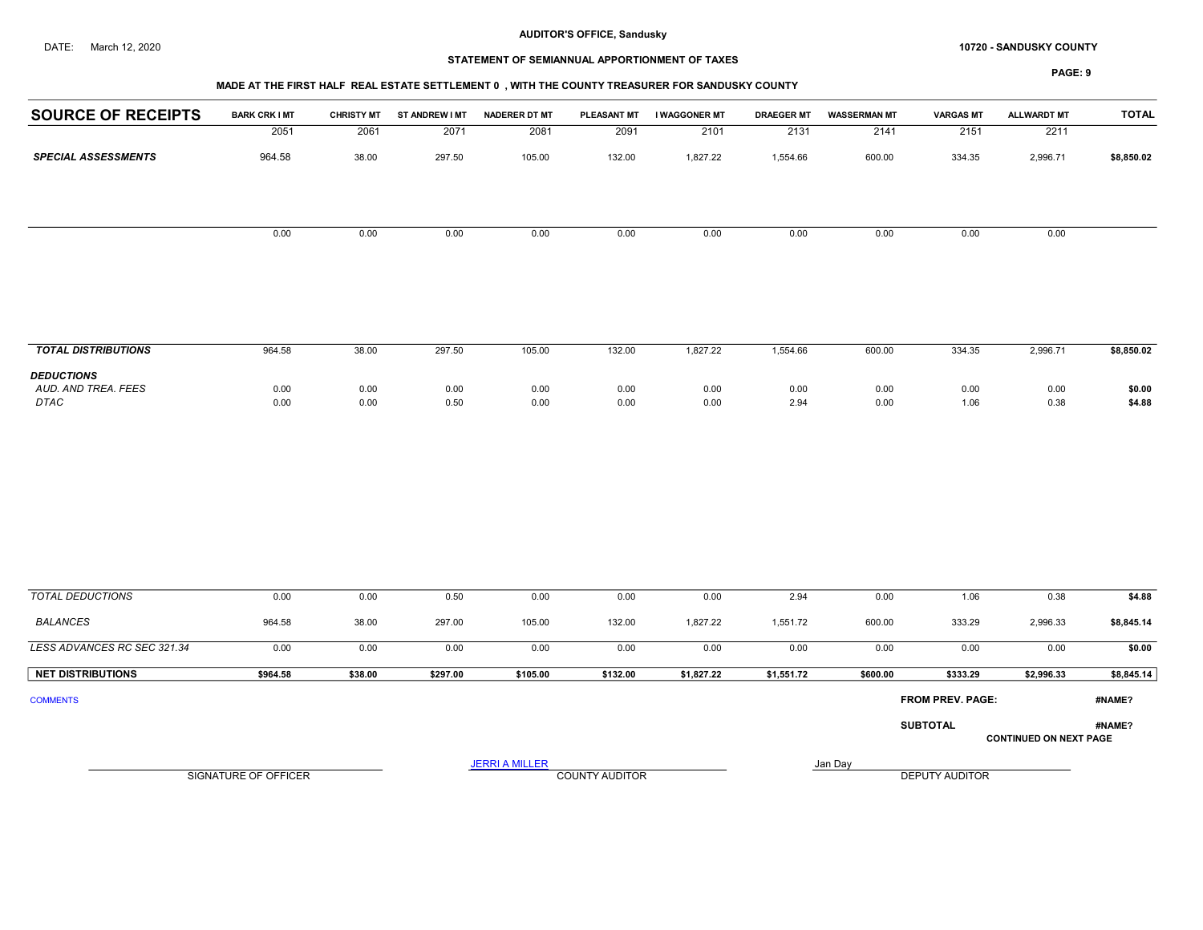AUDITOR'S OFFICE, Sandusky

DATE: March 12, 2020

10720 - SANDUSKY COUNTY

STATEMENT OF SEMIANNUAL APPORTIONMENT OF TAXES

MADE AT THE FIRST HALF REAL ESTATE SETTLEMENT 0 , WITH THE COUNTY TREASURER FOR SANDUSKY COUNTY

| SOURCE OF RECEIPTS | BARK CRK I MT | CHRISTY MT | ST ANDREW I MT | NADERER DT MT | PLEASANT MT | I WAGGONER MT | DRAEGER MT | WASSERMAN MT | VARGAS MT | ALLWARDT MT | TOTAL |
|---|---|---|---|---|---|---|---|---|---|---|---|
| | 2051 | 2061 | 2071 | 2081 | 2091 | 2101 | 2131 | 2141 | 2151 | 2211 | |
| ***SPECIAL ASSESSMENTS*** | 964.58 | 38.00 | 297.50 | 105.00 | 132.00 | 1,827.22 | 1,554.66 | 600.00 | 334.35 | 2,996.71 | $8,850.02 |
| | 0.00 | 0.00 | 0.00 | 0.00 | 0.00 | 0.00 | 0.00 | 0.00 | 0.00 | 0.00 | |
| ***TOTAL DISTRIBUTIONS*** | 964.58 | 38.00 | 297.50 | 105.00 | 132.00 | 1,827.22 | 1,554.66 | 600.00 | 334.35 | 2,996.71 | $8,850.02 |
| ***DEDUCTIONS*** | | | | | | | | | | | |
| *AUD. AND TREA. FEES* | 0.00 | 0.00 | 0.00 | 0.00 | 0.00 | 0.00 | 0.00 | 0.00 | 0.00 | 0.00 | **$0.00** |
| *DTAC* | 0.00 | 0.00 | 0.50 | 0.00 | 0.00 | 0.00 | 2.94 | 0.00 | 1.06 | 0.38 | **$4.88** |
| *TOTAL DEDUCTIONS* | 0.00 | 0.00 | 0.50 | 0.00 | 0.00 | 0.00 | 2.94 | 0.00 | 1.06 | 0.38 | **$4.88** |
| *BALANCES* | 964.58 | 38.00 | 297.00 | 105.00 | 132.00 | 1,827.22 | 1,551.72 | 600.00 | 333.29 | 2,996.33 | **$8,845.14** |
| *LESS ADVANCES RC SEC 321.34* | 0.00 | 0.00 | 0.00 | 0.00 | 0.00 | 0.00 | 0.00 | 0.00 | 0.00 | 0.00 | **$0.00** |
| **NET DISTRIBUTIONS** | **$964.58** | **$38.00** | **$297.00** | **$105.00** | **$132.00** | **$1,827.22** | **$1,551.72** | **$600.00** | **$333.29** | **$2,996.33** | **$8,845.14** |

COMMENTS

**FROM PREV. PAGE:** **#NAME?**

**SUBTOTAL** **#NAME?**

**CONTINUED ON NEXT PAGE**

SIGNATURE OF OFFICER

JERRI A MILLER
COUNTY AUDITOR

Jan Day
DEPUTY AUDITOR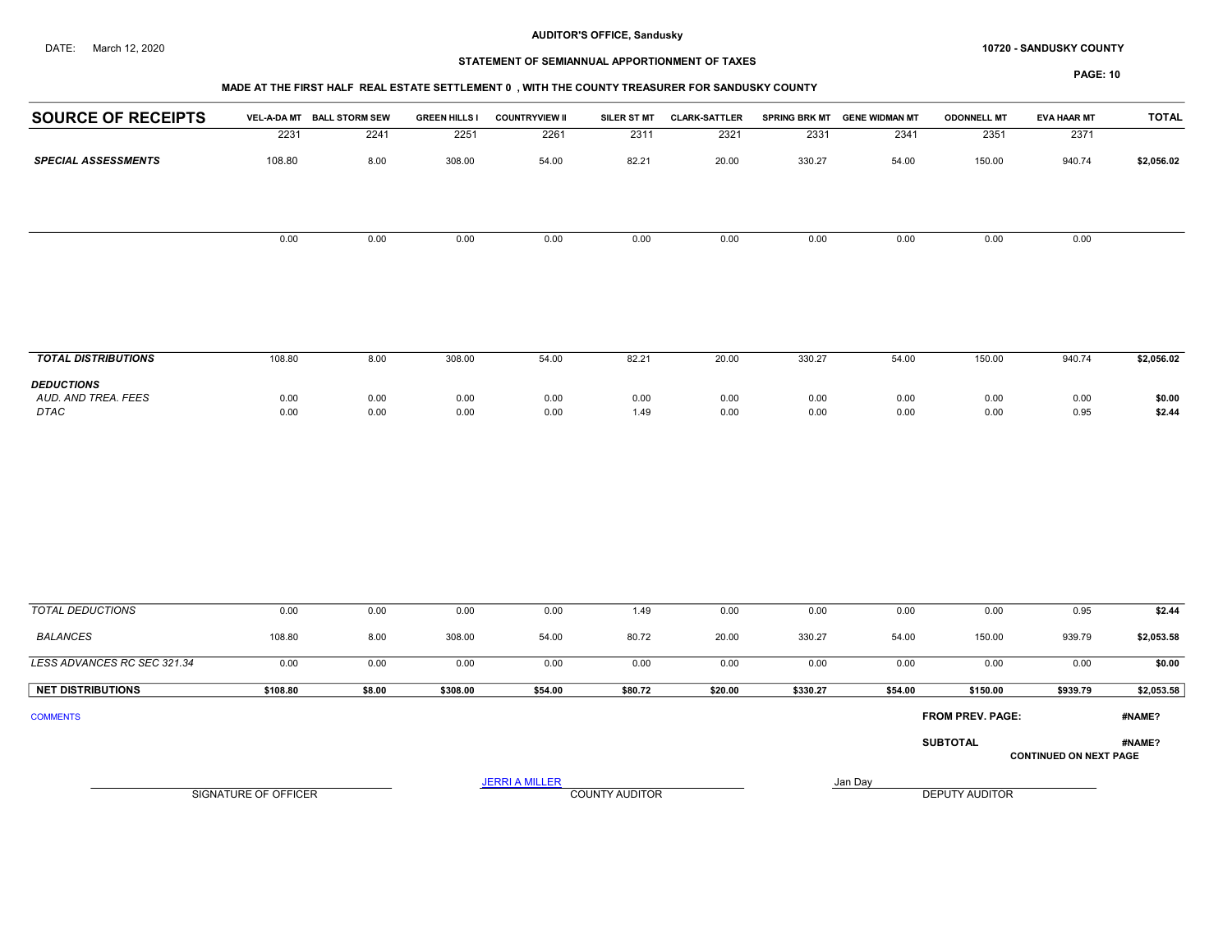DATE: March 12, 2020

**AUDITOR'S OFFICE, Sandusky**

**10720 - SANDUSKY COUNTY**

**STATEMENT OF SEMIANNUAL APPORTIONMENT OF TAXES**

**MADE AT THE FIRST HALF REAL ESTATE SETTLEMENT 0 , WITH THE COUNTY TREASURER FOR SANDUSKY COUNTY**

| SOURCE OF RECEIPTS | VEL-A-DA MT | BALL STORM SEW | GREEN HILLS I | COUNTRYVIEW II | SILER ST MT | CLARK-SATTLER | SPRING BRK MT | GENE WIDMAN MT | ODONNELL MT | EVA HAAR MT | TOTAL |
|---|---|---|---|---|---|---|---|---|---|---|---|
| | 2231 | 2241 | 2251 | 2261 | 2311 | 2321 | 2331 | 2341 | 2351 | 2371 | |
| ***SPECIAL ASSESSMENTS*** | 108.80 | 8.00 | 308.00 | 54.00 | 82.21 | 20.00 | 330.27 | 54.00 | 150.00 | 940.74 | **$2,056.02** |
| | 0.00 | 0.00 | 0.00 | 0.00 | 0.00 | 0.00 | 0.00 | 0.00 | 0.00 | 0.00 | |
| ***TOTAL DISTRIBUTIONS*** | 108.80 | 8.00 | 308.00 | 54.00 | 82.21 | 20.00 | 330.27 | 54.00 | 150.00 | 940.74 | **$2,056.02** |
| ***DEDUCTIONS*** | | | | | | | | | | | |
| *AUD. AND TREA. FEES* | 0.00 | 0.00 | 0.00 | 0.00 | 0.00 | 0.00 | 0.00 | 0.00 | 0.00 | 0.00 | **$0.00** |
| *DTAC* | 0.00 | 0.00 | 0.00 | 0.00 | 1.49 | 0.00 | 0.00 | 0.00 | 0.00 | 0.95 | **$2.44** |
| *TOTAL DEDUCTIONS* | 0.00 | 0.00 | 0.00 | 0.00 | 1.49 | 0.00 | 0.00 | 0.00 | 0.00 | 0.95 | **$2.44** |
| *BALANCES* | 108.80 | 8.00 | 308.00 | 54.00 | 80.72 | 20.00 | 330.27 | 54.00 | 150.00 | 939.79 | **$2,053.58** |
| *LESS ADVANCES RC SEC 321.34* | 0.00 | 0.00 | 0.00 | 0.00 | 0.00 | 0.00 | 0.00 | 0.00 | 0.00 | 0.00 | **$0.00** |
| **NET DISTRIBUTIONS** | **$108.80** | **$8.00** | **$308.00** | **$54.00** | **$80.72** | **$20.00** | **$330.27** | **$54.00** | **$150.00** | **$939.79** | **$2,053.58** |

COMMENTS

**FROM PREV. PAGE:** **#NAME?**

**SUBTOTAL** **#NAME?**

**CONTINUED ON NEXT PAGE**

SIGNATURE OF OFFICER

JERRI A MILLER
COUNTY AUDITOR

Jan Day
DEPUTY AUDITOR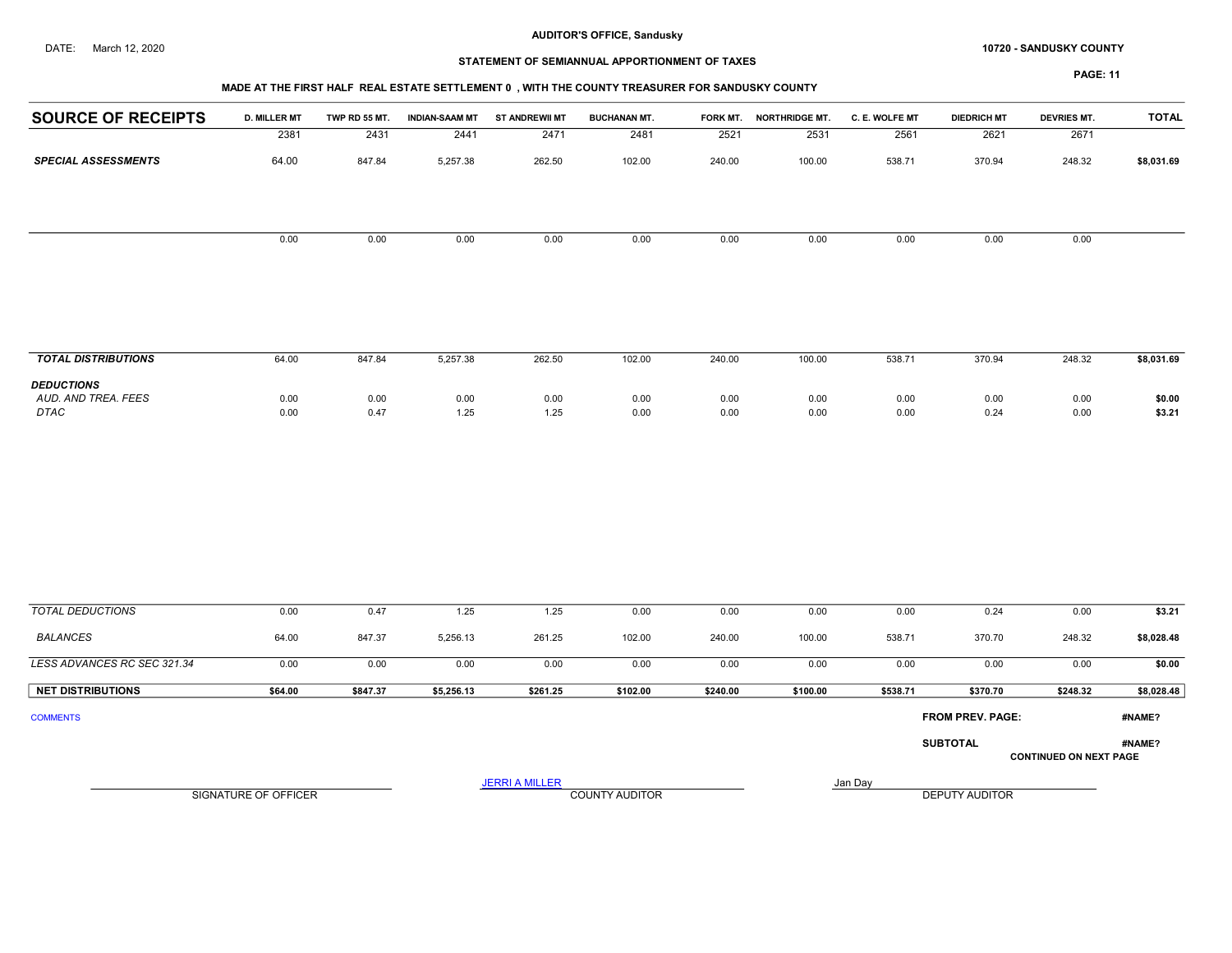AUDITOR'S OFFICE, Sandusky

DATE: March 12, 2020

10720 - SANDUSKY COUNTY

STATEMENT OF SEMIANNUAL APPORTIONMENT OF TAXES

MADE AT THE FIRST HALF REAL ESTATE SETTLEMENT 0 , WITH THE COUNTY TREASURER FOR SANDUSKY COUNTY

| SOURCE OF RECEIPTS | D. MILLER MT | TWP RD 55 MT. | INDIAN-SAAM MT | ST ANDREWII MT | BUCHANAN MT. | FORK MT. | NORTHRIDGE MT. | C. E. WOLFE MT | DIEDRICH MT | DEVRIES MT. | TOTAL |
|---|---|---|---|---|---|---|---|---|---|---|---|
| | 2381 | 2431 | 2441 | 2471 | 2481 | 2521 | 2531 | 2561 | 2621 | 2671 | |
| ***SPECIAL ASSESSMENTS*** | 64.00 | 847.84 | 5,257.38 | 262.50 | 102.00 | 240.00 | 100.00 | 538.71 | 370.94 | 248.32 | $8,031.69 |
| | 0.00 | 0.00 | 0.00 | 0.00 | 0.00 | 0.00 | 0.00 | 0.00 | 0.00 | 0.00 | |
| ***TOTAL DISTRIBUTIONS*** | 64.00 | 847.84 | 5,257.38 | 262.50 | 102.00 | 240.00 | 100.00 | 538.71 | 370.94 | 248.32 | $8,031.69 |
| ***DEDUCTIONS*** | | | | | | | | | | | |
| *AUD. AND TREA. FEES* | 0.00 | 0.00 | 0.00 | 0.00 | 0.00 | 0.00 | 0.00 | 0.00 | 0.00 | 0.00 | $0.00 |
| *DTAC* | 0.00 | 0.47 | 1.25 | 1.25 | 0.00 | 0.00 | 0.00 | 0.00 | 0.24 | 0.00 | $3.21 |
| *TOTAL DEDUCTIONS* | 0.00 | 0.47 | 1.25 | 1.25 | 0.00 | 0.00 | 0.00 | 0.00 | 0.24 | 0.00 | $3.21 |
| *BALANCES* | 64.00 | 847.37 | 5,256.13 | 261.25 | 102.00 | 240.00 | 100.00 | 538.71 | 370.70 | 248.32 | $8,028.48 |
| *LESS ADVANCES RC SEC 321.34* | 0.00 | 0.00 | 0.00 | 0.00 | 0.00 | 0.00 | 0.00 | 0.00 | 0.00 | 0.00 | $0.00 |
| **NET DISTRIBUTIONS** | $64.00 | $847.37 | $5,256.13 | $261.25 | $102.00 | $240.00 | $100.00 | $538.71 | $370.70 | $248.32 | $8,028.48 |

COMMENTS

**FROM PREV. PAGE:** #NAME?

**SUBTOTAL** #NAME?

**CONTINUED ON NEXT PAGE**

SIGNATURE OF OFFICER

JERRI A MILLER
COUNTY AUDITOR

Jan Day
DEPUTY AUDITOR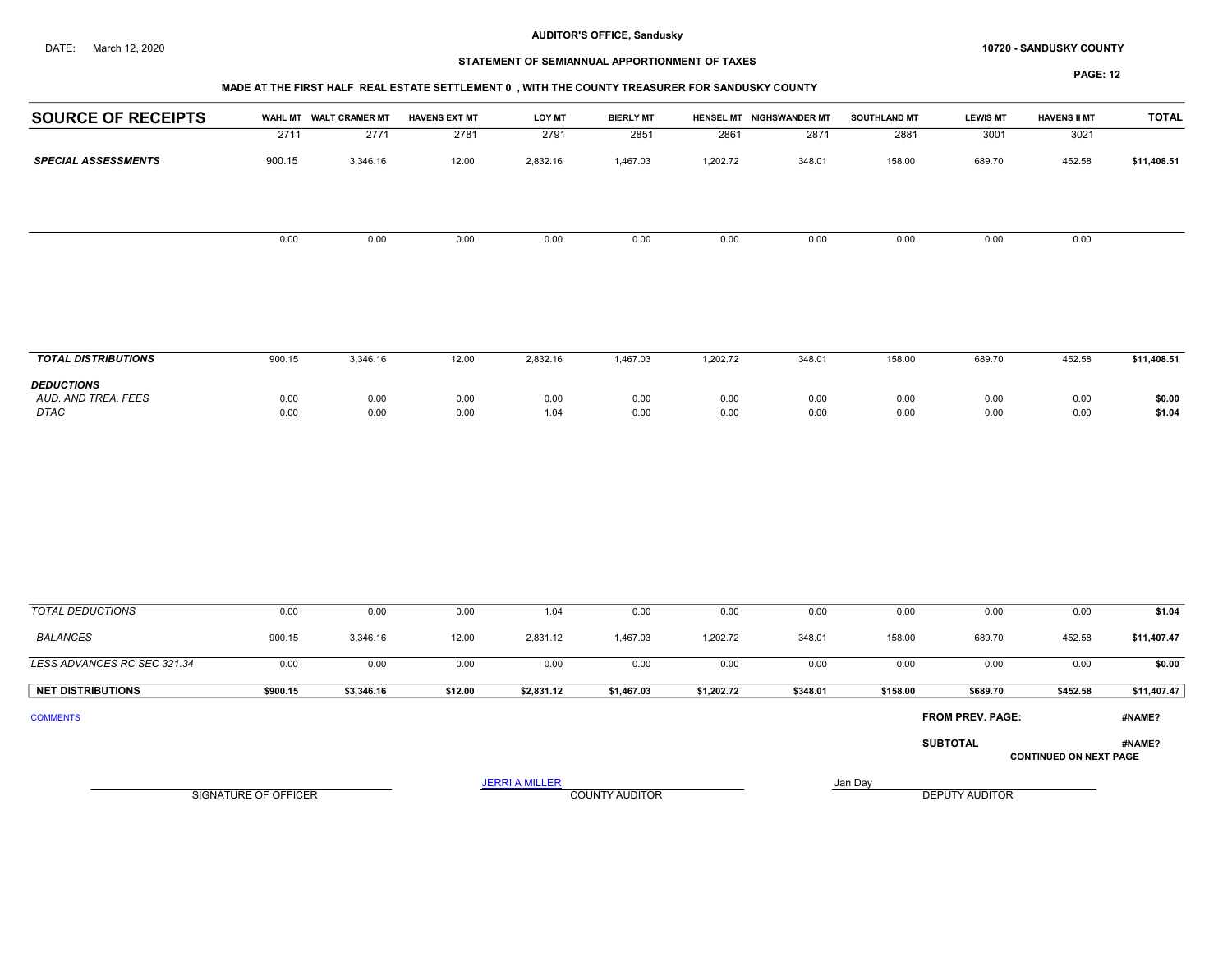**AUDITOR'S OFFICE, Sandusky**

DATE: March 12, 2020

**10720 - SANDUSKY COUNTY**

**STATEMENT OF SEMIANNUAL APPORTIONMENT OF TAXES**

**MADE AT THE FIRST HALF REAL ESTATE SETTLEMENT 0 , WITH THE COUNTY TREASURER FOR SANDUSKY COUNTY**

| SOURCE OF RECEIPTS | WAHL MT | WALT CRAMER MT | HAVENS EXT MT | LOY MT | BIERLY MT | HENSEL MT | NIGHSWANDER MT | SOUTHLAND MT | LEWIS MT | HAVENS II MT | TOTAL |
|---|---|---|---|---|---|---|---|---|---|---|---|
| | 2711 | 2771 | 2781 | 2791 | 2851 | 2861 | 2871 | 2881 | 3001 | 3021 | |
| ***SPECIAL ASSESSMENTS*** | 900.15 | 3,346.16 | 12.00 | 2,832.16 | 1,467.03 | 1,202.72 | 348.01 | 158.00 | 689.70 | 452.58 | **$11,408.51** |
| | 0.00 | 0.00 | 0.00 | 0.00 | 0.00 | 0.00 | 0.00 | 0.00 | 0.00 | 0.00 | |
| ***TOTAL DISTRIBUTIONS*** | 900.15 | 3,346.16 | 12.00 | 2,832.16 | 1,467.03 | 1,202.72 | 348.01 | 158.00 | 689.70 | 452.58 | **$11,408.51** |
| ***DEDUCTIONS*** | | | | | | | | | | | |
| *AUD. AND TREA. FEES* | 0.00 | 0.00 | 0.00 | 0.00 | 0.00 | 0.00 | 0.00 | 0.00 | 0.00 | 0.00 | **$0.00** |
| *DTAC* | 0.00 | 0.00 | 0.00 | 1.04 | 0.00 | 0.00 | 0.00 | 0.00 | 0.00 | 0.00 | **$1.04** |
| *TOTAL DEDUCTIONS* | 0.00 | 0.00 | 0.00 | 1.04 | 0.00 | 0.00 | 0.00 | 0.00 | 0.00 | 0.00 | **$1.04** |
| *BALANCES* | 900.15 | 3,346.16 | 12.00 | 2,831.12 | 1,467.03 | 1,202.72 | 348.01 | 158.00 | 689.70 | 452.58 | **$11,407.47** |
| *LESS ADVANCES RC SEC 321.34* | 0.00 | 0.00 | 0.00 | 0.00 | 0.00 | 0.00 | 0.00 | 0.00 | 0.00 | 0.00 | **$0.00** |
| **NET DISTRIBUTIONS** | **$900.15** | **$3,346.16** | **$12.00** | **$2,831.12** | **$1,467.03** | **$1,202.72** | **$348.01** | **$158.00** | **$689.70** | **$452.58** | **$11,407.47** |

COMMENTS

**FROM PREV. PAGE:** **#NAME?**

**SUBTOTAL** **#NAME?**

**CONTINUED ON NEXT PAGE**

SIGNATURE OF OFFICER

JERRI A MILLER
COUNTY AUDITOR

Jan Day
DEPUTY AUDITOR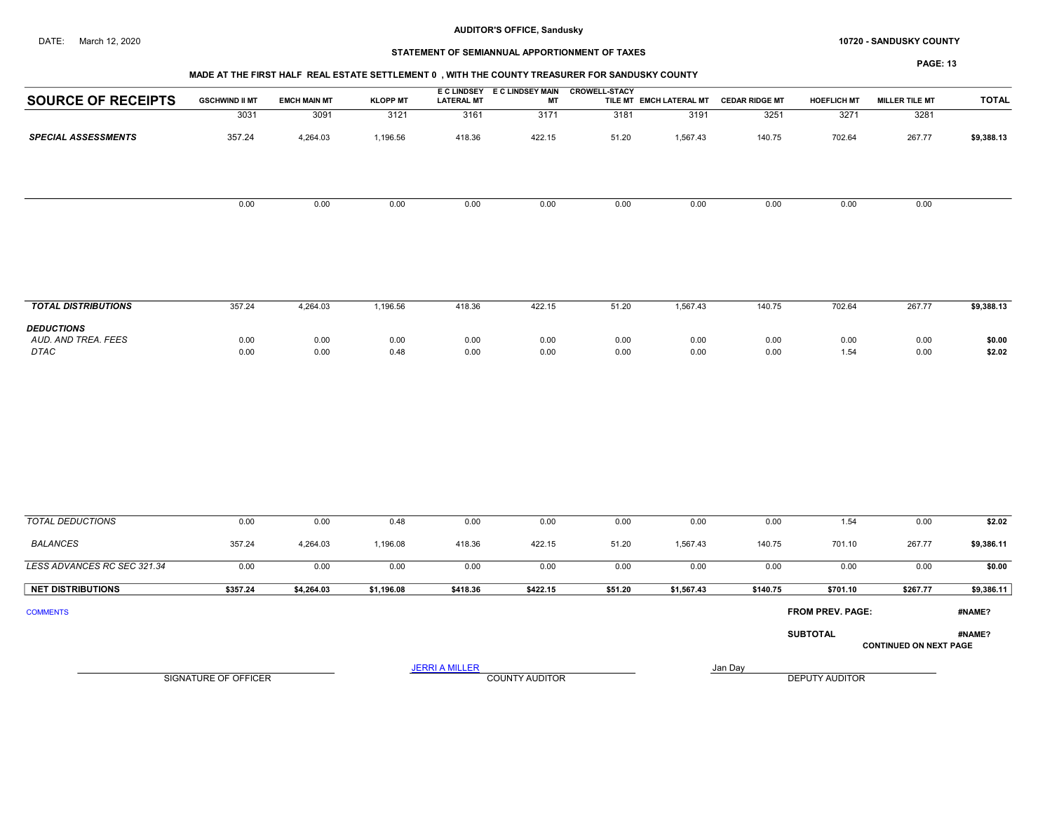**AUDITOR'S OFFICE, Sandusky**

DATE: March 12, 2020

**10720 - SANDUSKY COUNTY**

**STATEMENT OF SEMIANNUAL APPORTIONMENT OF TAXES**

**MADE AT THE FIRST HALF REAL ESTATE SETTLEMENT 0 , WITH THE COUNTY TREASURER FOR SANDUSKY COUNTY**

| SOURCE OF RECEIPTS | GSCHWIND II MT | EMCH MAIN MT | KLOPP MT | E C LINDSEY LATERAL MT | E C LINDSEY MAIN MT | CROWELL-STACY TILE MT | EMCH LATERAL MT | CEDAR RIDGE MT | HOEFLICH MT | MILLER TILE MT | TOTAL |
|---|---|---|---|---|---|---|---|---|---|---|---|
| | 3031 | 3091 | 3121 | 3161 | 3171 | 3181 | 3191 | 3251 | 3271 | 3281 | |
| ***SPECIAL ASSESSMENTS*** | 357.24 | 4,264.03 | 1,196.56 | 418.36 | 422.15 | 51.20 | 1,567.43 | 140.75 | 702.64 | 267.77 | **$9,388.13** |
| | 0.00 | 0.00 | 0.00 | 0.00 | 0.00 | 0.00 | 0.00 | 0.00 | 0.00 | 0.00 | |
| ***TOTAL DISTRIBUTIONS*** | 357.24 | 4,264.03 | 1,196.56 | 418.36 | 422.15 | 51.20 | 1,567.43 | 140.75 | 702.64 | 267.77 | **$9,388.13** |
| ***DEDUCTIONS*** | | | | | | | | | | | |
| *AUD. AND TREA. FEES* | 0.00 | 0.00 | 0.00 | 0.00 | 0.00 | 0.00 | 0.00 | 0.00 | 0.00 | 0.00 | **$0.00** |
| *DTAC* | 0.00 | 0.00 | 0.48 | 0.00 | 0.00 | 0.00 | 0.00 | 0.00 | 1.54 | 0.00 | **$2.02** |
| *TOTAL DEDUCTIONS* | 0.00 | 0.00 | 0.48 | 0.00 | 0.00 | 0.00 | 0.00 | 0.00 | 1.54 | 0.00 | **$2.02** |
| *BALANCES* | 357.24 | 4,264.03 | 1,196.08 | 418.36 | 422.15 | 51.20 | 1,567.43 | 140.75 | 701.10 | 267.77 | **$9,386.11** |
| *LESS ADVANCES RC SEC 321.34* | 0.00 | 0.00 | 0.00 | 0.00 | 0.00 | 0.00 | 0.00 | 0.00 | 0.00 | 0.00 | **$0.00** |
| **NET DISTRIBUTIONS** | **$357.24** | **$4,264.03** | **$1,196.08** | **$418.36** | **$422.15** | **$51.20** | **$1,567.43** | **$140.75** | **$701.10** | **$267.77** | **$9,386.11** |

COMMENTS

**FROM PREV. PAGE:** **#NAME?**

**SUBTOTAL** **#NAME?**

**CONTINUED ON NEXT PAGE**

SIGNATURE OF OFFICER

JERRI A MILLER
COUNTY AUDITOR

Jan Day
DEPUTY AUDITOR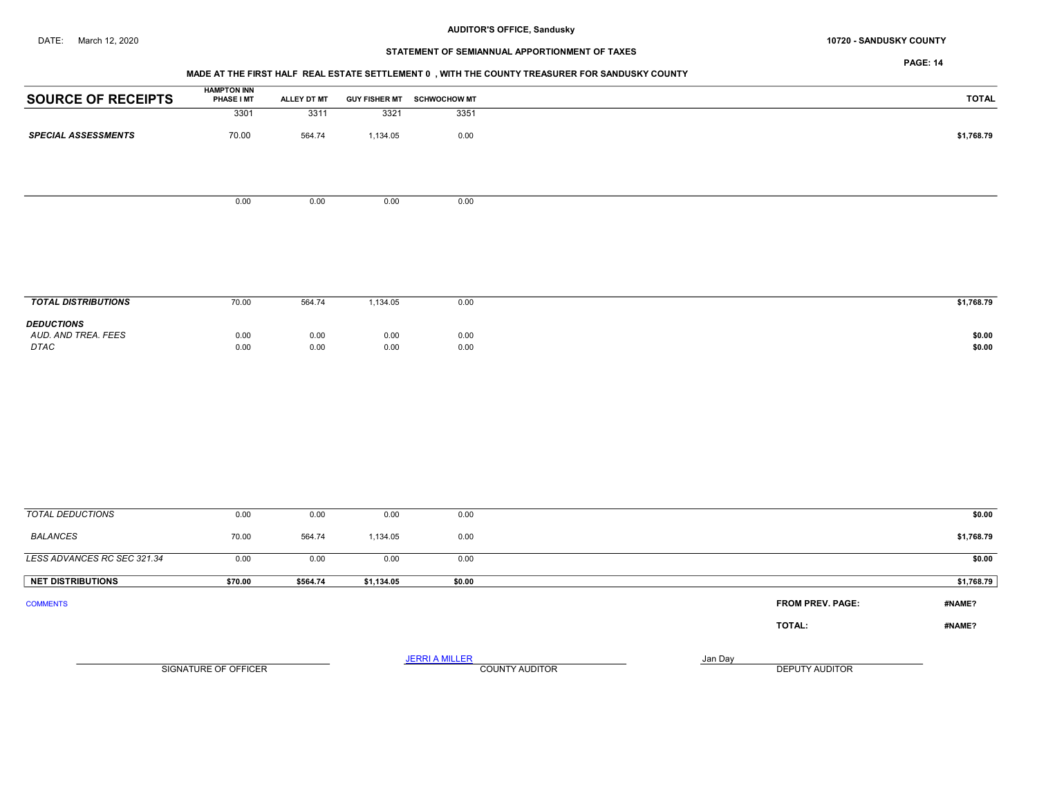DATE: March 12, 2020

**AUDITOR'S OFFICE, Sandusky**

**10720 - SANDUSKY COUNTY**

**STATEMENT OF SEMIANNUAL APPORTIONMENT OF TAXES**

**MADE AT THE FIRST HALF REAL ESTATE SETTLEMENT 0 , WITH THE COUNTY TREASURER FOR SANDUSKY COUNTY**

| SOURCE OF RECEIPTS | HAMPTON INN PHASE I MT | ALLEY DT MT | GUY FISHER MT | SCHWOCHOW MT | TOTAL |
|---|---|---|---|---|---|
| | 3301 | 3311 | 3321 | 3351 | |
| ***SPECIAL ASSESSMENTS*** | 70.00 | 564.74 | 1,134.05 | 0.00 | $1,768.79 |
| | 0.00 | 0.00 | 0.00 | 0.00 | |
| ***TOTAL DISTRIBUTIONS*** | 70.00 | 564.74 | 1,134.05 | 0.00 | $1,768.79 |
| ***DEDUCTIONS*** | | | | | |
| *AUD. AND TREA. FEES* | 0.00 | 0.00 | 0.00 | 0.00 | $0.00 |
| *DTAC* | 0.00 | 0.00 | 0.00 | 0.00 | $0.00 |
| *TOTAL DEDUCTIONS* | 0.00 | 0.00 | 0.00 | 0.00 | $0.00 |
| *BALANCES* | 70.00 | 564.74 | 1,134.05 | 0.00 | $1,768.79 |
| *LESS ADVANCES RC SEC 321.34* | 0.00 | 0.00 | 0.00 | 0.00 | $0.00 |
| **NET DISTRIBUTIONS** | **$70.00** | **$564.74** | **$1,134.05** | **$0.00** | **$1,768.79** |

COMMENTS

**FROM PREV. PAGE:** #NAME?

**TOTAL:** #NAME?

SIGNATURE OF OFFICER

JERRI A MILLER
COUNTY AUDITOR

Jan Day
DEPUTY AUDITOR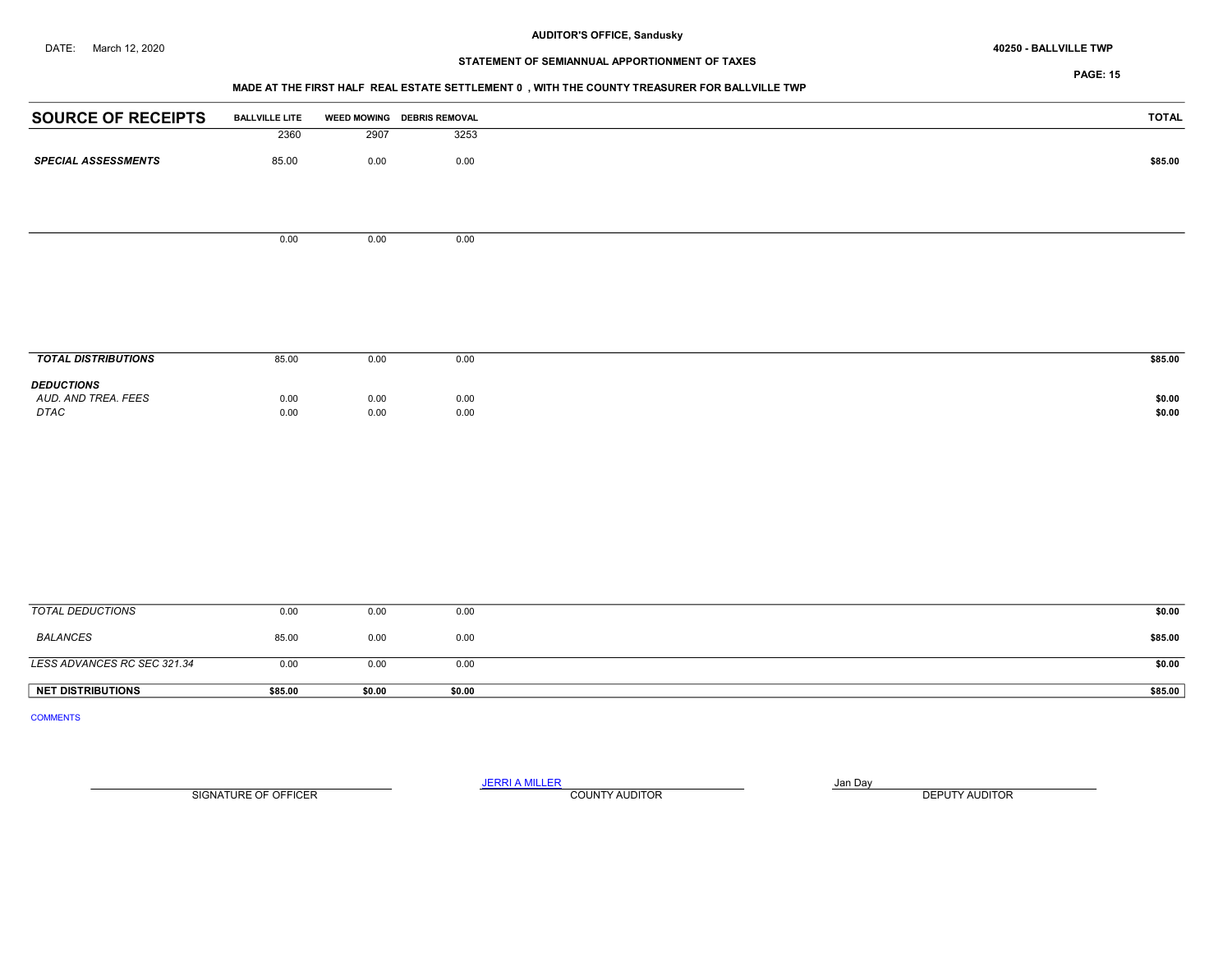DATE: March 12, 2020

**AUDITOR'S OFFICE, Sandusky**

**STATEMENT OF SEMIANNUAL APPORTIONMENT OF TAXES**

**40250 - BALLVILLE TWP**

**MADE AT THE FIRST HALF REAL ESTATE SETTLEMENT 0 , WITH THE COUNTY TREASURER FOR BALLVILLE TWP**

| SOURCE OF RECEIPTS | BALLVILLE LITE | WEED MOWING | DEBRIS REMOVAL | TOTAL |
|---|---|---|---|---|
| | 2360 | 2907 | 3253 | |
| ***SPECIAL ASSESSMENTS*** | 85.00 | 0.00 | 0.00 | **$85.00** |
| | 0.00 | 0.00 | 0.00 | |
| ***TOTAL DISTRIBUTIONS*** | 85.00 | 0.00 | 0.00 | **$85.00** |
| ***DEDUCTIONS*** | | | | |
| *AUD. AND TREA. FEES* | 0.00 | 0.00 | 0.00 | **$0.00** |
| *DTAC* | 0.00 | 0.00 | 0.00 | **$0.00** |
| *TOTAL DEDUCTIONS* | 0.00 | 0.00 | 0.00 | **$0.00** |
| *BALANCES* | 85.00 | 0.00 | 0.00 | **$85.00** |
| *LESS ADVANCES RC SEC 321.34* | 0.00 | 0.00 | 0.00 | **$0.00** |
| **NET DISTRIBUTIONS** | **$85.00** | **$0.00** | **$0.00** | **$85.00** |

COMMENTS

| SIGNATURE OF OFFICER | JERRI A MILLER<br>COUNTY AUDITOR | Jan Day<br>DEPUTY AUDITOR |
|---|---|---|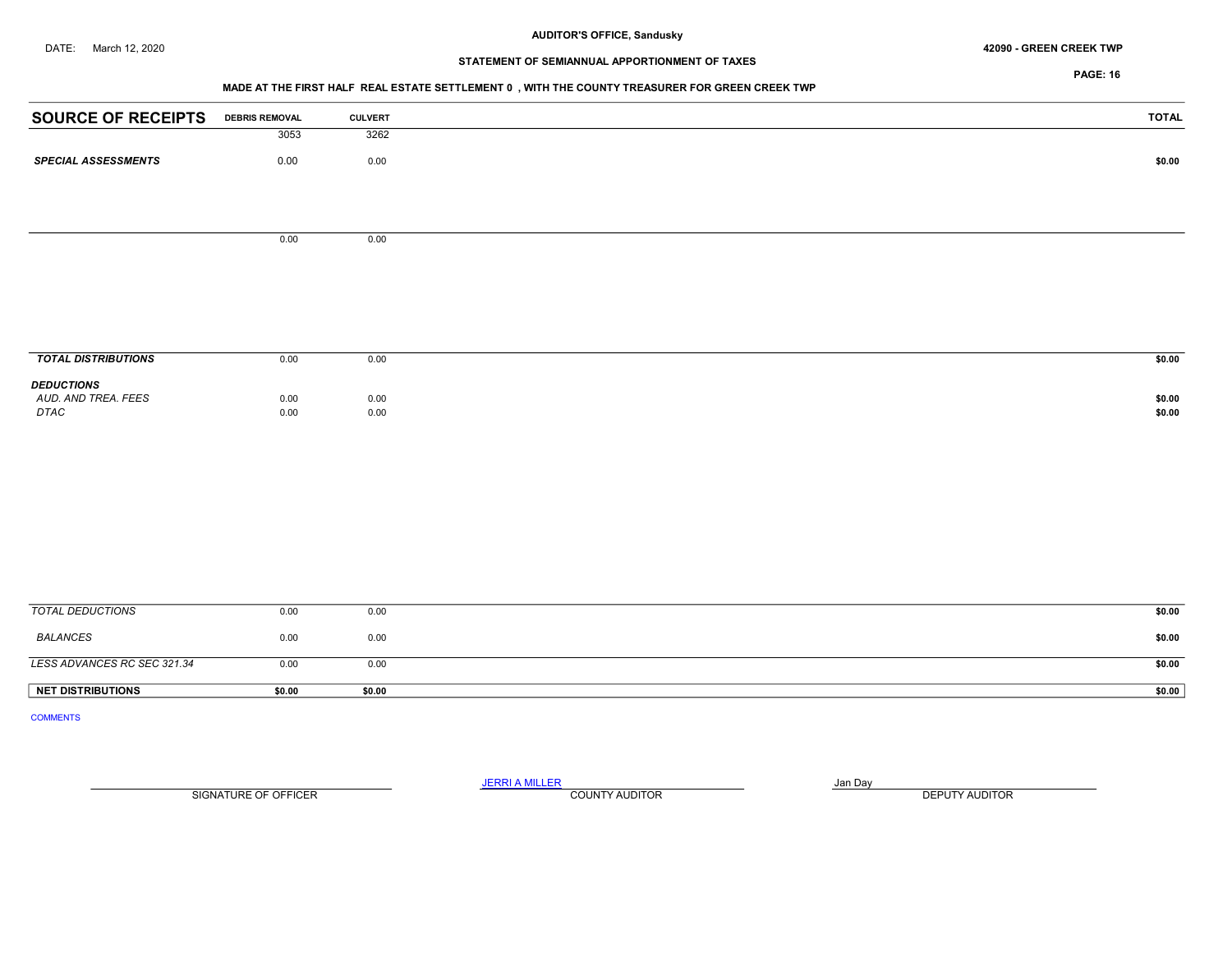AUDITOR'S OFFICE, Sandusky

DATE: March 12, 2020

42090 - GREEN CREEK TWP

STATEMENT OF SEMIANNUAL APPORTIONMENT OF TAXES

MADE AT THE FIRST HALF REAL ESTATE SETTLEMENT 0 , WITH THE COUNTY TREASURER FOR GREEN CREEK TWP

| SOURCE OF RECEIPTS | DEBRIS REMOVAL | CULVERT | TOTAL |
|---|---|---|---|
| | 3053 | 3262 | |
| ***SPECIAL ASSESSMENTS*** | 0.00 | 0.00 | **$0.00** |
| | 0.00 | 0.00 | |
| ***TOTAL DISTRIBUTIONS*** | 0.00 | 0.00 | **$0.00** |
| ***DEDUCTIONS*** | | | |
| *AUD. AND TREA. FEES* | 0.00 | 0.00 | **$0.00** |
| *DTAC* | 0.00 | 0.00 | **$0.00** |
| *TOTAL DEDUCTIONS* | 0.00 | 0.00 | **$0.00** |
| *BALANCES* | 0.00 | 0.00 | **$0.00** |
| *LESS ADVANCES RC SEC 321.34* | 0.00 | 0.00 | **$0.00** |
| **NET DISTRIBUTIONS** | **$0.00** | **$0.00** | **$0.00** |

COMMENTS

SIGNATURE OF OFFICER

JERRI A MILLER
COUNTY AUDITOR

Jan Day
DEPUTY AUDITOR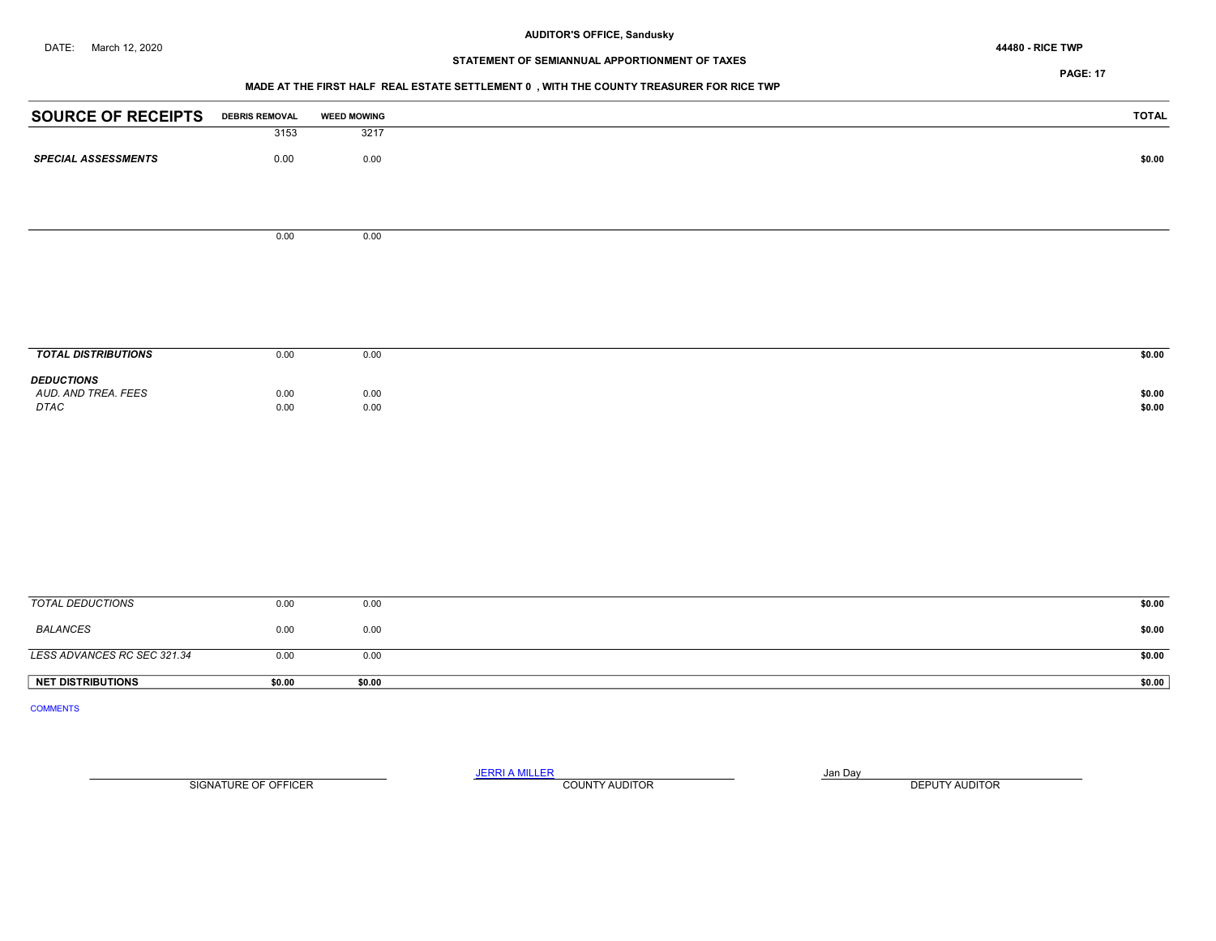AUDITOR'S OFFICE, Sandusky

DATE: March 12, 2020

44480 - RICE TWP

STATEMENT OF SEMIANNUAL APPORTIONMENT OF TAXES

MADE AT THE FIRST HALF REAL ESTATE SETTLEMENT 0 , WITH THE COUNTY TREASURER FOR RICE TWP

| SOURCE OF RECEIPTS | DEBRIS REMOVAL | WEED MOWING | TOTAL |
|---|---|---|---|
| | 3153 | 3217 | |
| ***SPECIAL ASSESSMENTS*** | 0.00 | 0.00 | **$0.00** |
| | 0.00 | 0.00 | |
| ***TOTAL DISTRIBUTIONS*** | 0.00 | 0.00 | **$0.00** |
| ***DEDUCTIONS*** | | | |
| *AUD. AND TREA. FEES* | 0.00 | 0.00 | **$0.00** |
| *DTAC* | 0.00 | 0.00 | **$0.00** |
| *TOTAL DEDUCTIONS* | 0.00 | 0.00 | **$0.00** |
| *BALANCES* | 0.00 | 0.00 | **$0.00** |
| *LESS ADVANCES RC SEC 321.34* | 0.00 | 0.00 | **$0.00** |
| **NET DISTRIBUTIONS** | **$0.00** | **$0.00** | **$0.00** |

COMMENTS

SIGNATURE OF OFFICER

JERRI A MILLER
COUNTY AUDITOR

Jan Day
DEPUTY AUDITOR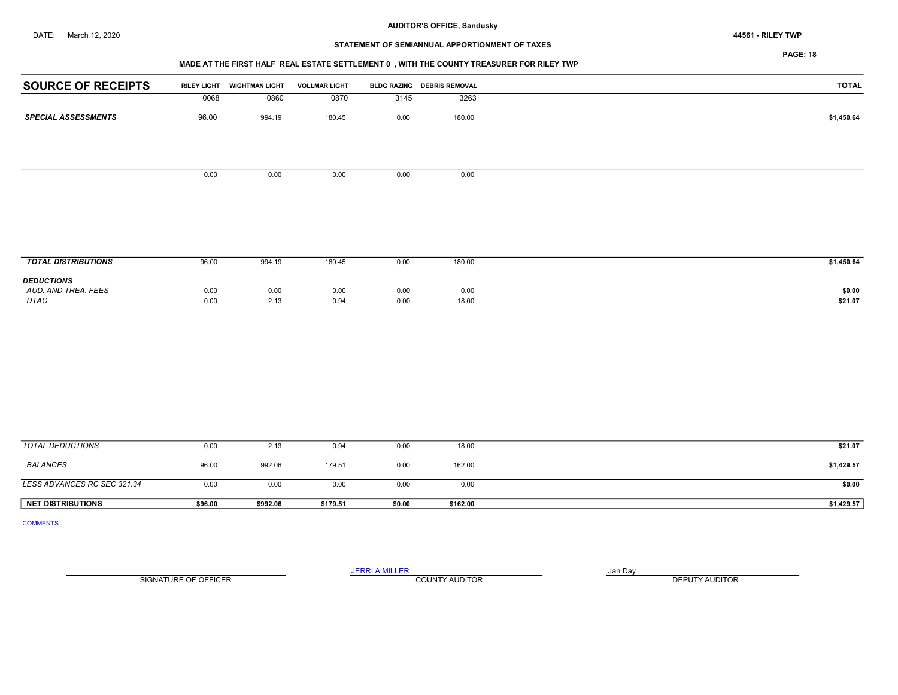AUDITOR'S OFFICE, Sandusky

DATE: March 12, 2020

44561 - RILEY TWP

STATEMENT OF SEMIANNUAL APPORTIONMENT OF TAXES

MADE AT THE FIRST HALF REAL ESTATE SETTLEMENT 0 , WITH THE COUNTY TREASURER FOR RILEY TWP

| SOURCE OF RECEIPTS | RILEY LIGHT | WIGHTMAN LIGHT | VOLLMAR LIGHT | BLDG RAZING | DEBRIS REMOVAL | TOTAL |
|---|---|---|---|---|---|---|
| | 0068 | 0860 | 0870 | 3145 | 3263 | |
| ***SPECIAL ASSESSMENTS*** | 96.00 | 994.19 | 180.45 | 0.00 | 180.00 | **$1,450.64** |
| | 0.00 | 0.00 | 0.00 | 0.00 | 0.00 | |
| ***TOTAL DISTRIBUTIONS*** | 96.00 | 994.19 | 180.45 | 0.00 | 180.00 | **$1,450.64** |
| ***DEDUCTIONS*** | | | | | | |
| *AUD. AND TREA. FEES* | 0.00 | 0.00 | 0.00 | 0.00 | 0.00 | **$0.00** |
| *DTAC* | 0.00 | 2.13 | 0.94 | 0.00 | 18.00 | **$21.07** |
| *TOTAL DEDUCTIONS* | 0.00 | 2.13 | 0.94 | 0.00 | 18.00 | **$21.07** |
| *BALANCES* | 96.00 | 992.06 | 179.51 | 0.00 | 162.00 | **$1,429.57** |
| *LESS ADVANCES RC SEC 321.34* | 0.00 | 0.00 | 0.00 | 0.00 | 0.00 | **$0.00** |
| **NET DISTRIBUTIONS** | **$96.00** | **$992.06** | **$179.51** | **$0.00** | **$162.00** | **$1,429.57** |

COMMENTS

SIGNATURE OF OFFICER

JERRI A MILLER
COUNTY AUDITOR

Jan Day
DEPUTY AUDITOR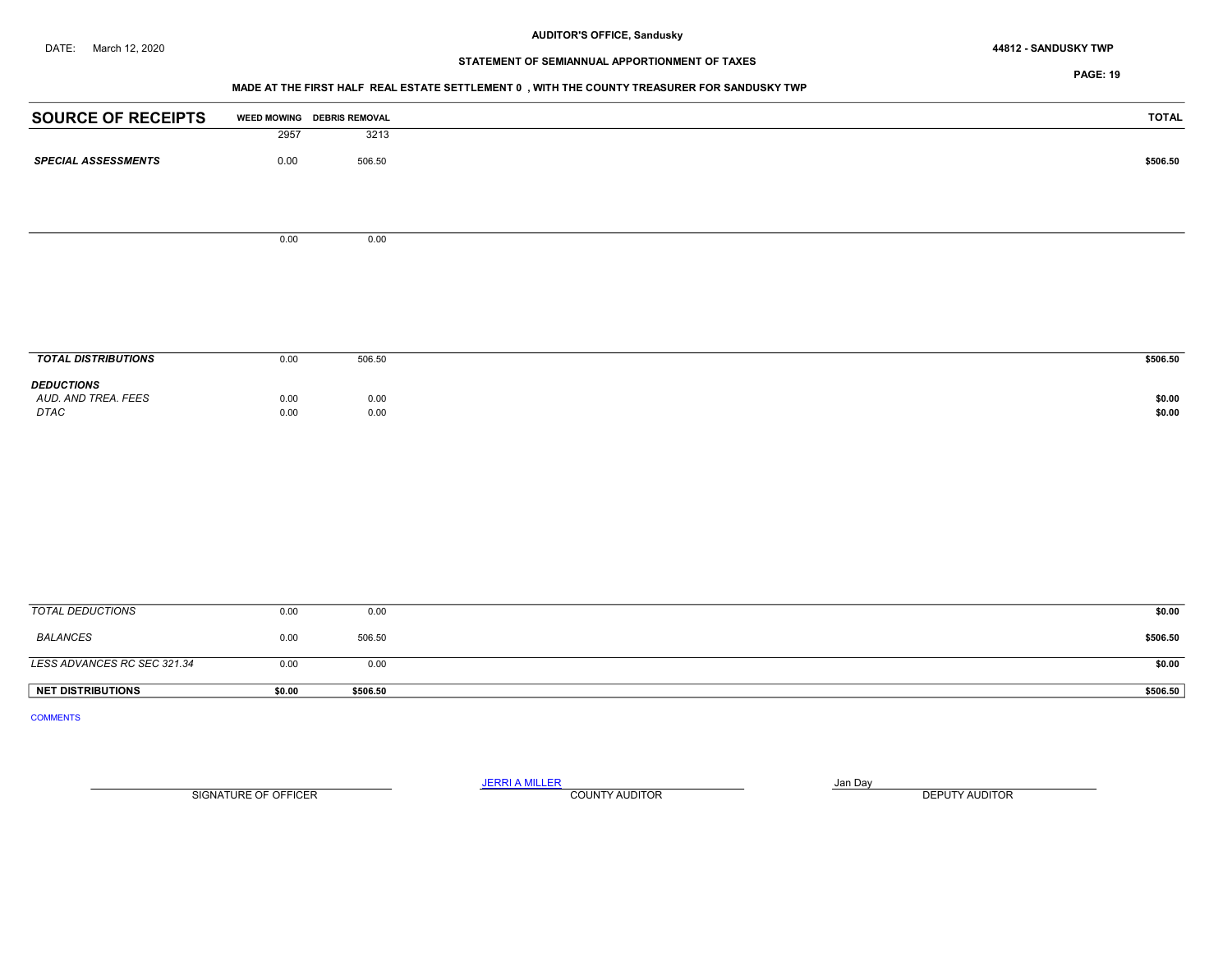AUDITOR'S OFFICE, Sandusky

DATE: March 12, 2020

44812 - SANDUSKY TWP

STATEMENT OF SEMIANNUAL APPORTIONMENT OF TAXES

MADE AT THE FIRST HALF REAL ESTATE SETTLEMENT 0 , WITH THE COUNTY TREASURER FOR SANDUSKY TWP

| SOURCE OF RECEIPTS | WEED MOWING | DEBRIS REMOVAL | TOTAL |
|---|---|---|---|
| | 2957 | 3213 | |
| ***SPECIAL ASSESSMENTS*** | 0.00 | 506.50 | $506.50 |
| | 0.00 | 0.00 | |
| ***TOTAL DISTRIBUTIONS*** | 0.00 | 506.50 | $506.50 |
| ***DEDUCTIONS*** | | | |
| *AUD. AND TREA. FEES* | 0.00 | 0.00 | $0.00 |
| *DTAC* | 0.00 | 0.00 | $0.00 |
| *TOTAL DEDUCTIONS* | 0.00 | 0.00 | $0.00 |
| *BALANCES* | 0.00 | 506.50 | $506.50 |
| *LESS ADVANCES RC SEC 321.34* | 0.00 | 0.00 | $0.00 |
| **NET DISTRIBUTIONS** | **$0.00** | **$506.50** | **$506.50** |

COMMENTS

SIGNATURE OF OFFICER

JERRI A MILLER
COUNTY AUDITOR

Jan Day
DEPUTY AUDITOR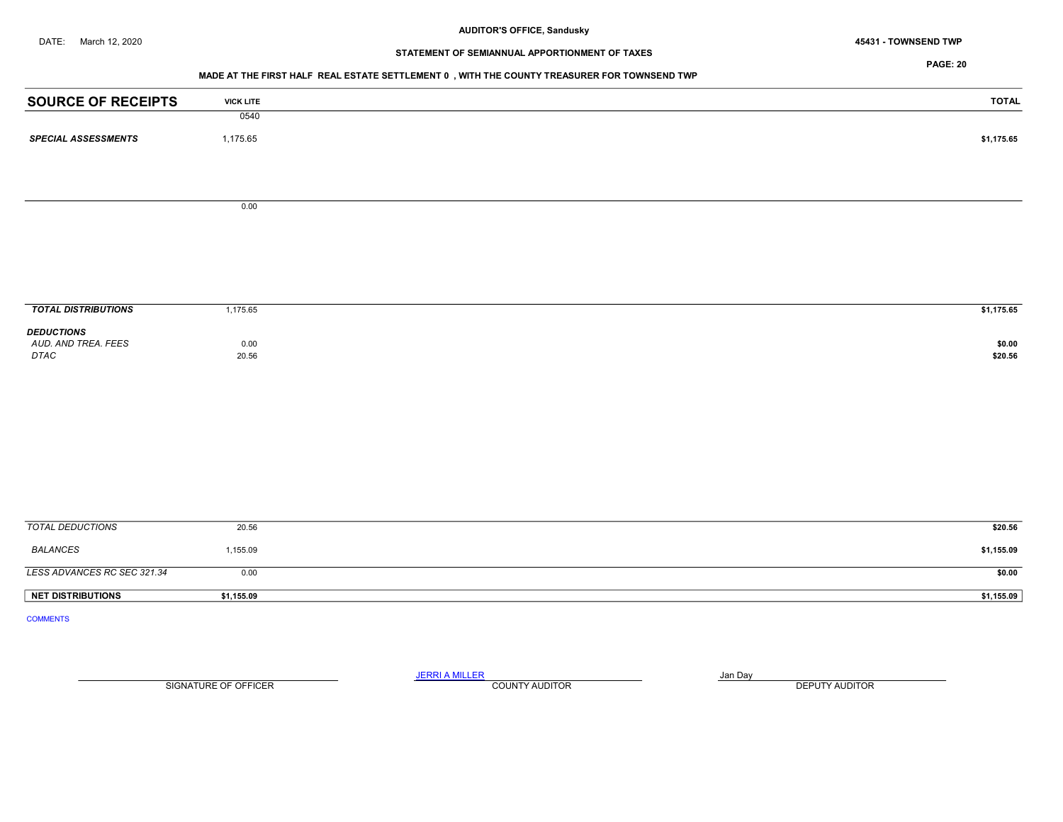**AUDITOR'S OFFICE, Sandusky**

DATE: March 12, 2020

**45431 - TOWNSEND TWP**

**STATEMENT OF SEMIANNUAL APPORTIONMENT OF TAXES**

**MADE AT THE FIRST HALF REAL ESTATE SETTLEMENT 0 , WITH THE COUNTY TREASURER FOR TOWNSEND TWP**

| SOURCE OF RECEIPTS | VICK LITE | TOTAL |
|---|---|---|
| | 0540 | |
| ***SPECIAL ASSESSMENTS*** | 1,175.65 | **$1,175.65** |
| | 0.00 | |
| ***TOTAL DISTRIBUTIONS*** | 1,175.65 | **$1,175.65** |
| ***DEDUCTIONS*** | | |
| *AUD. AND TREA. FEES* | 0.00 | **$0.00** |
| *DTAC* | 20.56 | **$20.56** |
| *TOTAL DEDUCTIONS* | 20.56 | **$20.56** |
| *BALANCES* | 1,155.09 | **$1,155.09** |
| *LESS ADVANCES RC SEC 321.34* | 0.00 | **$0.00** |
| **NET DISTRIBUTIONS** | **$1,155.09** | **$1,155.09** |

COMMENTS

| SIGNATURE OF OFFICER | JERRI A MILLER<br>COUNTY AUDITOR | Jan Day<br>DEPUTY AUDITOR |
|---|---|---|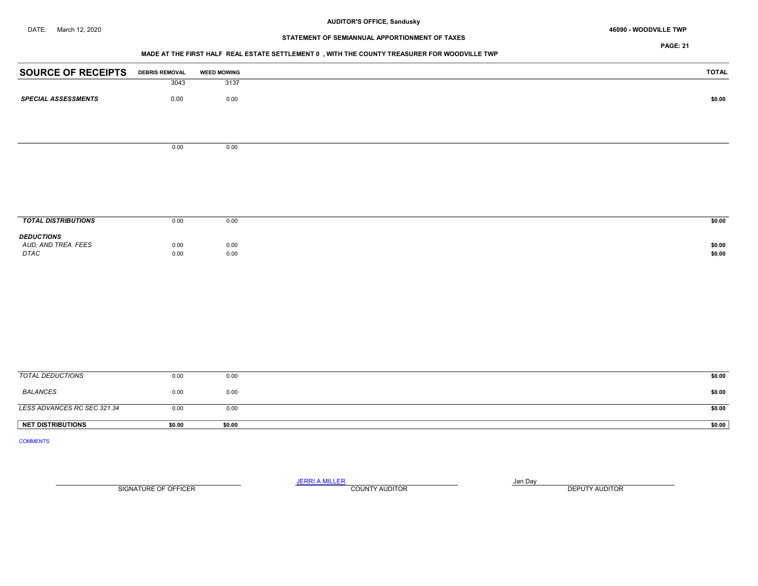AUDITOR'S OFFICE, Sandusky

DATE: March 12, 2020

46090 - WOODVILLE TWP

STATEMENT OF SEMIANNUAL APPORTIONMENT OF TAXES

MADE AT THE FIRST HALF REAL ESTATE SETTLEMENT 0 , WITH THE COUNTY TREASURER FOR WOODVILLE TWP

| SOURCE OF RECEIPTS | DEBRIS REMOVAL | WEED MOWING | TOTAL |
|---|---|---|---|
| | 3043 | 3137 | |
| ***SPECIAL ASSESSMENTS*** | 0.00 | 0.00 | **$0.00** |
| | 0.00 | 0.00 | |
| ***TOTAL DISTRIBUTIONS*** | 0.00 | 0.00 | **$0.00** |
| ***DEDUCTIONS*** | | | |
| *AUD. AND TREA. FEES* | 0.00 | 0.00 | **$0.00** |
| *DTAC* | 0.00 | 0.00 | **$0.00** |
| *TOTAL DEDUCTIONS* | 0.00 | 0.00 | **$0.00** |
| *BALANCES* | 0.00 | 0.00 | **$0.00** |
| *LESS ADVANCES RC SEC 321.34* | 0.00 | 0.00 | **$0.00** |
| **NET DISTRIBUTIONS** | **$0.00** | **$0.00** | **$0.00** |

COMMENTS

SIGNATURE OF OFFICER

JERRI A MILLER
COUNTY AUDITOR

Jan Day
DEPUTY AUDITOR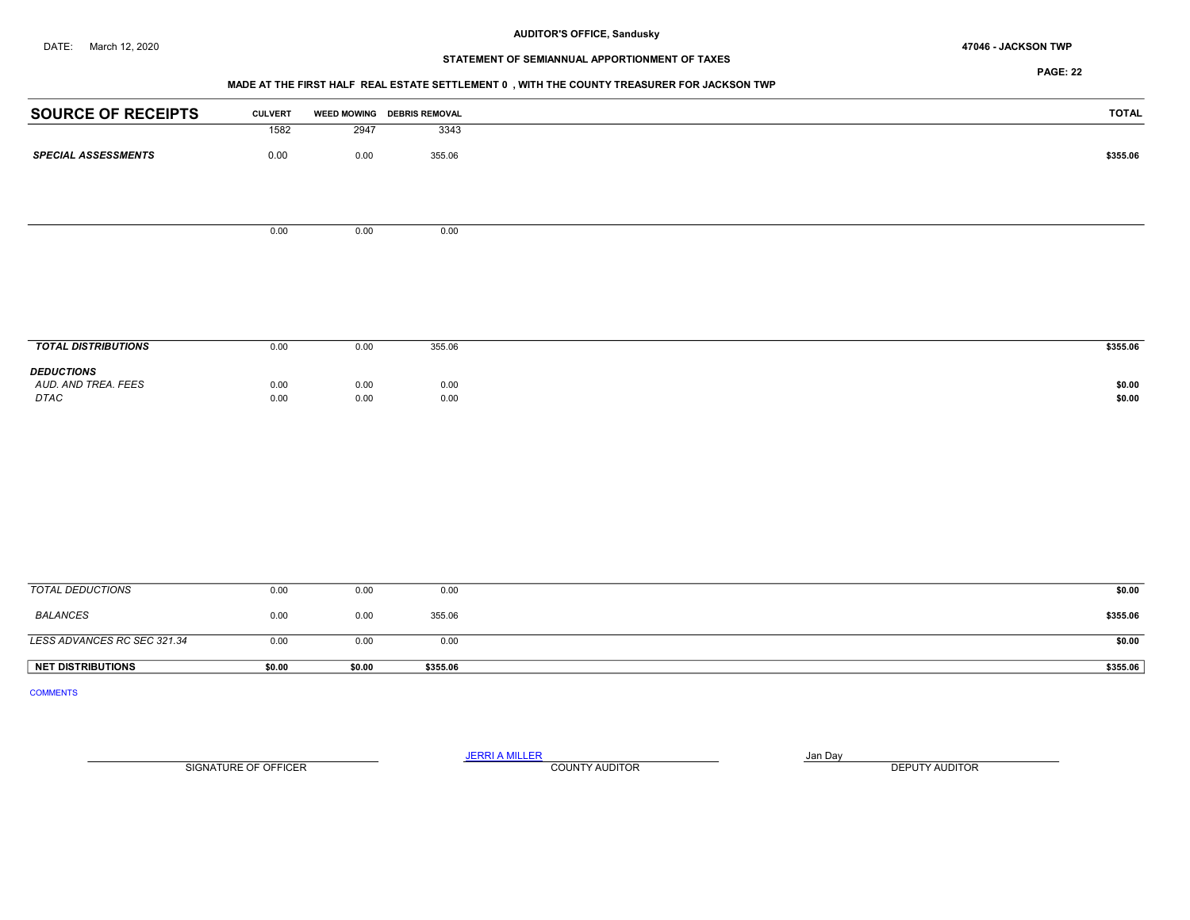AUDITOR'S OFFICE, Sandusky

DATE: March 12, 2020

47046 - JACKSON TWP

STATEMENT OF SEMIANNUAL APPORTIONMENT OF TAXES

MADE AT THE FIRST HALF REAL ESTATE SETTLEMENT 0 , WITH THE COUNTY TREASURER FOR JACKSON TWP

| SOURCE OF RECEIPTS | CULVERT | WEED MOWING | DEBRIS REMOVAL | TOTAL |
|---|---|---|---|---|
| | 1582 | 2947 | 3343 | |
| ***SPECIAL ASSESSMENTS*** | 0.00 | 0.00 | 355.06 | $355.06 |
| | 0.00 | 0.00 | 0.00 | |
| ***TOTAL DISTRIBUTIONS*** | 0.00 | 0.00 | 355.06 | $355.06 |
| ***DEDUCTIONS*** | | | | |
| *AUD. AND TREA. FEES* | 0.00 | 0.00 | 0.00 | $0.00 |
| *DTAC* | 0.00 | 0.00 | 0.00 | $0.00 |
| *TOTAL DEDUCTIONS* | 0.00 | 0.00 | 0.00 | $0.00 |
| *BALANCES* | 0.00 | 0.00 | 355.06 | $355.06 |
| *LESS ADVANCES RC SEC 321.34* | 0.00 | 0.00 | 0.00 | $0.00 |
| **NET DISTRIBUTIONS** | **$0.00** | **$0.00** | **$355.06** | **$355.06** |

COMMENTS

SIGNATURE OF OFFICER

JERRI A MILLER
COUNTY AUDITOR

Jan Day
DEPUTY AUDITOR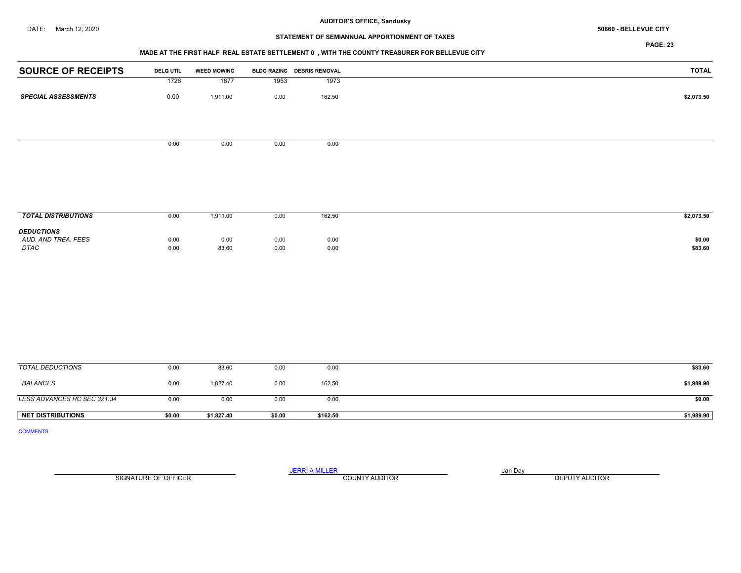AUDITOR'S OFFICE, Sandusky

DATE: March 12, 2020

50660 - BELLEVUE CITY

## STATEMENT OF SEMIANNUAL APPORTIONMENT OF TAXES

### MADE AT THE FIRST HALF REAL ESTATE SETTLEMENT 0 , WITH THE COUNTY TREASURER FOR BELLEVUE CITY

| SOURCE OF RECEIPTS | DELQ UTIL | WEED MOWING | BLDG RAZING | DEBRIS REMOVAL | TOTAL |
|---|---|---|---|---|---|
| | 1726 | 1877 | 1953 | 1973 | |
| ***SPECIAL ASSESSMENTS*** | 0.00 | 1,911.00 | 0.00 | 162.50 | **$2,073.50** |
| | 0.00 | 0.00 | 0.00 | 0.00 | |
| ***TOTAL DISTRIBUTIONS*** | 0.00 | 1,911.00 | 0.00 | 162.50 | **$2,073.50** |
| ***DEDUCTIONS*** | | | | | |
| *AUD. AND TREA. FEES* | 0.00 | 0.00 | 0.00 | 0.00 | **$0.00** |
| *DTAC* | 0.00 | 83.60 | 0.00 | 0.00 | **$83.60** |
| *TOTAL DEDUCTIONS* | 0.00 | 83.60 | 0.00 | 0.00 | **$83.60** |
| *BALANCES* | 0.00 | 1,827.40 | 0.00 | 162.50 | **$1,989.90** |
| *LESS ADVANCES RC SEC 321.34* | 0.00 | 0.00 | 0.00 | 0.00 | **$0.00** |
| **NET DISTRIBUTIONS** | **$0.00** | **$1,827.40** | **$0.00** | **$162.50** | **$1,989.90** |

COMMENTS

SIGNATURE OF OFFICER

JERRI A MILLER
COUNTY AUDITOR

Jan Day
DEPUTY AUDITOR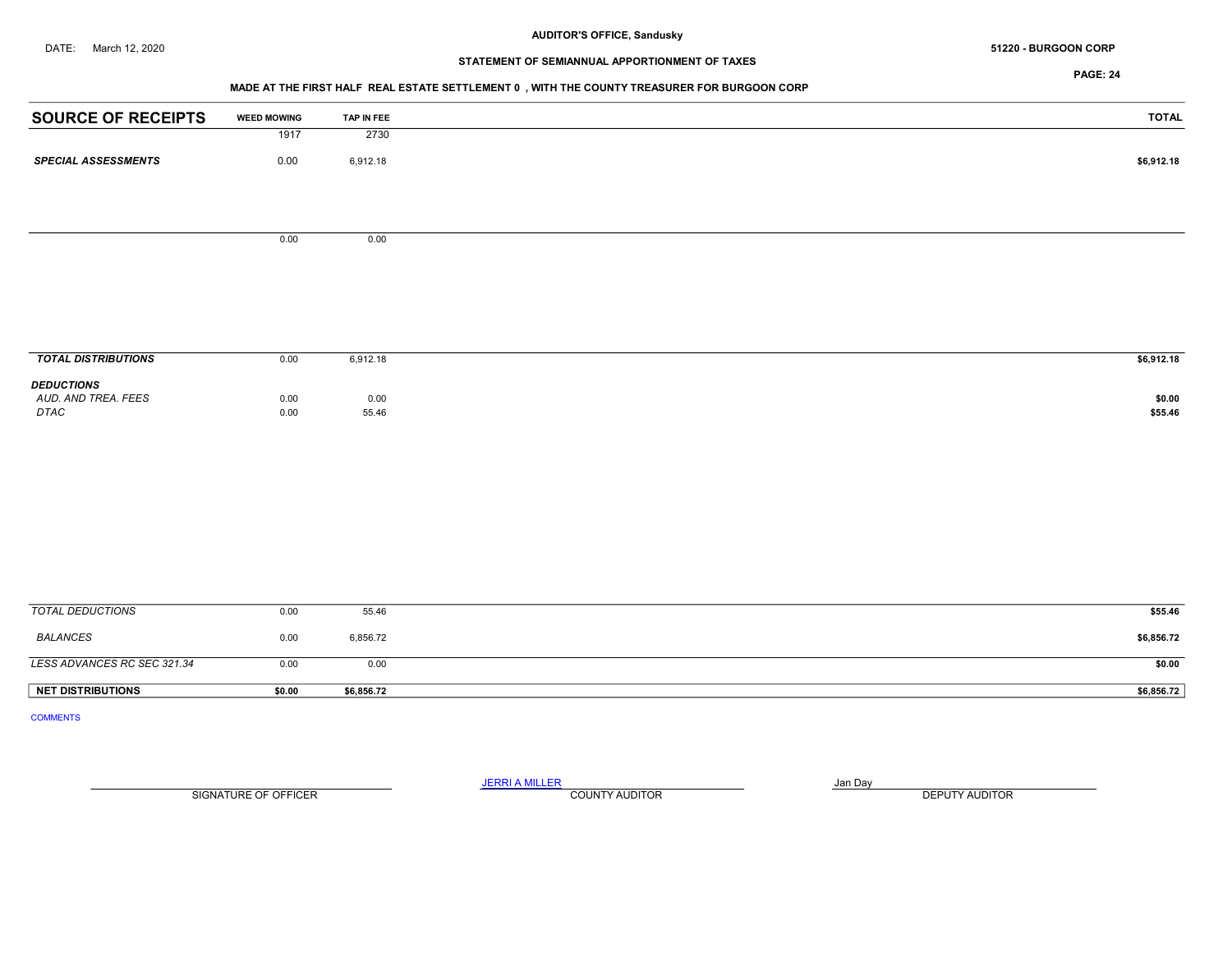AUDITOR'S OFFICE, Sandusky

DATE: March 12, 2020

51220 - BURGOON CORP

STATEMENT OF SEMIANNUAL APPORTIONMENT OF TAXES

MADE AT THE FIRST HALF REAL ESTATE SETTLEMENT 0 , WITH THE COUNTY TREASURER FOR BURGOON CORP

| SOURCE OF RECEIPTS | WEED MOWING | TAP IN FEE | TOTAL |
|---|---|---|---|
| | 1917 | 2730 | |
| ***SPECIAL ASSESSMENTS*** | 0.00 | 6,912.18 | **$6,912.18** |
| | 0.00 | 0.00 | |
| ***TOTAL DISTRIBUTIONS*** | 0.00 | 6,912.18 | **$6,912.18** |
| ***DEDUCTIONS*** | | | |
| *AUD. AND TREA. FEES* | 0.00 | 0.00 | **$0.00** |
| *DTAC* | 0.00 | 55.46 | **$55.46** |
| *TOTAL DEDUCTIONS* | 0.00 | 55.46 | **$55.46** |
| *BALANCES* | 0.00 | 6,856.72 | **$6,856.72** |
| *LESS ADVANCES RC SEC 321.34* | 0.00 | 0.00 | **$0.00** |
| **NET DISTRIBUTIONS** | **$0.00** | **$6,856.72** | **$6,856.72** |

COMMENTS

SIGNATURE OF OFFICER

JERRI A MILLER
COUNTY AUDITOR

Jan Day
DEPUTY AUDITOR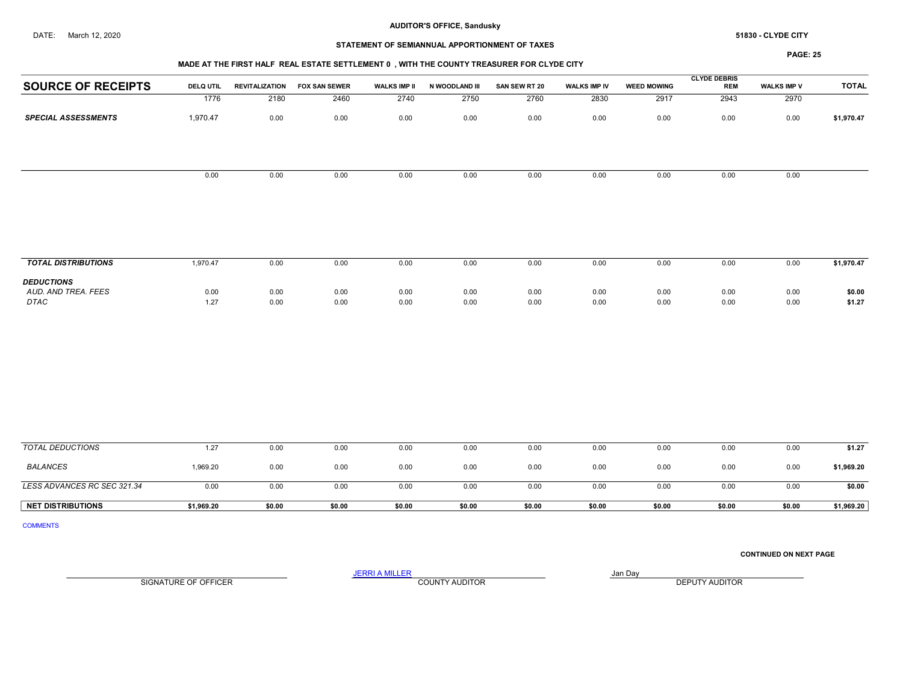DATE: March 12, 2020

**AUDITOR'S OFFICE, Sandusky**

**STATEMENT OF SEMIANNUAL APPORTIONMENT OF TAXES**

**51830 - CLYDE CITY**

**MADE AT THE FIRST HALF REAL ESTATE SETTLEMENT 0 , WITH THE COUNTY TREASURER FOR CLYDE CITY**

| SOURCE OF RECEIPTS | DELQ UTIL | REVITALIZATION | FOX SAN SEWER | WALKS IMP II | N WOODLAND III | SAN SEW RT 20 | WALKS IMP IV | WEED MOWING | CLYDE DEBRIS REM | WALKS IMP V | TOTAL |
|---|---|---|---|---|---|---|---|---|---|---|---|
| | 1776 | 2180 | 2460 | 2740 | 2750 | 2760 | 2830 | 2917 | 2943 | 2970 | |
| ***SPECIAL ASSESSMENTS*** | 1,970.47 | 0.00 | 0.00 | 0.00 | 0.00 | 0.00 | 0.00 | 0.00 | 0.00 | 0.00 | **$1,970.47** |
| | 0.00 | 0.00 | 0.00 | 0.00 | 0.00 | 0.00 | 0.00 | 0.00 | 0.00 | 0.00 | |
| ***TOTAL DISTRIBUTIONS*** | 1,970.47 | 0.00 | 0.00 | 0.00 | 0.00 | 0.00 | 0.00 | 0.00 | 0.00 | 0.00 | **$1,970.47** |
| ***DEDUCTIONS*** | | | | | | | | | | | |
| *AUD. AND TREA. FEES* | 0.00 | 0.00 | 0.00 | 0.00 | 0.00 | 0.00 | 0.00 | 0.00 | 0.00 | 0.00 | **$0.00** |
| *DTAC* | 1.27 | 0.00 | 0.00 | 0.00 | 0.00 | 0.00 | 0.00 | 0.00 | 0.00 | 0.00 | **$1.27** |
| *TOTAL DEDUCTIONS* | 1.27 | 0.00 | 0.00 | 0.00 | 0.00 | 0.00 | 0.00 | 0.00 | 0.00 | 0.00 | **$1.27** |
| *BALANCES* | 1,969.20 | 0.00 | 0.00 | 0.00 | 0.00 | 0.00 | 0.00 | 0.00 | 0.00 | 0.00 | **$1,969.20** |
| *LESS ADVANCES RC SEC 321.34* | 0.00 | 0.00 | 0.00 | 0.00 | 0.00 | 0.00 | 0.00 | 0.00 | 0.00 | 0.00 | **$0.00** |
| **NET DISTRIBUTIONS** | **$1,969.20** | **$0.00** | **$0.00** | **$0.00** | **$0.00** | **$0.00** | **$0.00** | **$0.00** | **$0.00** | **$0.00** | **$1,969.20** |

COMMENTS

**CONTINUED ON NEXT PAGE**

SIGNATURE OF OFFICER

JERRI A MILLER
COUNTY AUDITOR

Jan Day
DEPUTY AUDITOR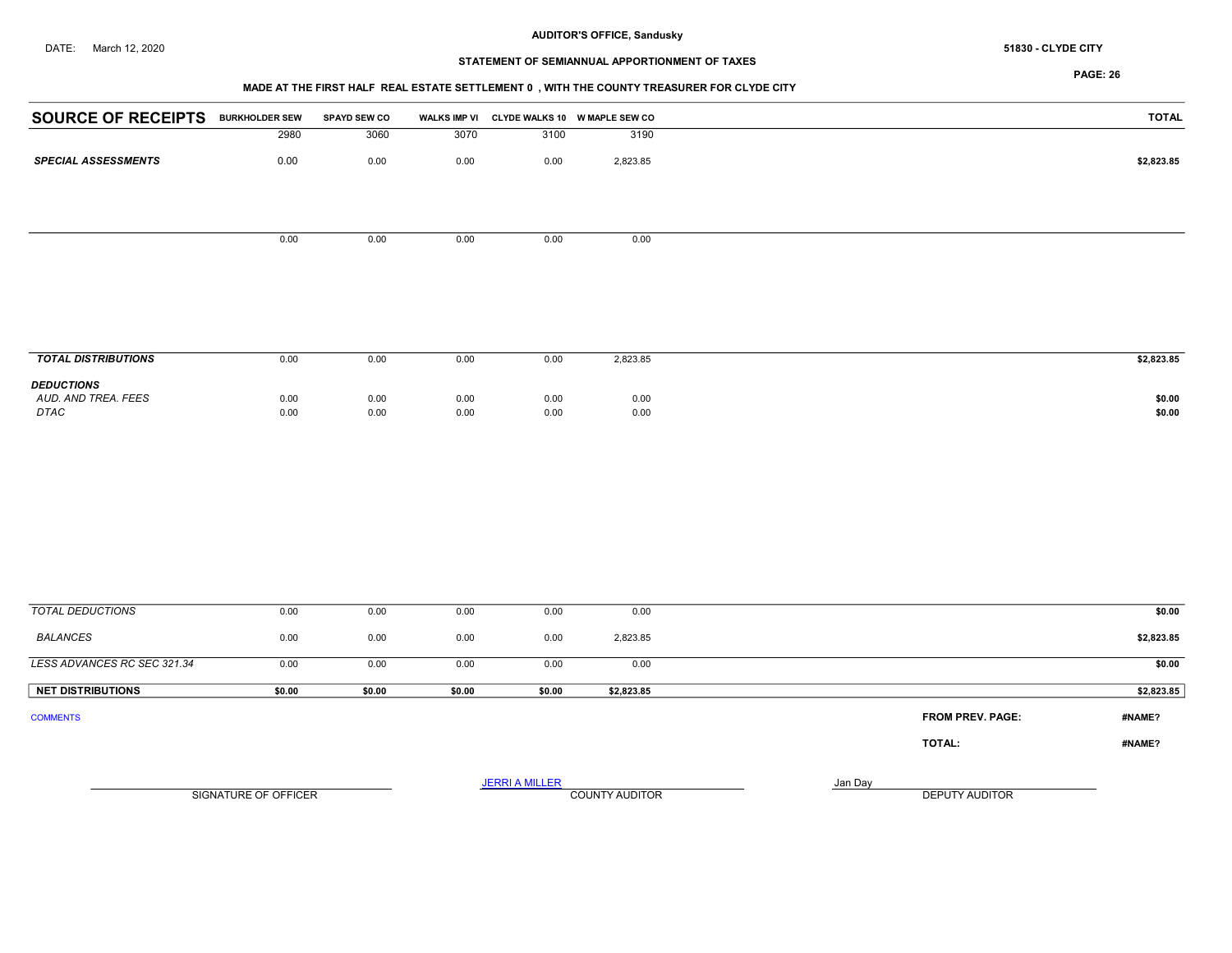AUDITOR'S OFFICE, Sandusky

DATE: March 12, 2020

51830 - CLYDE CITY

STATEMENT OF SEMIANNUAL APPORTIONMENT OF TAXES

MADE AT THE FIRST HALF REAL ESTATE SETTLEMENT 0 , WITH THE COUNTY TREASURER FOR CLYDE CITY

| SOURCE OF RECEIPTS | BURKHOLDER SEW | SPAYD SEW CO | WALKS IMP VI | CLYDE WALKS 10 | W MAPLE SEW CO | TOTAL |
|---|---|---|---|---|---|---|
| | 2980 | 3060 | 3070 | 3100 | 3190 | |
| ***SPECIAL ASSESSMENTS*** | 0.00 | 0.00 | 0.00 | 0.00 | 2,823.85 | **$2,823.85** |
| | 0.00 | 0.00 | 0.00 | 0.00 | 0.00 | |
| ***TOTAL DISTRIBUTIONS*** | 0.00 | 0.00 | 0.00 | 0.00 | 2,823.85 | **$2,823.85** |
| ***DEDUCTIONS*** | | | | | | |
| *AUD. AND TREA. FEES* | 0.00 | 0.00 | 0.00 | 0.00 | 0.00 | **$0.00** |
| *DTAC* | 0.00 | 0.00 | 0.00 | 0.00 | 0.00 | **$0.00** |
| *TOTAL DEDUCTIONS* | 0.00 | 0.00 | 0.00 | 0.00 | 0.00 | **$0.00** |
| *BALANCES* | 0.00 | 0.00 | 0.00 | 0.00 | 2,823.85 | **$2,823.85** |
| *LESS ADVANCES RC SEC 321.34* | 0.00 | 0.00 | 0.00 | 0.00 | 0.00 | **$0.00** |
| **NET DISTRIBUTIONS** | **$0.00** | **$0.00** | **$0.00** | **$0.00** | **$2,823.85** | **$2,823.85** |

COMMENTS

**FROM PREV. PAGE:** **#NAME?**

**TOTAL:** **#NAME?**

SIGNATURE OF OFFICER

JERRI A MILLER
COUNTY AUDITOR

Jan Day
DEPUTY AUDITOR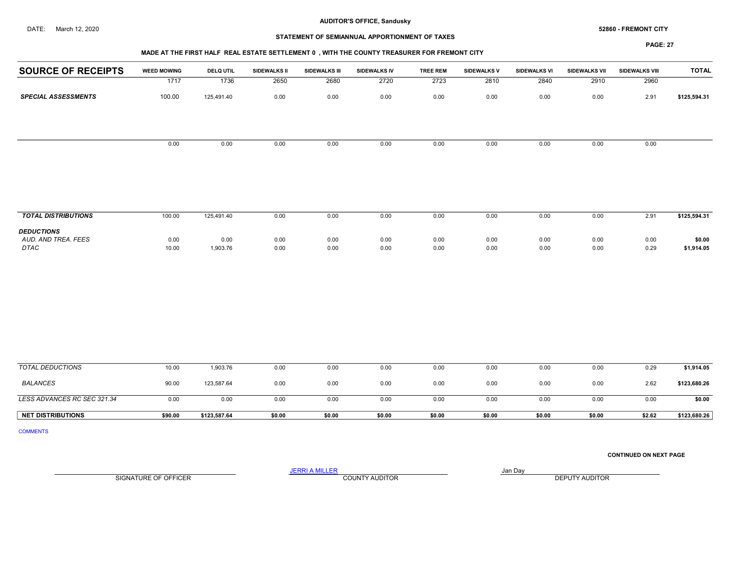**AUDITOR'S OFFICE, Sandusky**

DATE: March 12, 2020

**52860 - FREMONT CITY**

**STATEMENT OF SEMIANNUAL APPORTIONMENT OF TAXES**

**MADE AT THE FIRST HALF REAL ESTATE SETTLEMENT 0 , WITH THE COUNTY TREASURER FOR FREMONT CITY**

| SOURCE OF RECEIPTS | WEED MOWING | DELQ UTIL | SIDEWALKS II | SIDEWALKS III | SIDEWALKS IV | TREE REM | SIDEWALKS V | SIDEWALKS VI | SIDEWALKS VII | SIDEWALKS VIII | TOTAL |
|---|---|---|---|---|---|---|---|---|---|---|---|
| | 1717 | 1736 | 2650 | 2680 | 2720 | 2723 | 2810 | 2840 | 2910 | 2960 | |
| ***SPECIAL ASSESSMENTS*** | 100.00 | 125,491.40 | 0.00 | 0.00 | 0.00 | 0.00 | 0.00 | 0.00 | 0.00 | 2.91 | $125,594.31 |
| | 0.00 | 0.00 | 0.00 | 0.00 | 0.00 | 0.00 | 0.00 | 0.00 | 0.00 | 0.00 | |
| ***TOTAL DISTRIBUTIONS*** | 100.00 | 125,491.40 | 0.00 | 0.00 | 0.00 | 0.00 | 0.00 | 0.00 | 0.00 | 2.91 | $125,594.31 |
| ***DEDUCTIONS*** | | | | | | | | | | | |
| *AUD. AND TREA. FEES* | 0.00 | 0.00 | 0.00 | 0.00 | 0.00 | 0.00 | 0.00 | 0.00 | 0.00 | 0.00 | $0.00 |
| *DTAC* | 10.00 | 1,903.76 | 0.00 | 0.00 | 0.00 | 0.00 | 0.00 | 0.00 | 0.00 | 0.29 | $1,914.05 |
| *TOTAL DEDUCTIONS* | 10.00 | 1,903.76 | 0.00 | 0.00 | 0.00 | 0.00 | 0.00 | 0.00 | 0.00 | 0.29 | $1,914.05 |
| *BALANCES* | 90.00 | 123,587.64 | 0.00 | 0.00 | 0.00 | 0.00 | 0.00 | 0.00 | 0.00 | 2.62 | $123,680.26 |
| *LESS ADVANCES RC SEC 321.34* | 0.00 | 0.00 | 0.00 | 0.00 | 0.00 | 0.00 | 0.00 | 0.00 | 0.00 | 0.00 | $0.00 |
| **NET DISTRIBUTIONS** | **$90.00** | **$123,587.64** | **$0.00** | **$0.00** | **$0.00** | **$0.00** | **$0.00** | **$0.00** | **$0.00** | **$2.62** | **$123,680.26** |

COMMENTS

**CONTINUED ON NEXT PAGE**

SIGNATURE OF OFFICER

JERRI A MILLER
COUNTY AUDITOR

Jan Day
DEPUTY AUDITOR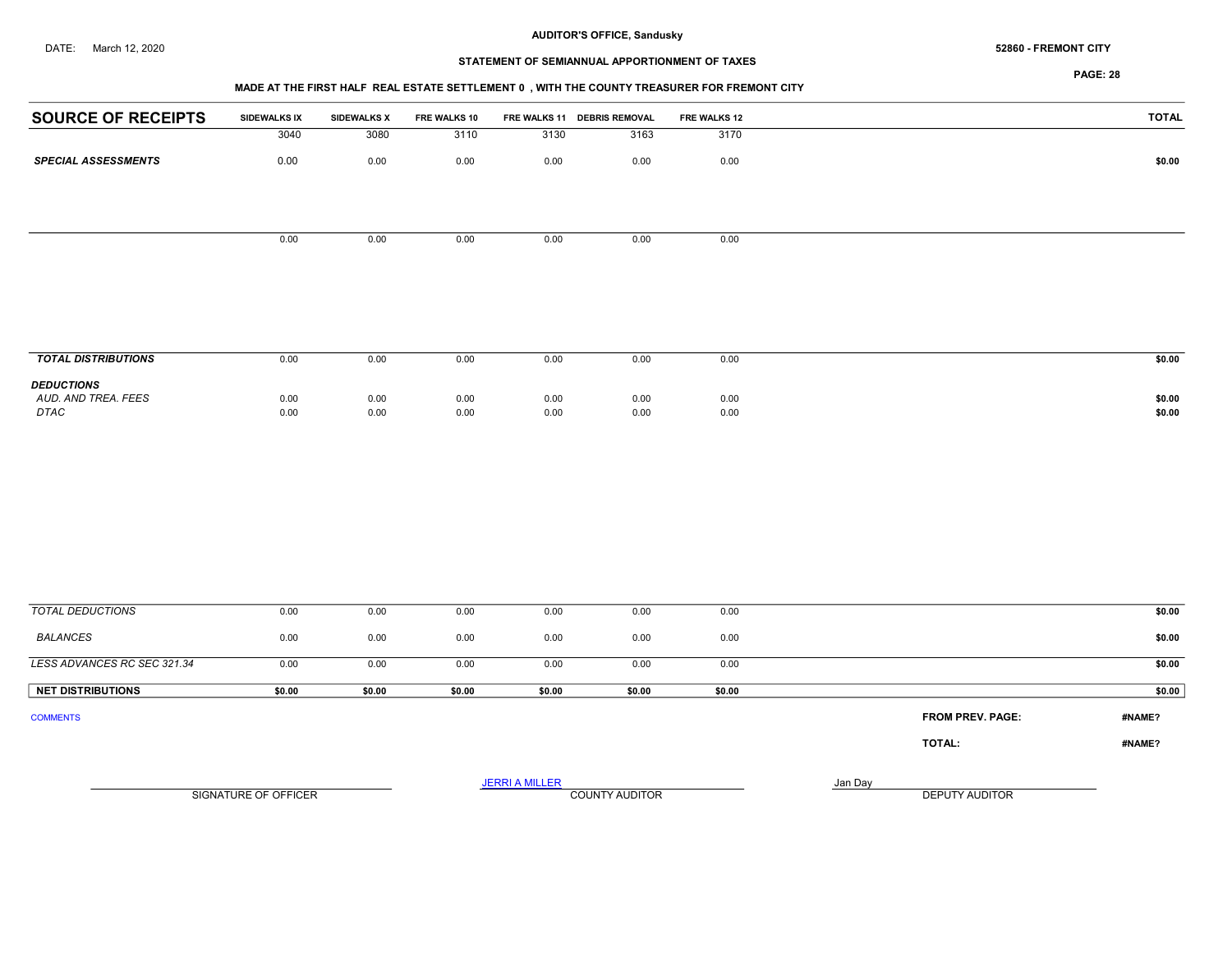DATE: March 12, 2020

**AUDITOR'S OFFICE, Sandusky**

**52860 - FREMONT CITY**

**STATEMENT OF SEMIANNUAL APPORTIONMENT OF TAXES**

**MADE AT THE FIRST HALF REAL ESTATE SETTLEMENT 0 , WITH THE COUNTY TREASURER FOR FREMONT CITY**

| SOURCE OF RECEIPTS | SIDEWALKS IX | SIDEWALKS X | FRE WALKS 10 | FRE WALKS 11 | DEBRIS REMOVAL | FRE WALKS 12 | TOTAL |
|---|---|---|---|---|---|---|---|
| | 3040 | 3080 | 3110 | 3130 | 3163 | 3170 | |
| ***SPECIAL ASSESSMENTS*** | 0.00 | 0.00 | 0.00 | 0.00 | 0.00 | 0.00 | $0.00 |
| | 0.00 | 0.00 | 0.00 | 0.00 | 0.00 | 0.00 | |
| ***TOTAL DISTRIBUTIONS*** | 0.00 | 0.00 | 0.00 | 0.00 | 0.00 | 0.00 | $0.00 |
| ***DEDUCTIONS*** | | | | | | | |
| *AUD. AND TREA. FEES* | 0.00 | 0.00 | 0.00 | 0.00 | 0.00 | 0.00 | $0.00 |
| *DTAC* | 0.00 | 0.00 | 0.00 | 0.00 | 0.00 | 0.00 | $0.00 |
| *TOTAL DEDUCTIONS* | 0.00 | 0.00 | 0.00 | 0.00 | 0.00 | 0.00 | $0.00 |
| *BALANCES* | 0.00 | 0.00 | 0.00 | 0.00 | 0.00 | 0.00 | $0.00 |
| *LESS ADVANCES RC SEC 321.34* | 0.00 | 0.00 | 0.00 | 0.00 | 0.00 | 0.00 | $0.00 |
| **NET DISTRIBUTIONS** | **$0.00** | **$0.00** | **$0.00** | **$0.00** | **$0.00** | **$0.00** | **$0.00** |

COMMENTS

**FROM PREV. PAGE:** **#NAME?**

**TOTAL:** **#NAME?**

SIGNATURE OF OFFICER

JERRI A MILLER
COUNTY AUDITOR

Jan Day
DEPUTY AUDITOR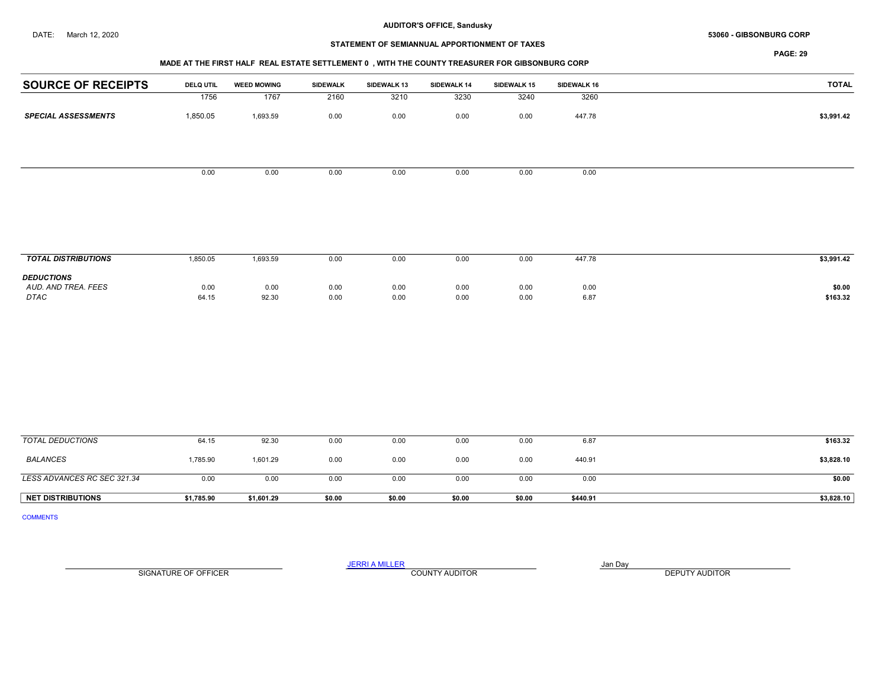**AUDITOR'S OFFICE, Sandusky**

DATE: March 12, 2020

**53060 - GIBSONBURG CORP**

**STATEMENT OF SEMIANNUAL APPORTIONMENT OF TAXES**

**MADE AT THE FIRST HALF REAL ESTATE SETTLEMENT 0 , WITH THE COUNTY TREASURER FOR GIBSONBURG CORP**

| SOURCE OF RECEIPTS | DELQ UTIL | WEED MOWING | SIDEWALK | SIDEWALK 13 | SIDEWALK 14 | SIDEWALK 15 | SIDEWALK 16 | TOTAL |
|---|---|---|---|---|---|---|---|---|
| | 1756 | 1767 | 2160 | 3210 | 3230 | 3240 | 3260 | |
| ***SPECIAL ASSESSMENTS*** | 1,850.05 | 1,693.59 | 0.00 | 0.00 | 0.00 | 0.00 | 447.78 | **$3,991.42** |
| | 0.00 | 0.00 | 0.00 | 0.00 | 0.00 | 0.00 | 0.00 | |
| ***TOTAL DISTRIBUTIONS*** | 1,850.05 | 1,693.59 | 0.00 | 0.00 | 0.00 | 0.00 | 447.78 | **$3,991.42** |
| ***DEDUCTIONS*** | | | | | | | | |
| *AUD. AND TREA. FEES* | 0.00 | 0.00 | 0.00 | 0.00 | 0.00 | 0.00 | 0.00 | **$0.00** |
| *DTAC* | 64.15 | 92.30 | 0.00 | 0.00 | 0.00 | 0.00 | 6.87 | **$163.32** |
| *TOTAL DEDUCTIONS* | 64.15 | 92.30 | 0.00 | 0.00 | 0.00 | 0.00 | 6.87 | **$163.32** |
| *BALANCES* | 1,785.90 | 1,601.29 | 0.00 | 0.00 | 0.00 | 0.00 | 440.91 | **$3,828.10** |
| *LESS ADVANCES RC SEC 321.34* | 0.00 | 0.00 | 0.00 | 0.00 | 0.00 | 0.00 | 0.00 | **$0.00** |
| **NET DISTRIBUTIONS** | **$1,785.90** | **$1,601.29** | **$0.00** | **$0.00** | **$0.00** | **$0.00** | **$440.91** | **$3,828.10** |

COMMENTS

SIGNATURE OF OFFICER

JERRI A MILLER
COUNTY AUDITOR

Jan Day
DEPUTY AUDITOR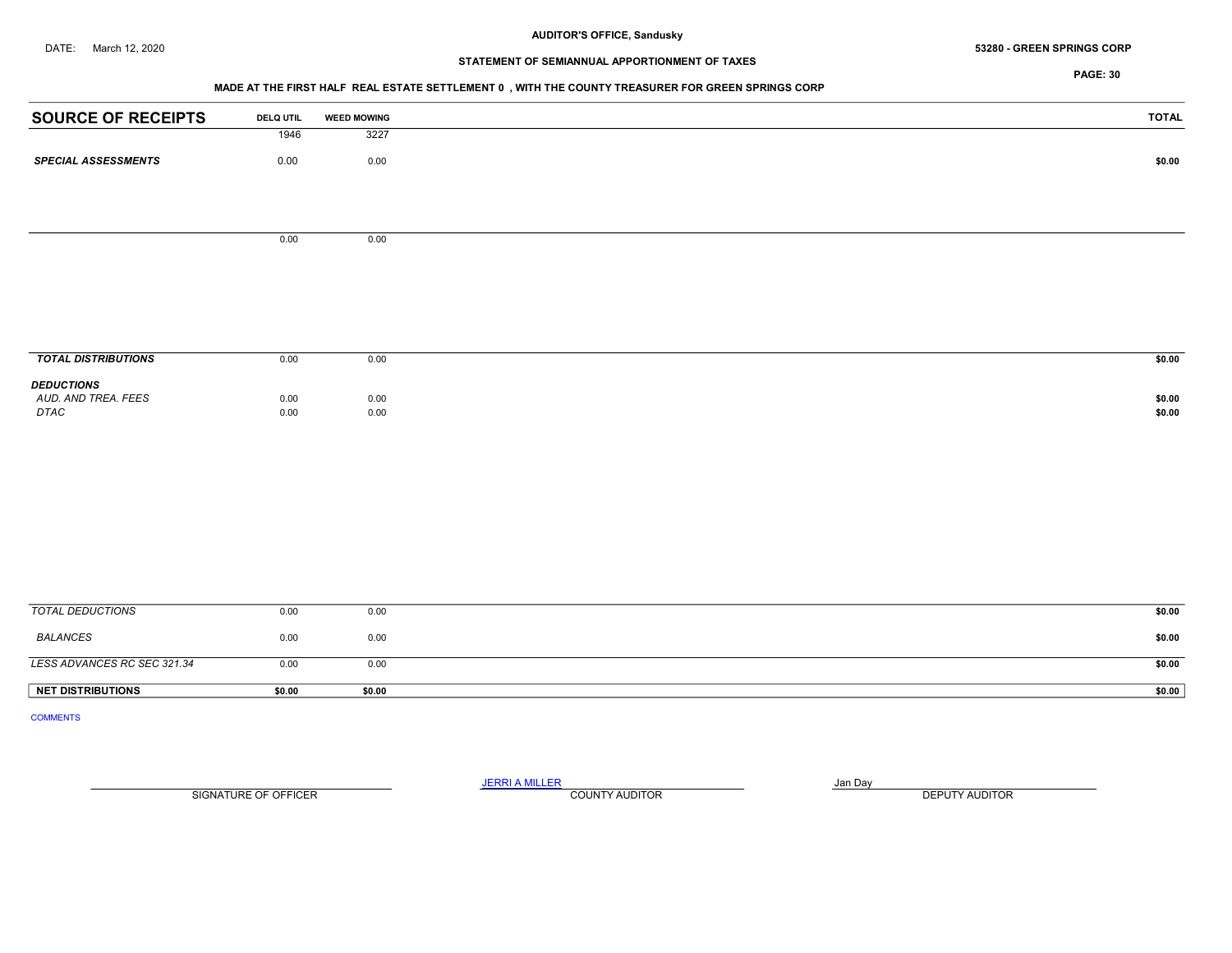AUDITOR'S OFFICE, Sandusky

DATE: March 12, 2020

53280 - GREEN SPRINGS CORP

STATEMENT OF SEMIANNUAL APPORTIONMENT OF TAXES

MADE AT THE FIRST HALF REAL ESTATE SETTLEMENT 0 , WITH THE COUNTY TREASURER FOR GREEN SPRINGS CORP

| SOURCE OF RECEIPTS | DELQ UTIL | WEED MOWING | TOTAL |
|---|---|---|---|
| | 1946 | 3227 | |
| ***SPECIAL ASSESSMENTS*** | 0.00 | 0.00 | **$0.00** |
| | 0.00 | 0.00 | |
| ***TOTAL DISTRIBUTIONS*** | 0.00 | 0.00 | **$0.00** |
| ***DEDUCTIONS*** | | | |
| *AUD. AND TREA. FEES* | 0.00 | 0.00 | **$0.00** |
| *DTAC* | 0.00 | 0.00 | **$0.00** |
| *TOTAL DEDUCTIONS* | 0.00 | 0.00 | **$0.00** |
| *BALANCES* | 0.00 | 0.00 | **$0.00** |
| *LESS ADVANCES RC SEC 321.34* | 0.00 | 0.00 | **$0.00** |
| **NET DISTRIBUTIONS** | **$0.00** | **$0.00** | **$0.00** |

COMMENTS

SIGNATURE OF OFFICER

JERRI A MILLER
COUNTY AUDITOR

Jan Day
DEPUTY AUDITOR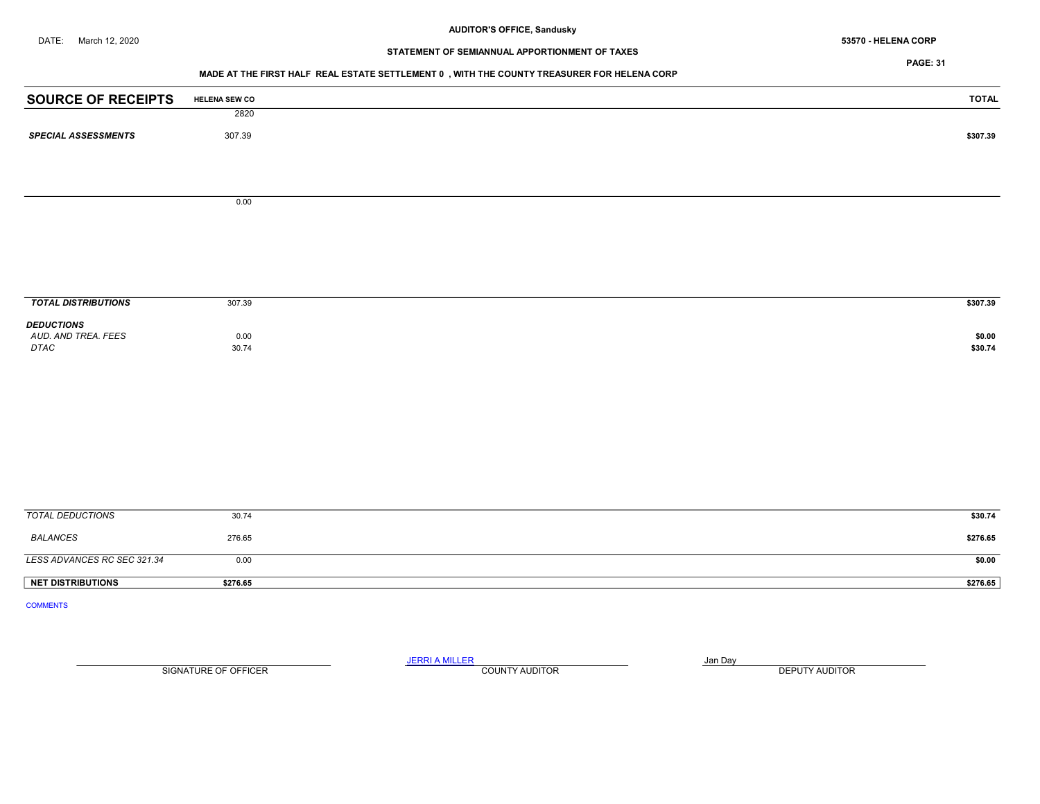AUDITOR'S OFFICE, Sandusky

DATE: March 12, 2020

53570 - HELENA CORP

STATEMENT OF SEMIANNUAL APPORTIONMENT OF TAXES

MADE AT THE FIRST HALF REAL ESTATE SETTLEMENT 0 , WITH THE COUNTY TREASURER FOR HELENA CORP

| SOURCE OF RECEIPTS | HELENA SEW CO | TOTAL |
|---|---|---|
| | 2820 | |
| ***SPECIAL ASSESSMENTS*** | 307.39 | $307.39 |
| | 0.00 | |
| ***TOTAL DISTRIBUTIONS*** | 307.39 | $307.39 |
| ***DEDUCTIONS*** | | |
| *AUD. AND TREA. FEES* | 0.00 | $0.00 |
| *DTAC* | 30.74 | $30.74 |
| *TOTAL DEDUCTIONS* | 30.74 | $30.74 |
| *BALANCES* | 276.65 | $276.65 |
| *LESS ADVANCES RC SEC 321.34* | 0.00 | $0.00 |
| **NET DISTRIBUTIONS** | $276.65 | $276.65 |

COMMENTS

SIGNATURE OF OFFICER

JERRI A MILLER
COUNTY AUDITOR

Jan Day
DEPUTY AUDITOR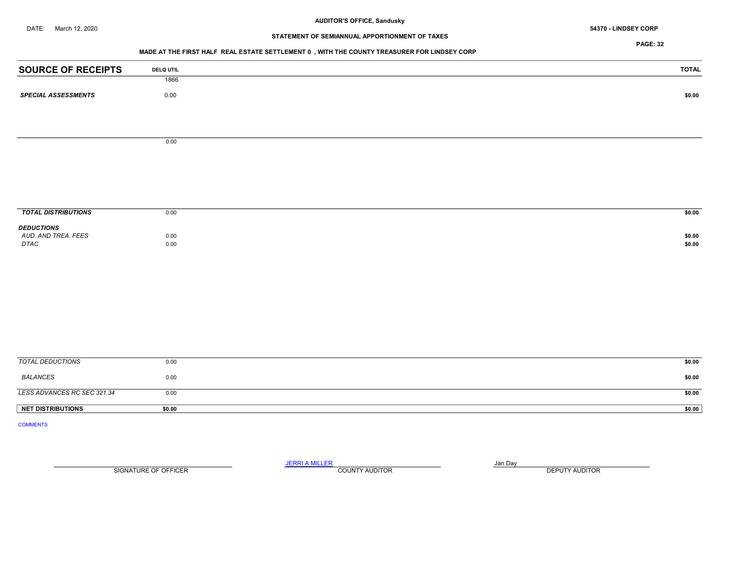AUDITOR'S OFFICE, Sandusky

DATE: March 12, 2020

54370 - LINDSEY CORP

STATEMENT OF SEMIANNUAL APPORTIONMENT OF TAXES

MADE AT THE FIRST HALF REAL ESTATE SETTLEMENT 0 , WITH THE COUNTY TREASURER FOR LINDSEY CORP

| SOURCE OF RECEIPTS | DELQ UTIL | TOTAL |
|---|---|---|
| | 1866 | |
| ***SPECIAL ASSESSMENTS*** | 0.00 | **$0.00** |
| | 0.00 | |
| ***TOTAL DISTRIBUTIONS*** | 0.00 | **$0.00** |
| ***DEDUCTIONS*** | | |
| *AUD. AND TREA. FEES* | 0.00 | **$0.00** |
| *DTAC* | 0.00 | **$0.00** |
| *TOTAL DEDUCTIONS* | 0.00 | **$0.00** |
| *BALANCES* | 0.00 | **$0.00** |
| *LESS ADVANCES RC SEC 321.34* | 0.00 | **$0.00** |
| **NET DISTRIBUTIONS** | **$0.00** | **$0.00** |

COMMENTS

SIGNATURE OF OFFICER

JERRI A MILLER
COUNTY AUDITOR

Jan Day
DEPUTY AUDITOR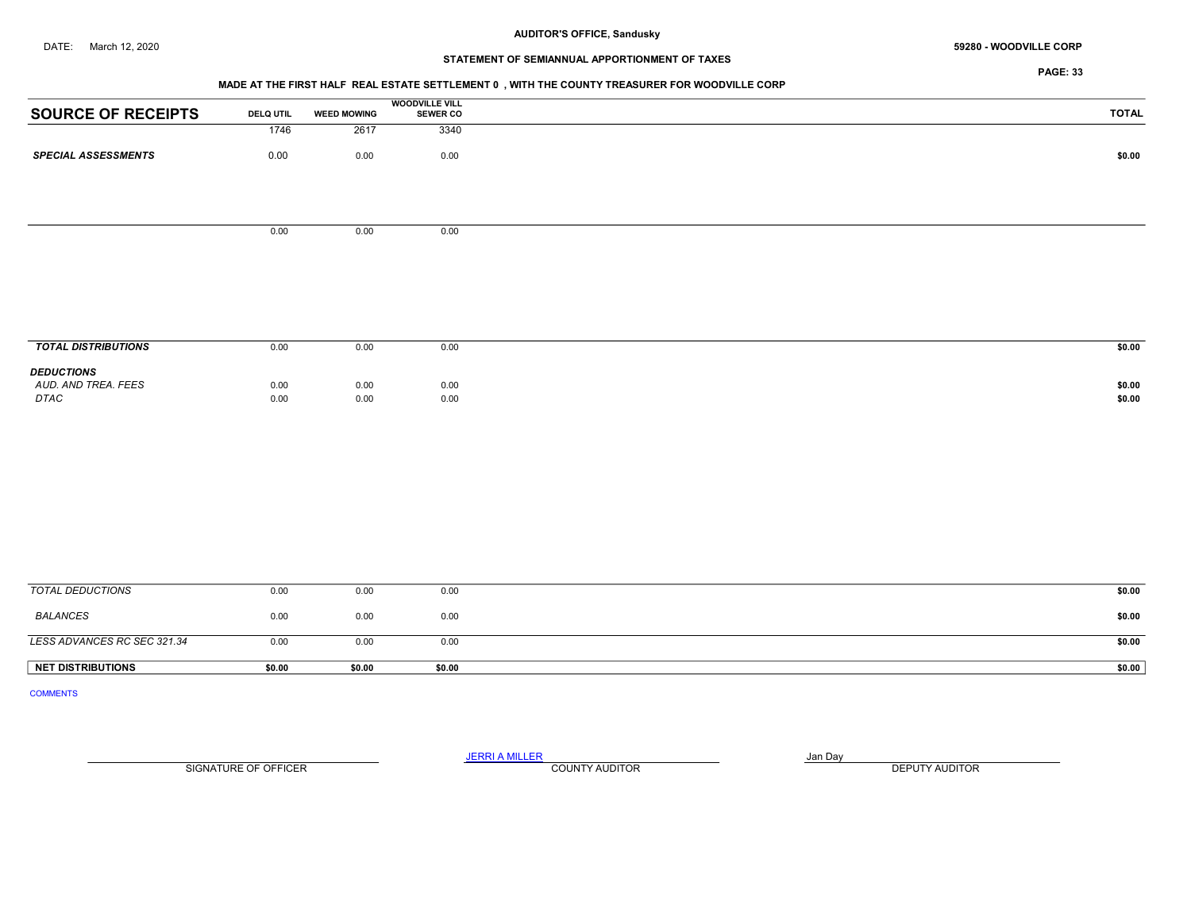AUDITOR'S OFFICE, Sandusky

DATE: March 12, 2020

59280 - WOODVILLE CORP

STATEMENT OF SEMIANNUAL APPORTIONMENT OF TAXES

MADE AT THE FIRST HALF REAL ESTATE SETTLEMENT 0 , WITH THE COUNTY TREASURER FOR WOODVILLE CORP

| SOURCE OF RECEIPTS | DELQ UTIL | WEED MOWING | WOODVILLE VILL SEWER CO | TOTAL |
|---|---|---|---|---|
| | 1746 | 2617 | 3340 | |
| ***SPECIAL ASSESSMENTS*** | 0.00 | 0.00 | 0.00 | $0.00 |
| | 0.00 | 0.00 | 0.00 | |
| ***TOTAL DISTRIBUTIONS*** | 0.00 | 0.00 | 0.00 | $0.00 |
| ***DEDUCTIONS*** | | | | |
| *AUD. AND TREA. FEES* | 0.00 | 0.00 | 0.00 | $0.00 |
| *DTAC* | 0.00 | 0.00 | 0.00 | $0.00 |
| *TOTAL DEDUCTIONS* | 0.00 | 0.00 | 0.00 | $0.00 |
| *BALANCES* | 0.00 | 0.00 | 0.00 | $0.00 |
| *LESS ADVANCES RC SEC 321.34* | 0.00 | 0.00 | 0.00 | $0.00 |
| **NET DISTRIBUTIONS** | **$0.00** | **$0.00** | **$0.00** | **$0.00** |

COMMENTS

| SIGNATURE OF OFFICER | JERRI A MILLER<br>COUNTY AUDITOR | Jan Day<br>DEPUTY AUDITOR |
|---|---|---|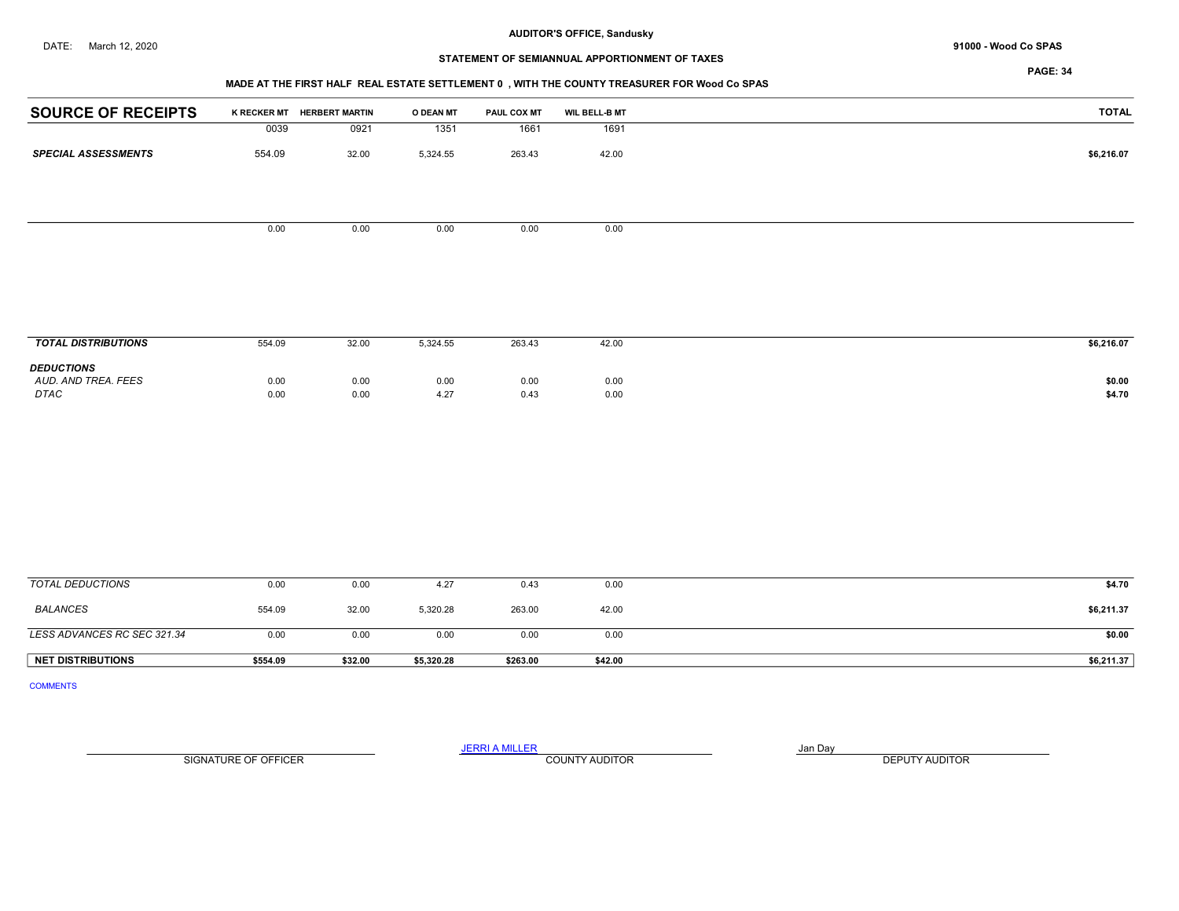AUDITOR'S OFFICE, Sandusky

DATE: March 12, 2020

91000 - Wood Co SPAS

STATEMENT OF SEMIANNUAL APPORTIONMENT OF TAXES

MADE AT THE FIRST HALF REAL ESTATE SETTLEMENT 0 , WITH THE COUNTY TREASURER FOR Wood Co SPAS

| SOURCE OF RECEIPTS | K RECKER MT | HERBERT MARTIN | O DEAN MT | PAUL COX MT | WIL BELL-B MT | TOTAL |
|---|---|---|---|---|---|---|
| | 0039 | 0921 | 1351 | 1661 | 1691 | |
| ***SPECIAL ASSESSMENTS*** | 554.09 | 32.00 | 5,324.55 | 263.43 | 42.00 | $6,216.07 |
| | 0.00 | 0.00 | 0.00 | 0.00 | 0.00 | |
| ***TOTAL DISTRIBUTIONS*** | 554.09 | 32.00 | 5,324.55 | 263.43 | 42.00 | $6,216.07 |
| ***DEDUCTIONS*** | | | | | | |
| *AUD. AND TREA. FEES* | 0.00 | 0.00 | 0.00 | 0.00 | 0.00 | $0.00 |
| *DTAC* | 0.00 | 0.00 | 4.27 | 0.43 | 0.00 | $4.70 |
| *TOTAL DEDUCTIONS* | 0.00 | 0.00 | 4.27 | 0.43 | 0.00 | $4.70 |
| *BALANCES* | 554.09 | 32.00 | 5,320.28 | 263.00 | 42.00 | $6,211.37 |
| *LESS ADVANCES RC SEC 321.34* | 0.00 | 0.00 | 0.00 | 0.00 | 0.00 | $0.00 |
| **NET DISTRIBUTIONS** | $554.09 | $32.00 | $5,320.28 | $263.00 | $42.00 | $6,211.37 |

COMMENTS

SIGNATURE OF OFFICER

JERRI A MILLER
COUNTY AUDITOR

Jan Day
DEPUTY AUDITOR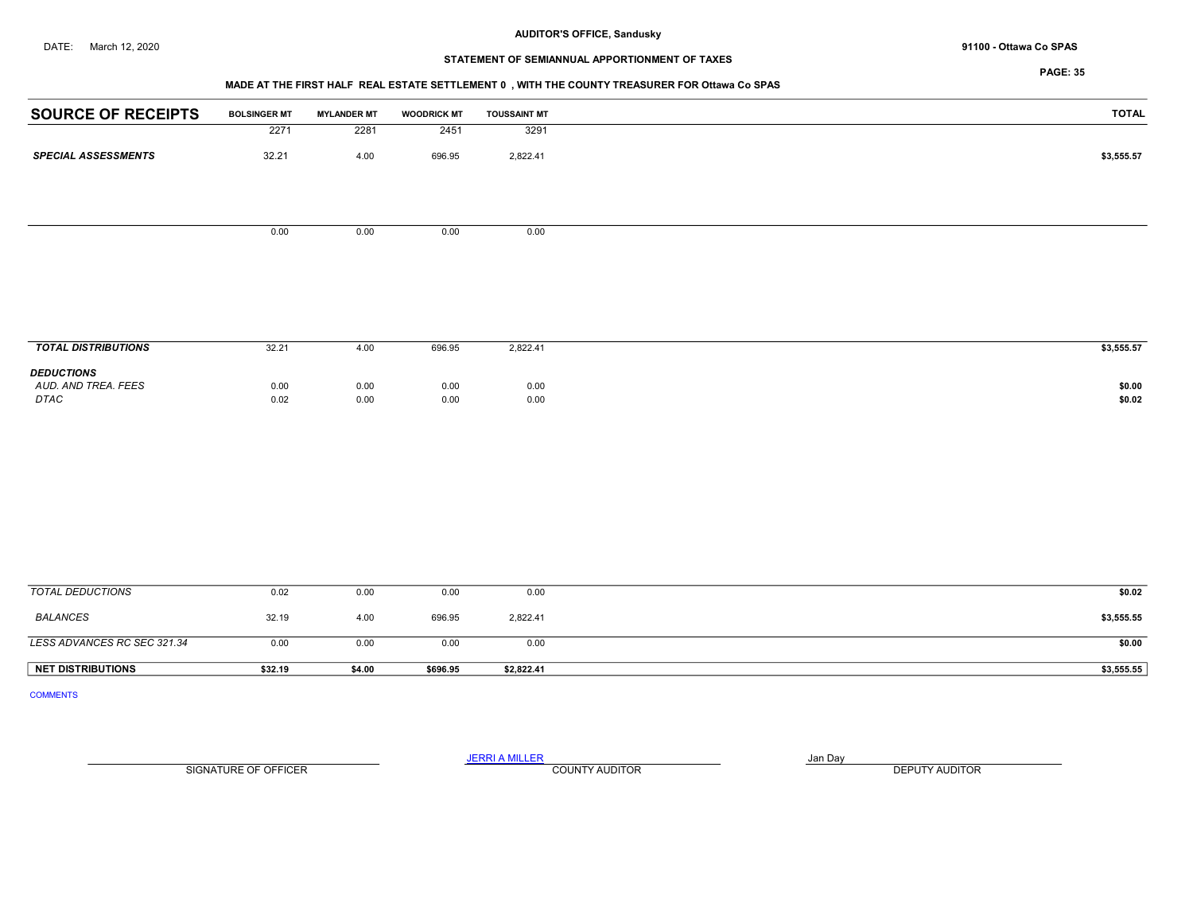AUDITOR'S OFFICE, Sandusky

DATE: March 12, 2020

91100 - Ottawa Co SPAS

STATEMENT OF SEMIANNUAL APPORTIONMENT OF TAXES

MADE AT THE FIRST HALF REAL ESTATE SETTLEMENT 0 , WITH THE COUNTY TREASURER FOR Ottawa Co SPAS

| SOURCE OF RECEIPTS | BOLSINGER MT | MYLANDER MT | WOODRICK MT | TOUSSAINT MT | TOTAL |
|---|---|---|---|---|---|
| | 2271 | 2281 | 2451 | 3291 | |
| ***SPECIAL ASSESSMENTS*** | 32.21 | 4.00 | 696.95 | 2,822.41 | **$3,555.57** |
| | 0.00 | 0.00 | 0.00 | 0.00 | |
| ***TOTAL DISTRIBUTIONS*** | 32.21 | 4.00 | 696.95 | 2,822.41 | **$3,555.57** |
| ***DEDUCTIONS*** | | | | | |
| *AUD. AND TREA. FEES* | 0.00 | 0.00 | 0.00 | 0.00 | **$0.00** |
| *DTAC* | 0.02 | 0.00 | 0.00 | 0.00 | **$0.02** |
| *TOTAL DEDUCTIONS* | 0.02 | 0.00 | 0.00 | 0.00 | **$0.02** |
| *BALANCES* | 32.19 | 4.00 | 696.95 | 2,822.41 | **$3,555.55** |
| *LESS ADVANCES RC SEC 321.34* | 0.00 | 0.00 | 0.00 | 0.00 | **$0.00** |
| **NET DISTRIBUTIONS** | **$32.19** | **$4.00** | **$696.95** | **$2,822.41** | **$3,555.55** |

COMMENTS

SIGNATURE OF OFFICER

JERRI A MILLER
COUNTY AUDITOR

Jan Day
DEPUTY AUDITOR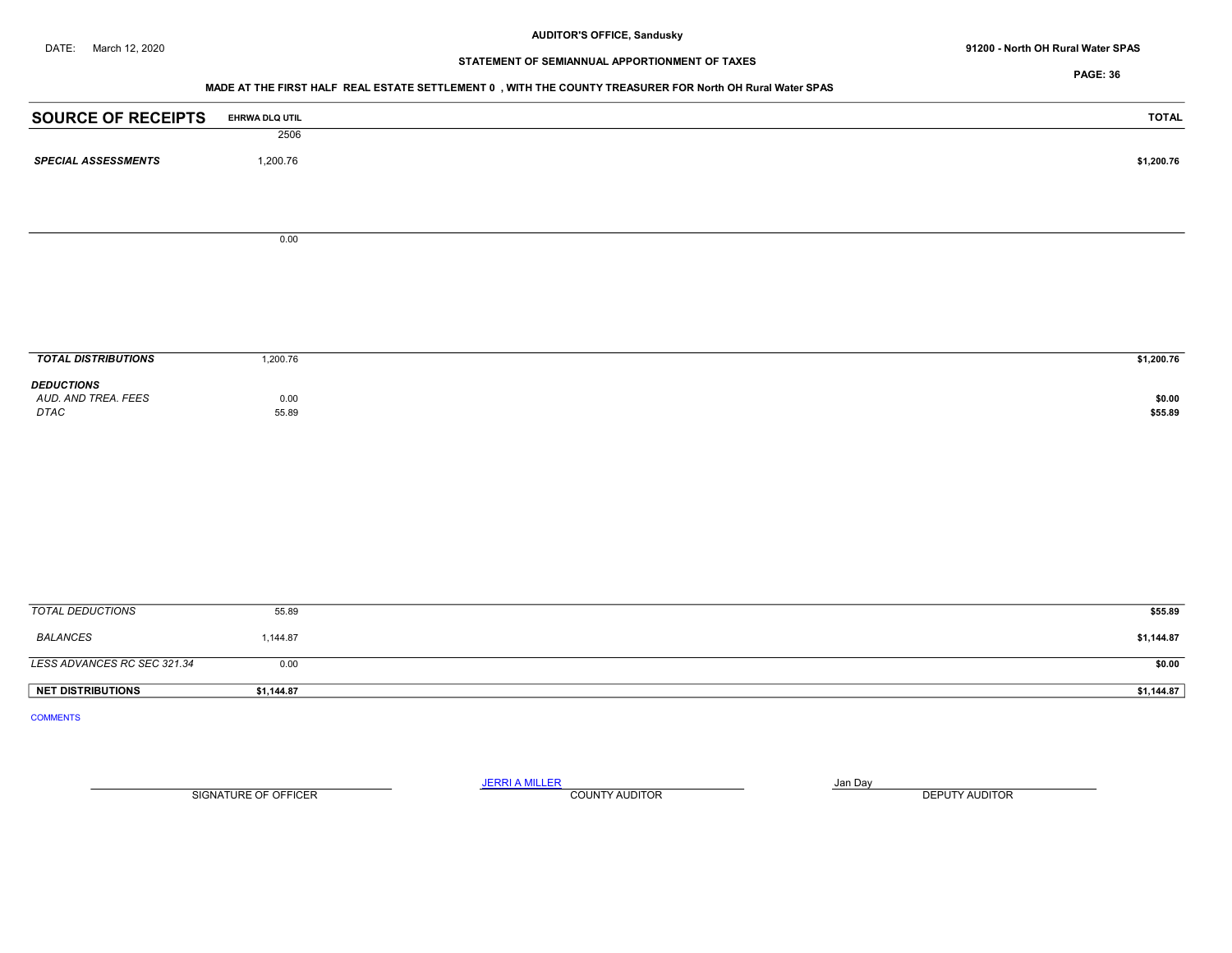DATE: March 12, 2020

**AUDITOR'S OFFICE, Sandusky**

**91200 - North OH Rural Water SPAS**

**STATEMENT OF SEMIANNUAL APPORTIONMENT OF TAXES**

**MADE AT THE FIRST HALF REAL ESTATE SETTLEMENT 0 , WITH THE COUNTY TREASURER FOR North OH Rural Water SPAS**

| SOURCE OF RECEIPTS | EHRWA DLQ UTIL | TOTAL |
|---|---|---|
| | 2506 | |
| ***SPECIAL ASSESSMENTS*** | 1,200.76 | **$1,200.76** |
| | 0.00 | |
| ***TOTAL DISTRIBUTIONS*** | 1,200.76 | **$1,200.76** |
| ***DEDUCTIONS*** | | |
| *AUD. AND TREA. FEES* | 0.00 | **$0.00** |
| *DTAC* | 55.89 | **$55.89** |
| *TOTAL DEDUCTIONS* | 55.89 | **$55.89** |
| *BALANCES* | 1,144.87 | **$1,144.87** |
| *LESS ADVANCES RC SEC 321.34* | 0.00 | **$0.00** |
| **NET DISTRIBUTIONS** | **$1,144.87** | **$1,144.87** |

COMMENTS

SIGNATURE OF OFFICER

JERRI A MILLER
COUNTY AUDITOR

Jan Day
DEPUTY AUDITOR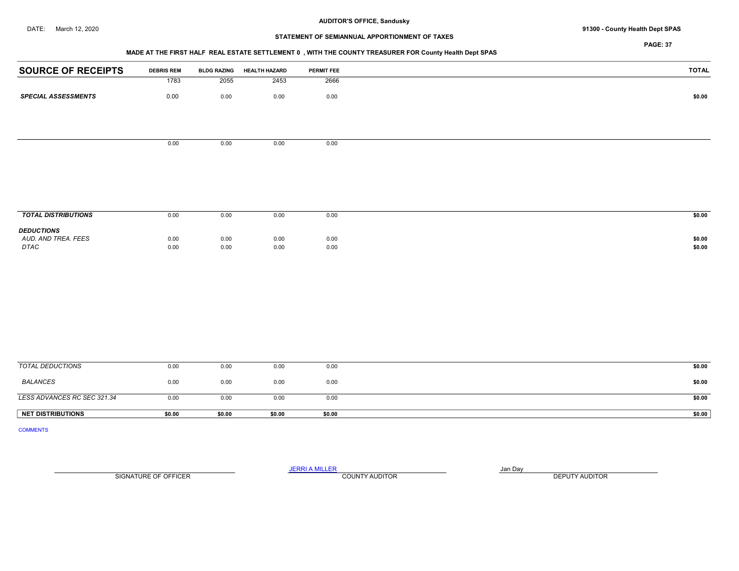**AUDITOR'S OFFICE, Sandusky**

DATE: March 12, 2020

**91300 - County Health Dept SPAS**

**STATEMENT OF SEMIANNUAL APPORTIONMENT OF TAXES**

**MADE AT THE FIRST HALF REAL ESTATE SETTLEMENT 0 , WITH THE COUNTY TREASURER FOR County Health Dept SPAS**

| SOURCE OF RECEIPTS | DEBRIS REM | BLDG RAZING | HEALTH HAZARD | PERMIT FEE | TOTAL |
|---|---|---|---|---|---|
| | 1783 | 2055 | 2453 | 2666 | |
| ***SPECIAL ASSESSMENTS*** | 0.00 | 0.00 | 0.00 | 0.00 | **$0.00** |
| | 0.00 | 0.00 | 0.00 | 0.00 | |
| ***TOTAL DISTRIBUTIONS*** | 0.00 | 0.00 | 0.00 | 0.00 | **$0.00** |
| ***DEDUCTIONS*** | | | | | |
| *AUD. AND TREA. FEES* | 0.00 | 0.00 | 0.00 | 0.00 | **$0.00** |
| *DTAC* | 0.00 | 0.00 | 0.00 | 0.00 | **$0.00** |
| *TOTAL DEDUCTIONS* | 0.00 | 0.00 | 0.00 | 0.00 | **$0.00** |
| *BALANCES* | 0.00 | 0.00 | 0.00 | 0.00 | **$0.00** |
| *LESS ADVANCES RC SEC 321.34* | 0.00 | 0.00 | 0.00 | 0.00 | **$0.00** |
| **NET DISTRIBUTIONS** | **$0.00** | **$0.00** | **$0.00** | **$0.00** | **$0.00** |

COMMENTS

SIGNATURE OF OFFICER

JERRI A MILLER
COUNTY AUDITOR

Jan Day
DEPUTY AUDITOR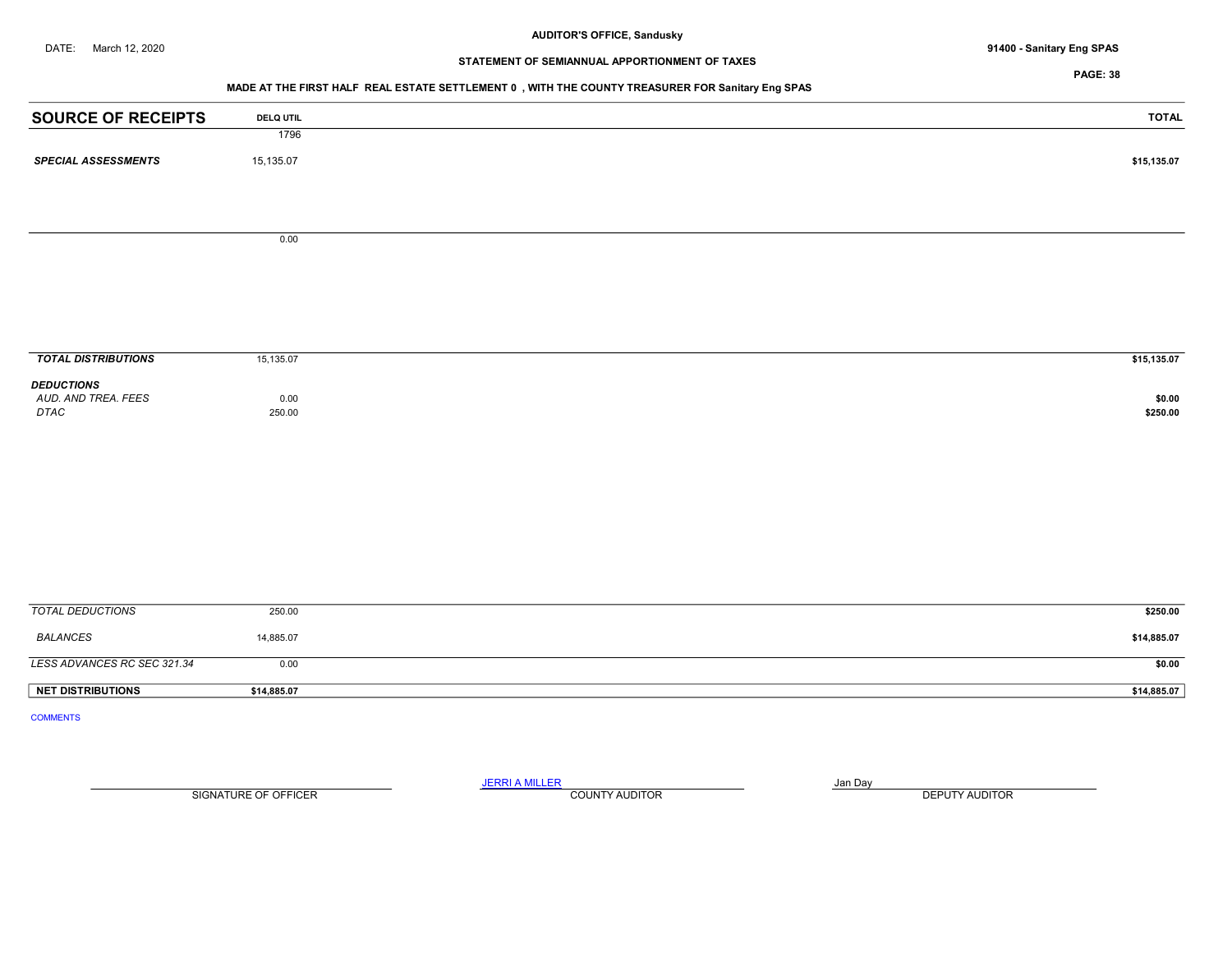AUDITOR'S OFFICE, Sandusky

DATE: March 12, 2020

91400 - Sanitary Eng SPAS

STATEMENT OF SEMIANNUAL APPORTIONMENT OF TAXES

MADE AT THE FIRST HALF REAL ESTATE SETTLEMENT 0 , WITH THE COUNTY TREASURER FOR Sanitary Eng SPAS

| SOURCE OF RECEIPTS | DELQ UTIL | TOTAL |
|---|---|---|
| | 1796 | |
| ***SPECIAL ASSESSMENTS*** | 15,135.07 | **$15,135.07** |
| | 0.00 | |
| ***TOTAL DISTRIBUTIONS*** | 15,135.07 | **$15,135.07** |
| ***DEDUCTIONS*** | | |
| *AUD. AND TREA. FEES* | 0.00 | **$0.00** |
| *DTAC* | 250.00 | **$250.00** |
| *TOTAL DEDUCTIONS* | 250.00 | **$250.00** |
| *BALANCES* | 14,885.07 | **$14,885.07** |
| *LESS ADVANCES RC SEC 321.34* | 0.00 | **$0.00** |
| **NET DISTRIBUTIONS** | **$14,885.07** | **$14,885.07** |

COMMENTS

SIGNATURE OF OFFICER

JERRI A MILLER
COUNTY AUDITOR

Jan Day
DEPUTY AUDITOR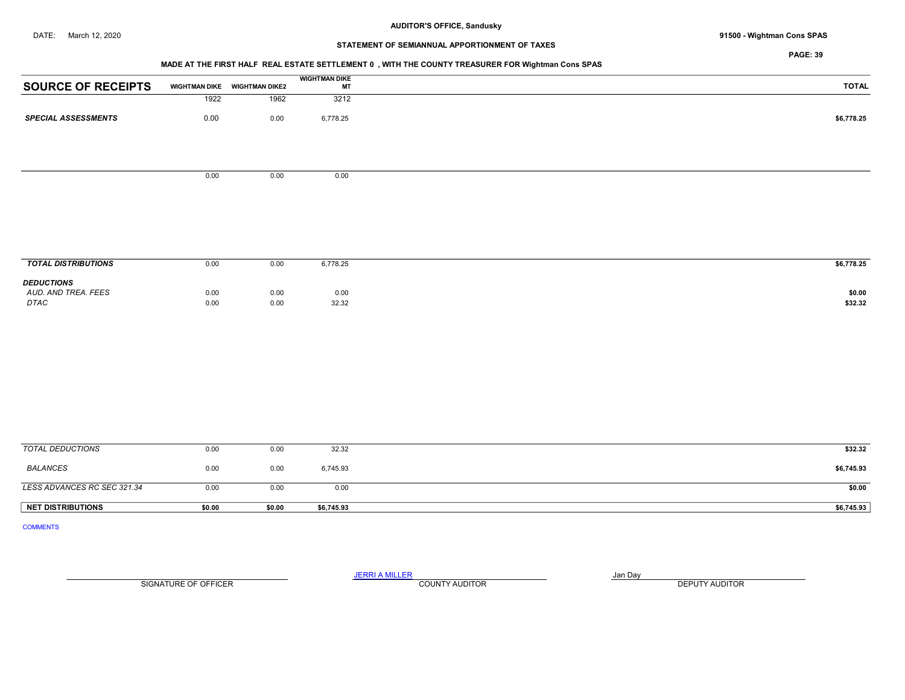AUDITOR'S OFFICE, Sandusky

DATE: March 12, 2020

91500 - Wightman Cons SPAS

STATEMENT OF SEMIANNUAL APPORTIONMENT OF TAXES

MADE AT THE FIRST HALF REAL ESTATE SETTLEMENT 0 , WITH THE COUNTY TREASURER FOR Wightman Cons SPAS

| SOURCE OF RECEIPTS | WIGHTMAN DIKE | WIGHTMAN DIKE2 | WIGHTMAN DIKE MT | TOTAL |
|---|---|---|---|---|
| | 1922 | 1962 | 3212 | |
| ***SPECIAL ASSESSMENTS*** | 0.00 | 0.00 | 6,778.25 | **$6,778.25** |
| | 0.00 | 0.00 | 0.00 | |
| ***TOTAL DISTRIBUTIONS*** | 0.00 | 0.00 | 6,778.25 | **$6,778.25** |
| ***DEDUCTIONS*** | | | | |
| *AUD. AND TREA. FEES* | 0.00 | 0.00 | 0.00 | **$0.00** |
| *DTAC* | 0.00 | 0.00 | 32.32 | **$32.32** |
| *TOTAL DEDUCTIONS* | 0.00 | 0.00 | 32.32 | **$32.32** |
| *BALANCES* | 0.00 | 0.00 | 6,745.93 | **$6,745.93** |
| *LESS ADVANCES RC SEC 321.34* | 0.00 | 0.00 | 0.00 | **$0.00** |
| **NET DISTRIBUTIONS** | **$0.00** | **$0.00** | **$6,745.93** | **$6,745.93** |

COMMENTS

SIGNATURE OF OFFICER

JERRI A MILLER
COUNTY AUDITOR

Jan Day
DEPUTY AUDITOR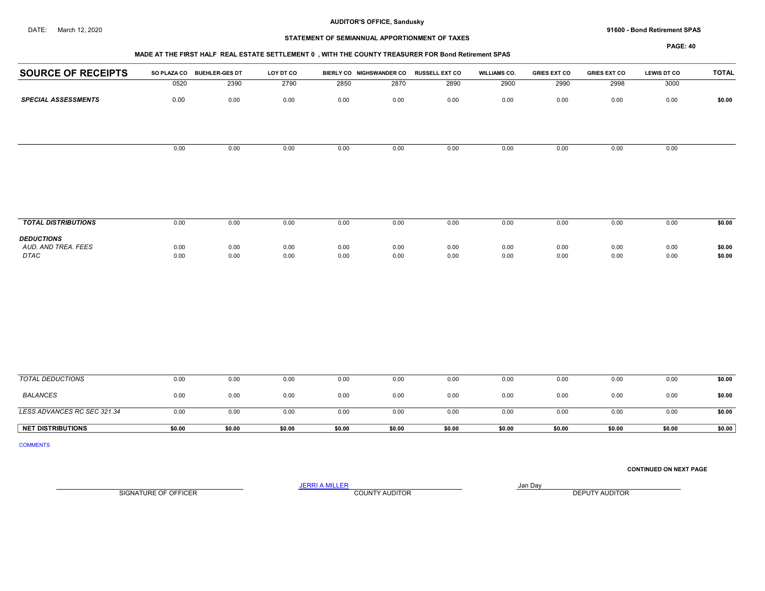AUDITOR'S OFFICE, Sandusky

DATE: March 12, 2020

91600 - Bond Retirement SPAS

STATEMENT OF SEMIANNUAL APPORTIONMENT OF TAXES

MADE AT THE FIRST HALF REAL ESTATE SETTLEMENT 0 , WITH THE COUNTY TREASURER FOR Bond Retirement SPAS

| SOURCE OF RECEIPTS | SO PLAZA CO | BUEHLER-GES DT | LOY DT CO | BIERLY CO | NIGHSWANDER CO | RUSSELL EXT CO | WILLIAMS CO. | GRIES EXT CO | GRIES EXT CO | LEWIS DT CO | TOTAL |
|---|---|---|---|---|---|---|---|---|---|---|---|
| | 0520 | 2390 | 2790 | 2850 | 2870 | 2890 | 2900 | 2990 | 2998 | 3000 | |
| ***SPECIAL ASSESSMENTS*** | 0.00 | 0.00 | 0.00 | 0.00 | 0.00 | 0.00 | 0.00 | 0.00 | 0.00 | 0.00 | **$0.00** |
| | 0.00 | 0.00 | 0.00 | 0.00 | 0.00 | 0.00 | 0.00 | 0.00 | 0.00 | 0.00 | |
| ***TOTAL DISTRIBUTIONS*** | 0.00 | 0.00 | 0.00 | 0.00 | 0.00 | 0.00 | 0.00 | 0.00 | 0.00 | 0.00 | **$0.00** |
| ***DEDUCTIONS*** | | | | | | | | | | | |
| *AUD. AND TREA. FEES* | 0.00 | 0.00 | 0.00 | 0.00 | 0.00 | 0.00 | 0.00 | 0.00 | 0.00 | 0.00 | **$0.00** |
| *DTAC* | 0.00 | 0.00 | 0.00 | 0.00 | 0.00 | 0.00 | 0.00 | 0.00 | 0.00 | 0.00 | **$0.00** |
| *TOTAL DEDUCTIONS* | 0.00 | 0.00 | 0.00 | 0.00 | 0.00 | 0.00 | 0.00 | 0.00 | 0.00 | 0.00 | **$0.00** |
| *BALANCES* | 0.00 | 0.00 | 0.00 | 0.00 | 0.00 | 0.00 | 0.00 | 0.00 | 0.00 | 0.00 | **$0.00** |
| *LESS ADVANCES RC SEC 321.34* | 0.00 | 0.00 | 0.00 | 0.00 | 0.00 | 0.00 | 0.00 | 0.00 | 0.00 | 0.00 | **$0.00** |
| **NET DISTRIBUTIONS** | **$0.00** | **$0.00** | **$0.00** | **$0.00** | **$0.00** | **$0.00** | **$0.00** | **$0.00** | **$0.00** | **$0.00** | **$0.00** |

COMMENTS

**CONTINUED ON NEXT PAGE**

SIGNATURE OF OFFICER

JERRI A MILLER
COUNTY AUDITOR

Jan Day
DEPUTY AUDITOR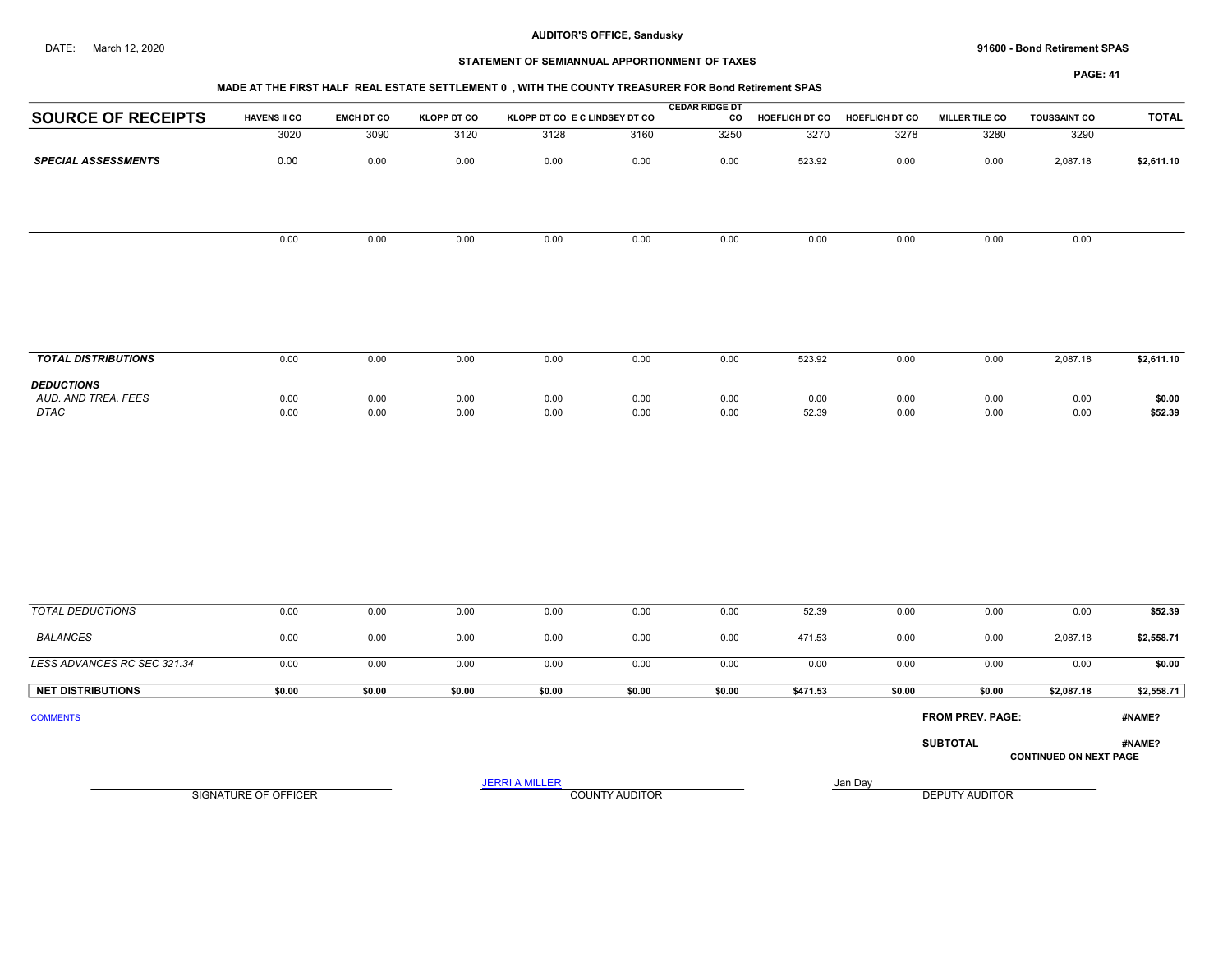DATE: March 12, 2020

**AUDITOR'S OFFICE, Sandusky**

**91600 - Bond Retirement SPAS**

**STATEMENT OF SEMIANNUAL APPORTIONMENT OF TAXES**

**MADE AT THE FIRST HALF REAL ESTATE SETTLEMENT 0 , WITH THE COUNTY TREASURER FOR Bond Retirement SPAS**

| SOURCE OF RECEIPTS | HAVENS II CO | EMCH DT CO | KLOPP DT CO | KLOPP DT CO | E C LINDSEY DT CO | CEDAR RIDGE DT CO | HOEFLICH DT CO | HOEFLICH DT CO | MILLER TILE CO | TOUSSAINT CO | TOTAL |
|---|---|---|---|---|---|---|---|---|---|---|---|
| | 3020 | 3090 | 3120 | 3128 | 3160 | 3250 | 3270 | 3278 | 3280 | 3290 | |
| ***SPECIAL ASSESSMENTS*** | 0.00 | 0.00 | 0.00 | 0.00 | 0.00 | 0.00 | 523.92 | 0.00 | 0.00 | 2,087.18 | **$2,611.10** |
| | 0.00 | 0.00 | 0.00 | 0.00 | 0.00 | 0.00 | 0.00 | 0.00 | 0.00 | 0.00 | |
| ***TOTAL DISTRIBUTIONS*** | 0.00 | 0.00 | 0.00 | 0.00 | 0.00 | 0.00 | 523.92 | 0.00 | 0.00 | 2,087.18 | **$2,611.10** |
| ***DEDUCTIONS*** | | | | | | | | | | | |
| *AUD. AND TREA. FEES* | 0.00 | 0.00 | 0.00 | 0.00 | 0.00 | 0.00 | 0.00 | 0.00 | 0.00 | 0.00 | **$0.00** |
| *DTAC* | 0.00 | 0.00 | 0.00 | 0.00 | 0.00 | 0.00 | 52.39 | 0.00 | 0.00 | 0.00 | **$52.39** |
| *TOTAL DEDUCTIONS* | 0.00 | 0.00 | 0.00 | 0.00 | 0.00 | 0.00 | 52.39 | 0.00 | 0.00 | 0.00 | **$52.39** |
| *BALANCES* | 0.00 | 0.00 | 0.00 | 0.00 | 0.00 | 0.00 | 471.53 | 0.00 | 0.00 | 2,087.18 | **$2,558.71** |
| *LESS ADVANCES RC SEC 321.34* | 0.00 | 0.00 | 0.00 | 0.00 | 0.00 | 0.00 | 0.00 | 0.00 | 0.00 | 0.00 | **$0.00** |
| **NET DISTRIBUTIONS** | **$0.00** | **$0.00** | **$0.00** | **$0.00** | **$0.00** | **$0.00** | **$471.53** | **$0.00** | **$0.00** | **$2,087.18** | **$2,558.71** |

COMMENTS

**FROM PREV. PAGE:** **#NAME?**

**SUBTOTAL** **#NAME?**

**CONTINUED ON NEXT PAGE**

SIGNATURE OF OFFICER

JERRI A MILLER
COUNTY AUDITOR

Jan Day
DEPUTY AUDITOR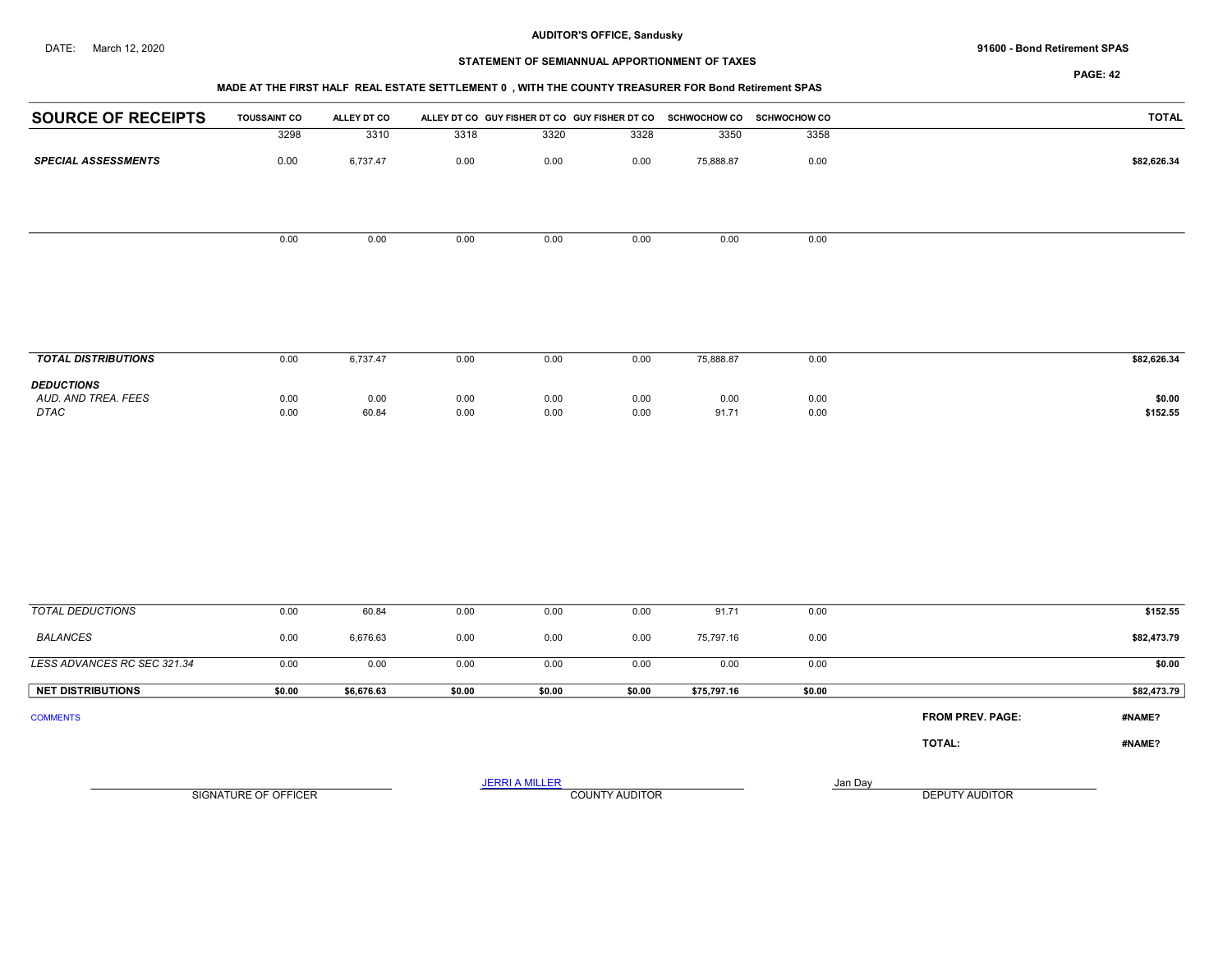AUDITOR'S OFFICE, Sandusky

DATE: March 12, 2020

91600 - Bond Retirement SPAS

STATEMENT OF SEMIANNUAL APPORTIONMENT OF TAXES

MADE AT THE FIRST HALF REAL ESTATE SETTLEMENT 0 , WITH THE COUNTY TREASURER FOR Bond Retirement SPAS

| SOURCE OF RECEIPTS | TOUSSAINT CO | ALLEY DT CO | ALLEY DT CO | GUY FISHER DT CO | GUY FISHER DT CO | SCHWOCHOW CO | SCHWOCHOW CO | TOTAL |
|---|---|---|---|---|---|---|---|---|
| | 3298 | 3310 | 3318 | 3320 | 3328 | 3350 | 3358 | |
| ***SPECIAL ASSESSMENTS*** | 0.00 | 6,737.47 | 0.00 | 0.00 | 0.00 | 75,888.87 | 0.00 | $82,626.34 |
| | 0.00 | 0.00 | 0.00 | 0.00 | 0.00 | 0.00 | 0.00 | |
| ***TOTAL DISTRIBUTIONS*** | 0.00 | 6,737.47 | 0.00 | 0.00 | 0.00 | 75,888.87 | 0.00 | $82,626.34 |
| ***DEDUCTIONS*** | | | | | | | | |
| *AUD. AND TREA. FEES* | 0.00 | 0.00 | 0.00 | 0.00 | 0.00 | 0.00 | 0.00 | $0.00 |
| *DTAC* | 0.00 | 60.84 | 0.00 | 0.00 | 0.00 | 91.71 | 0.00 | $152.55 |
| *TOTAL DEDUCTIONS* | 0.00 | 60.84 | 0.00 | 0.00 | 0.00 | 91.71 | 0.00 | $152.55 |
| *BALANCES* | 0.00 | 6,676.63 | 0.00 | 0.00 | 0.00 | 75,797.16 | 0.00 | $82,473.79 |
| *LESS ADVANCES RC SEC 321.34* | 0.00 | 0.00 | 0.00 | 0.00 | 0.00 | 0.00 | 0.00 | $0.00 |
| **NET DISTRIBUTIONS** | $0.00 | $6,676.63 | $0.00 | $0.00 | $0.00 | $75,797.16 | $0.00 | $82,473.79 |

COMMENTS

FROM PREV. PAGE: #NAME?

TOTAL: #NAME?

SIGNATURE OF OFFICER

JERRI A MILLER
COUNTY AUDITOR

Jan Day
DEPUTY AUDITOR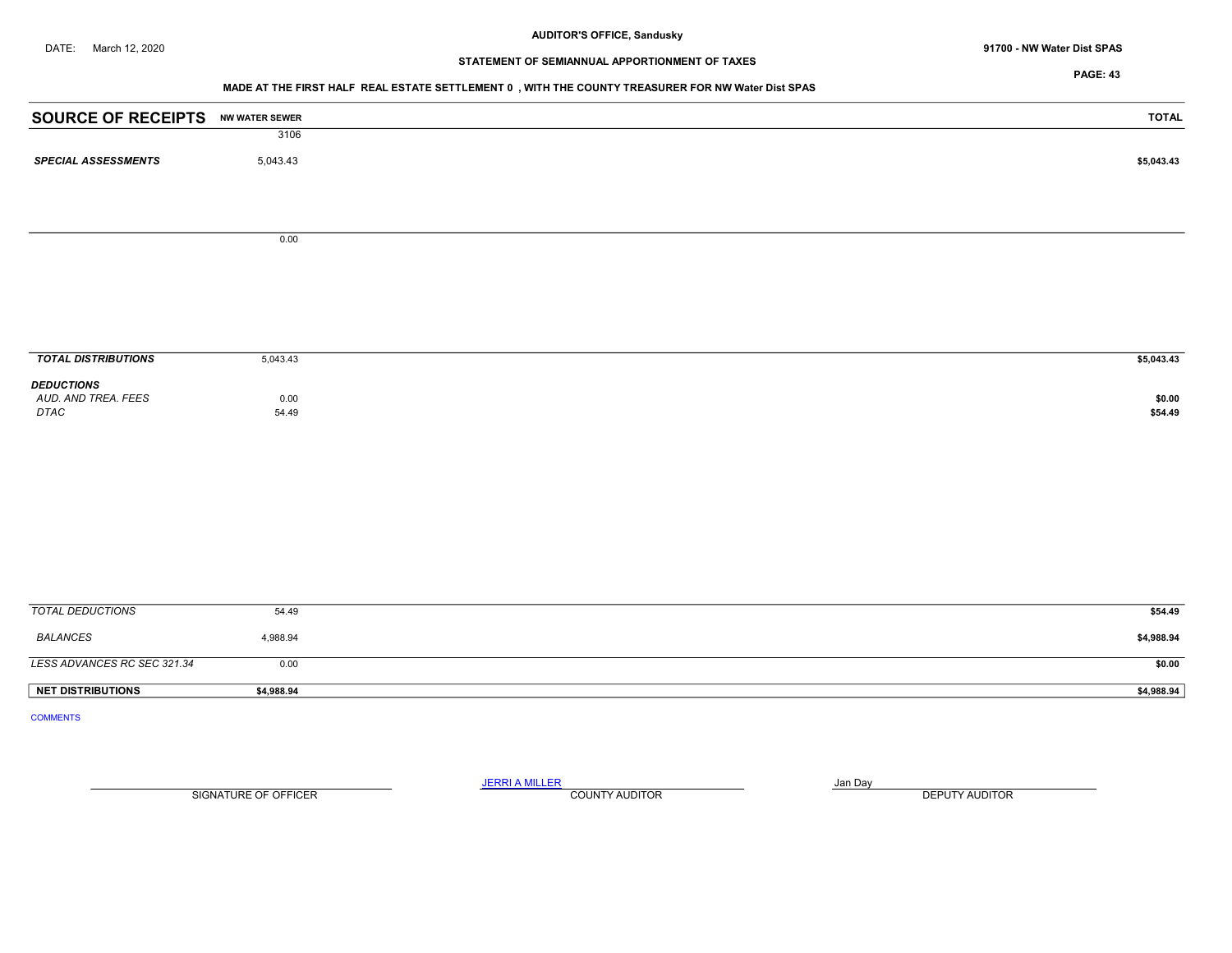DATE: March 12, 2020

**AUDITOR'S OFFICE, Sandusky**

**STATEMENT OF SEMIANNUAL APPORTIONMENT OF TAXES**

**MADE AT THE FIRST HALF REAL ESTATE SETTLEMENT 0 , WITH THE COUNTY TREASURER FOR NW Water Dist SPAS**

**91700 - NW Water Dist SPAS**

| SOURCE OF RECEIPTS | NW WATER SEWER | TOTAL |
|---|---|---|
| | 3106 | |
| ***SPECIAL ASSESSMENTS*** | 5,043.43 | **$5,043.43** |
| | 0.00 | |
| ***TOTAL DISTRIBUTIONS*** | 5,043.43 | **$5,043.43** |
| ***DEDUCTIONS*** | | |
| *AUD. AND TREA. FEES* | 0.00 | **$0.00** |
| *DTAC* | 54.49 | **$54.49** |
| *TOTAL DEDUCTIONS* | 54.49 | **$54.49** |
| *BALANCES* | 4,988.94 | **$4,988.94** |
| *LESS ADVANCES RC SEC 321.34* | 0.00 | **$0.00** |
| **NET DISTRIBUTIONS** | **$4,988.94** | **$4,988.94** |

COMMENTS

SIGNATURE OF OFFICER

JERRI A MILLER
COUNTY AUDITOR

Jan Day
DEPUTY AUDITOR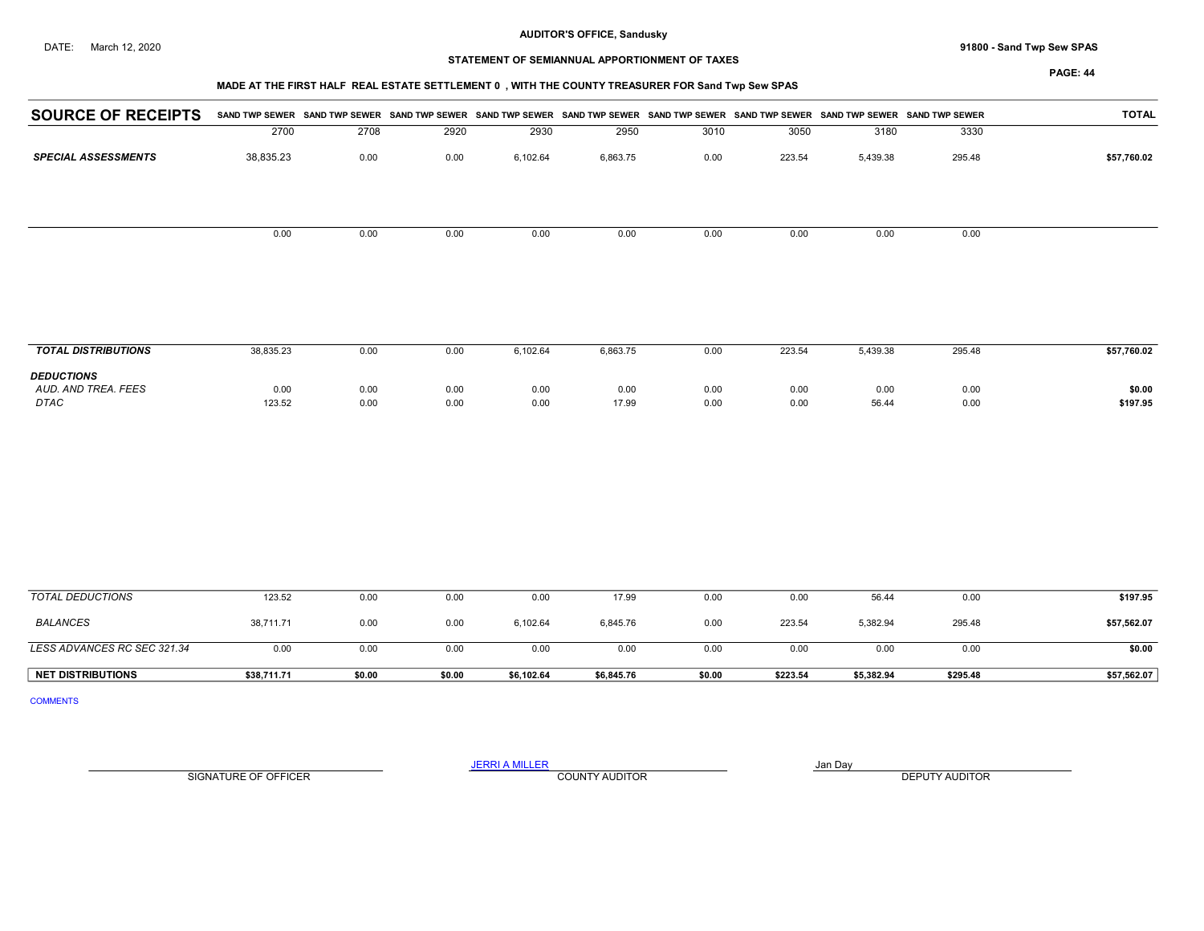**AUDITOR'S OFFICE, Sandusky**

DATE: March 12, 2020

**91800 - Sand Twp Sew SPAS**

**STATEMENT OF SEMIANNUAL APPORTIONMENT OF TAXES**

**MADE AT THE FIRST HALF REAL ESTATE SETTLEMENT 0 , WITH THE COUNTY TREASURER FOR Sand Twp Sew SPAS**

| SOURCE OF RECEIPTS | SAND TWP SEWER 2700 | SAND TWP SEWER 2708 | SAND TWP SEWER 2920 | SAND TWP SEWER 2930 | SAND TWP SEWER 2950 | SAND TWP SEWER 3010 | SAND TWP SEWER 3050 | SAND TWP SEWER 3180 | SAND TWP SEWER 3330 | TOTAL |
|---|---|---|---|---|---|---|---|---|---|---|
| ***SPECIAL ASSESSMENTS*** | 38,835.23 | 0.00 | 0.00 | 6,102.64 | 6,863.75 | 0.00 | 223.54 | 5,439.38 | 295.48 | **$57,760.02** |
| | 0.00 | 0.00 | 0.00 | 0.00 | 0.00 | 0.00 | 0.00 | 0.00 | 0.00 | |
| ***TOTAL DISTRIBUTIONS*** | 38,835.23 | 0.00 | 0.00 | 6,102.64 | 6,863.75 | 0.00 | 223.54 | 5,439.38 | 295.48 | **$57,760.02** |
| ***DEDUCTIONS*** | | | | | | | | | | |
| *AUD. AND TREA. FEES* | 0.00 | 0.00 | 0.00 | 0.00 | 0.00 | 0.00 | 0.00 | 0.00 | 0.00 | **$0.00** |
| *DTAC* | 123.52 | 0.00 | 0.00 | 0.00 | 17.99 | 0.00 | 0.00 | 56.44 | 0.00 | **$197.95** |
| *TOTAL DEDUCTIONS* | 123.52 | 0.00 | 0.00 | 0.00 | 17.99 | 0.00 | 0.00 | 56.44 | 0.00 | **$197.95** |
| *BALANCES* | 38,711.71 | 0.00 | 0.00 | 6,102.64 | 6,845.76 | 0.00 | 223.54 | 5,382.94 | 295.48 | **$57,562.07** |
| *LESS ADVANCES RC SEC 321.34* | 0.00 | 0.00 | 0.00 | 0.00 | 0.00 | 0.00 | 0.00 | 0.00 | 0.00 | **$0.00** |
| **NET DISTRIBUTIONS** | **$38,711.71** | **$0.00** | **$0.00** | **$6,102.64** | **$6,845.76** | **$0.00** | **$223.54** | **$5,382.94** | **$295.48** | **$57,562.07** |

COMMENTS

SIGNATURE OF OFFICER

JERRI A MILLER
COUNTY AUDITOR

Jan Day
DEPUTY AUDITOR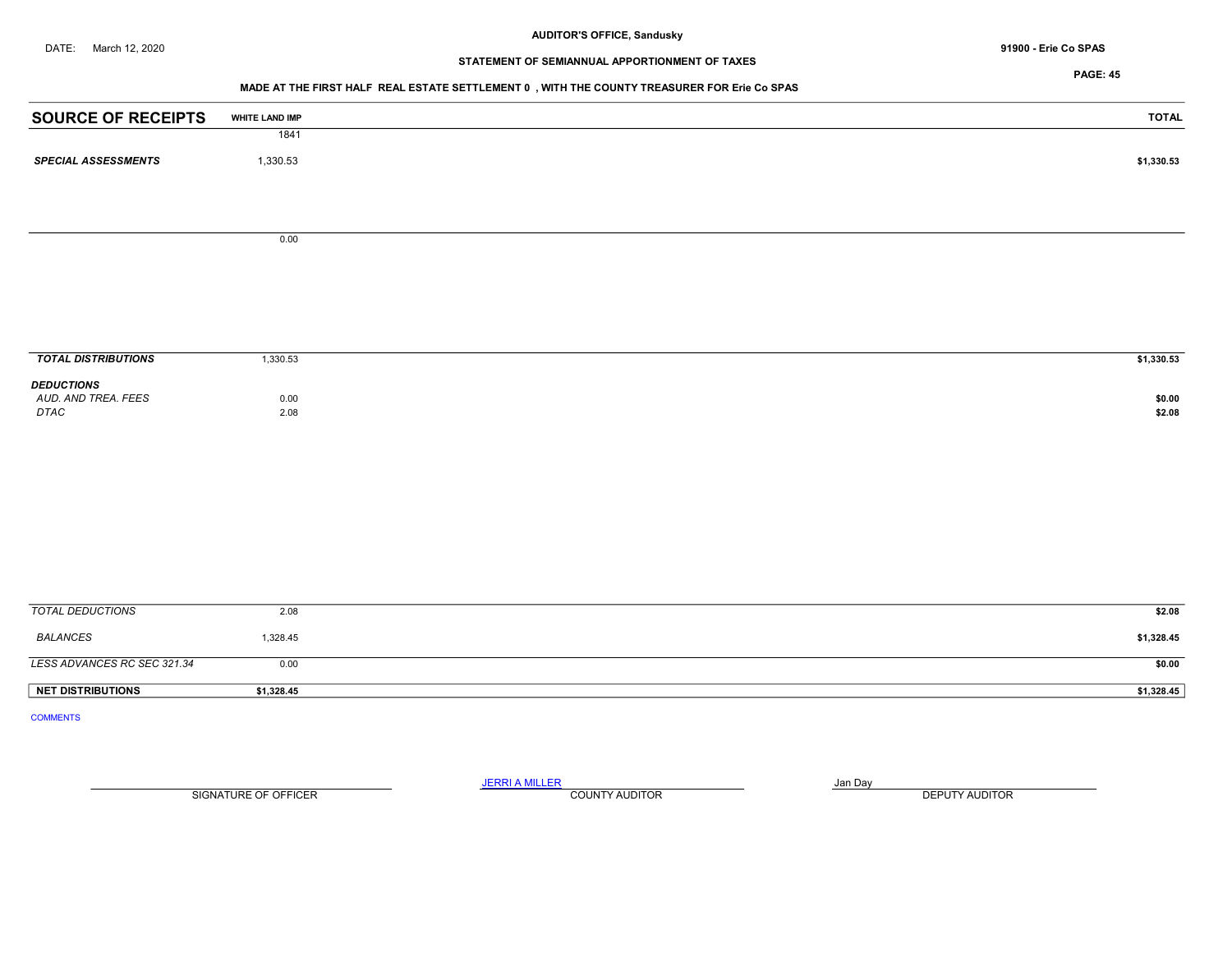AUDITOR'S OFFICE, Sandusky

DATE: March 12, 2020

91900 - Erie Co SPAS

STATEMENT OF SEMIANNUAL APPORTIONMENT OF TAXES

MADE AT THE FIRST HALF REAL ESTATE SETTLEMENT 0 , WITH THE COUNTY TREASURER FOR Erie Co SPAS

| SOURCE OF RECEIPTS | WHITE LAND IMP | TOTAL |
|---|---|---|
| | 1841 | |
| *SPECIAL ASSESSMENTS* | 1,330.53 | $1,330.53 |
| | 0.00 | |
| *TOTAL DISTRIBUTIONS* | 1,330.53 | $1,330.53 |
| *DEDUCTIONS* | | |
| *AUD. AND TREA. FEES* | 0.00 | $0.00 |
| *DTAC* | 2.08 | $2.08 |
| *TOTAL DEDUCTIONS* | 2.08 | $2.08 |
| *BALANCES* | 1,328.45 | $1,328.45 |
| *LESS ADVANCES RC SEC 321.34* | 0.00 | $0.00 |
| **NET DISTRIBUTIONS** | **$1,328.45** | **$1,328.45** |

COMMENTS

| SIGNATURE OF OFFICER | JERRI A MILLER<br>COUNTY AUDITOR | Jan Day<br>DEPUTY AUDITOR |
|---|---|---|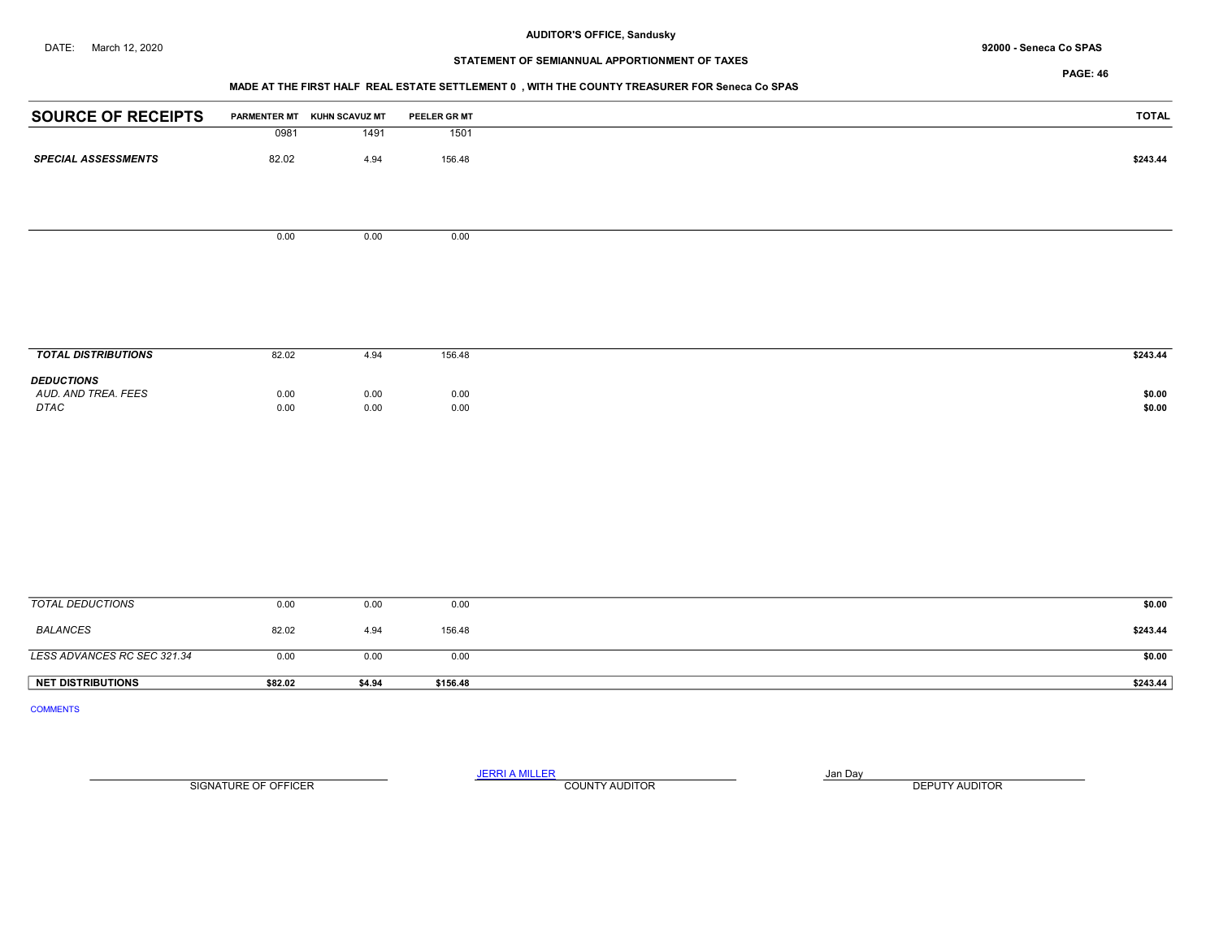AUDITOR'S OFFICE, Sandusky

DATE: March 12, 2020

92000 - Seneca Co SPAS

STATEMENT OF SEMIANNUAL APPORTIONMENT OF TAXES

MADE AT THE FIRST HALF REAL ESTATE SETTLEMENT 0 , WITH THE COUNTY TREASURER FOR Seneca Co SPAS

| SOURCE OF RECEIPTS | PARMENTER MT | KUHN SCAVUZ MT | PEELER GR MT | TOTAL |
|---|---|---|---|---|
| | 0981 | 1491 | 1501 | |
| ***SPECIAL ASSESSMENTS*** | 82.02 | 4.94 | 156.48 | $243.44 |
| | 0.00 | 0.00 | 0.00 | |
| ***TOTAL DISTRIBUTIONS*** | 82.02 | 4.94 | 156.48 | $243.44 |
| ***DEDUCTIONS*** | | | | |
| *AUD. AND TREA. FEES* | 0.00 | 0.00 | 0.00 | $0.00 |
| *DTAC* | 0.00 | 0.00 | 0.00 | $0.00 |
| *TOTAL DEDUCTIONS* | 0.00 | 0.00 | 0.00 | $0.00 |
| *BALANCES* | 82.02 | 4.94 | 156.48 | $243.44 |
| *LESS ADVANCES RC SEC 321.34* | 0.00 | 0.00 | 0.00 | $0.00 |
| **NET DISTRIBUTIONS** | **$82.02** | **$4.94** | **$156.48** | **$243.44** |

COMMENTS

SIGNATURE OF OFFICER

JERRI A MILLER
COUNTY AUDITOR

Jan Day
DEPUTY AUDITOR